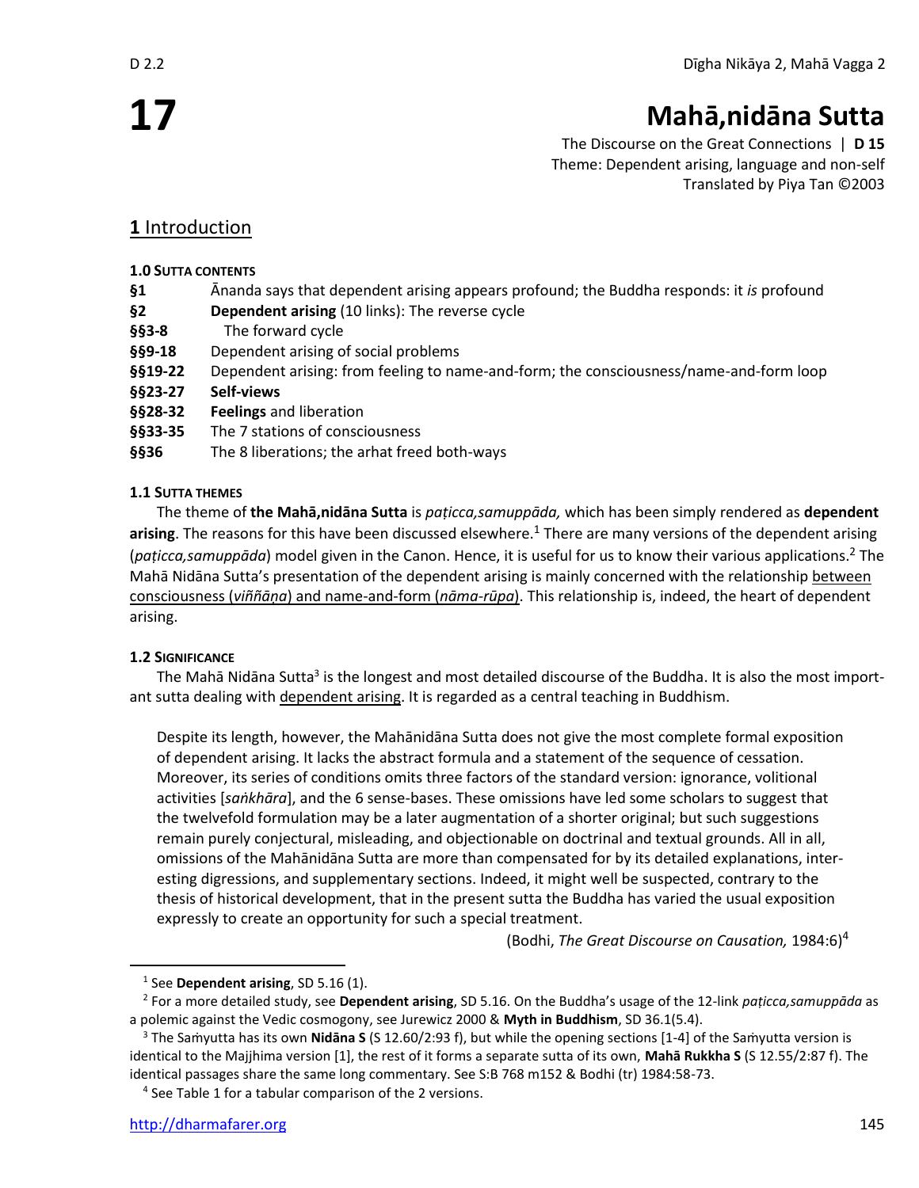# 17 Mahā,nidāna Sutta

The Discourse on the Great Connections | **D 15**
Theme: Dependent arising, language and non-self
Translated by Piya Tan ©2003

## 1 Introduction

**1.0 SUTTA CONTENTS**

| | |
|---|---|
| **§1** | Ānanda says that dependent arising appears profound; the Buddha responds: it *is* profound |
| **§2** | **Dependent arising** (10 links): The reverse cycle |
| **§§3-8** | The forward cycle |
| **§§9-18** | Dependent arising of social problems |
| **§§19-22** | Dependent arising: from feeling to name-and-form; the consciousness/name-and-form loop |
| **§§23-27** | **Self-views** |
| **§§28-32** | **Feelings** and liberation |
| **§§33-35** | The 7 stations of consciousness |
| **§§36** | The 8 liberations; the arhat freed both-ways |

**1.1 SUTTA THEMES**

The theme of **the Mahā,nidāna Sutta** is *paṭicca,samuppāda,* which has been simply rendered as **dependent arising**. The reasons for this have been discussed elsewhere.[1] There are many versions of the dependent arising (*paṭicca,samuppāda*) model given in the Canon. Hence, it is useful for us to know their various applications.[2] The Mahā Nidāna Sutta's presentation of the dependent arising is mainly concerned with the relationship between consciousness (*viññāṇa*) and name-and-form (*nāma-rūpa*). This relationship is, indeed, the heart of dependent arising.

**1.2 SIGNIFICANCE**

The Mahā Nidāna Sutta[3] is the longest and most detailed discourse of the Buddha. It is also the most important sutta dealing with dependent arising. It is regarded as a central teaching in Buddhism.

> Despite its length, however, the Mahānidāna Sutta does not give the most complete formal exposition of dependent arising. It lacks the abstract formula and a statement of the sequence of cessation. Moreover, its series of conditions omits three factors of the standard version: ignorance, volitional activities [*saṅkhāra*], and the 6 sense-bases. These omissions have led some scholars to suggest that the twelvefold formulation may be a later augmentation of a shorter original; but such suggestions remain purely conjectural, misleading, and objectionable on doctrinal and textual grounds. All in all, omissions of the Mahānidāna Sutta are more than compensated for by its detailed explanations, interesting digressions, and supplementary sections. Indeed, it might well be suspected, contrary to the thesis of historical development, that in the present sutta the Buddha has varied the usual exposition expressly to create an opportunity for such a special treatment.
>
> (Bodhi, *The Great Discourse on Causation,* 1984:6)[4]

---

[1] See **Dependent arising**, SD 5.16 (1).

[2] For a more detailed study, see **Dependent arising**, SD 5.16. On the Buddha's usage of the 12-link *paṭicca,samuppāda* as a polemic against the Vedic cosmogony, see Jurewicz 2000 & **Myth in Buddhism**, SD 36.1(5.4).

[3] The Saṁyutta has its own **Nidāna S** (S 12.60/2:93 f), but while the opening sections [1-4] of the Saṁyutta version is identical to the Majjhima version [1], the rest of it forms a separate sutta of its own, **Mahā Rukkha S** (S 12.55/2:87 f). The identical passages share the same long commentary. See S:B 768 m152 & Bodhi (tr) 1984:58-73.

[4] See Table 1 for a tabular comparison of the 2 versions.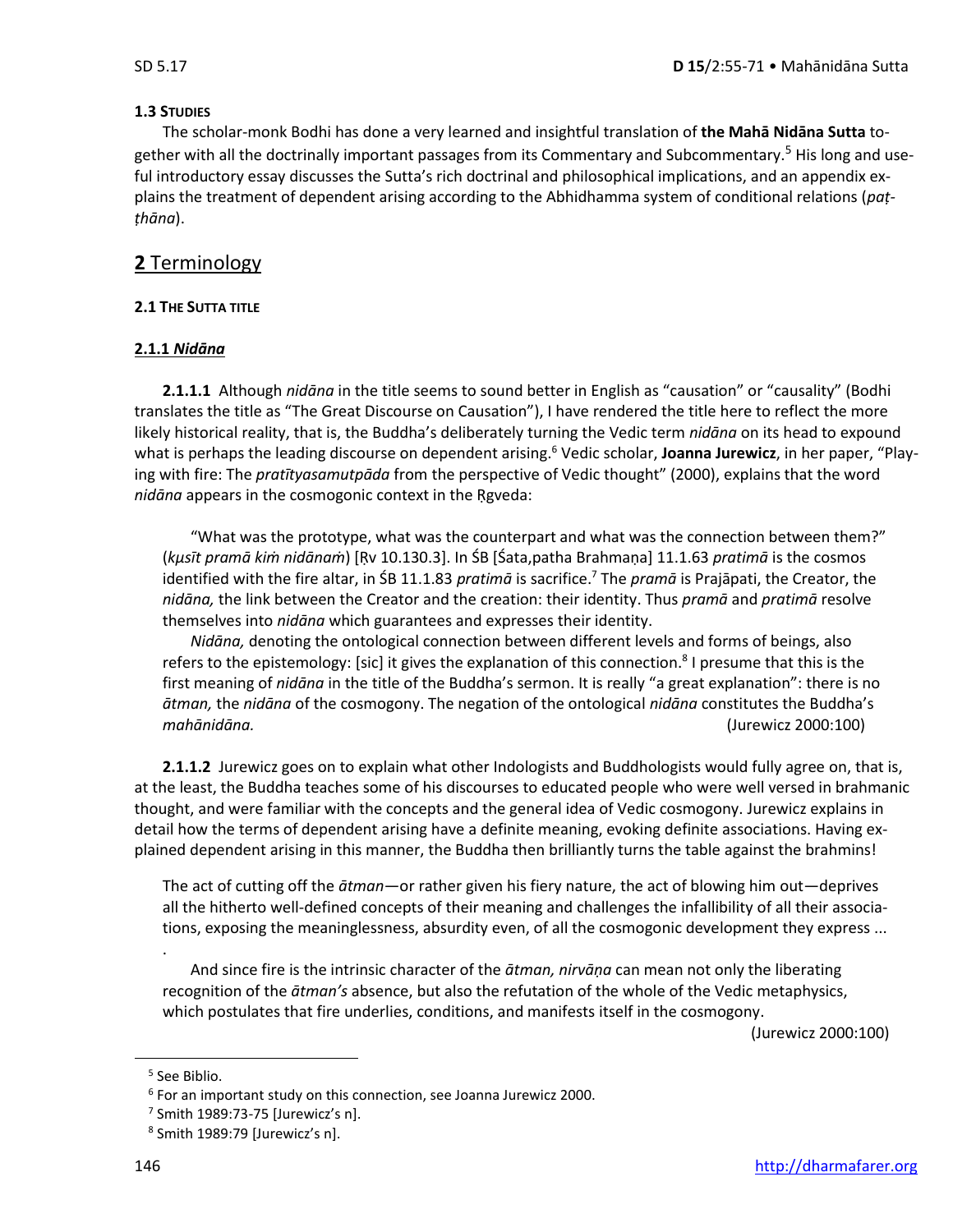### 1.3 STUDIES

The scholar-monk Bodhi has done a very learned and insightful translation of **the Mahā Nidāna Sutta** together with all the doctrinally important passages from its Commentary and Subcommentary.[5] His long and useful introductory essay discusses the Sutta's rich doctrinal and philosophical implications, and an appendix explains the treatment of dependent arising according to the Abhidhamma system of conditional relations (*paṭṭhāna*).

## 2 Terminology

### 2.1 THE SUTTA TITLE

#### 2.1.1 *Nidāna*

**2.1.1.1** Although *nidāna* in the title seems to sound better in English as "causation" or "causality" (Bodhi translates the title as "The Great Discourse on Causation"), I have rendered the title here to reflect the more likely historical reality, that is, the Buddha's deliberately turning the Vedic term *nidāna* on its head to expound what is perhaps the leading discourse on dependent arising.[6] Vedic scholar, **Joanna Jurewicz**, in her paper, "Playing with fire: The *pratītyasamutpāda* from the perspective of Vedic thought" (2000), explains that the word *nidāna* appears in the cosmogonic context in the Ṛgveda:

> "What was the prototype, what was the counterpart and what was the connection between them?" (*kµsīt pramā kiṁ nidānaṁ*) [Ṛv 10.130.3]. In ŚB [Śata,patha Brahmaṇa] 11.1.63 *pratimā* is the cosmos identified with the fire altar, in ŚB 11.1.83 *pratimā* is sacrifice.[7] The *pramā* is Prajāpati, the Creator, the *nidāna,* the link between the Creator and the creation: their identity. Thus *pramā* and *pratimā* resolve themselves into *nidāna* which guarantees and expresses their identity.
>
> *Nidāna,* denoting the ontological connection between different levels and forms of beings, also refers to the epistemology: [sic] it gives the explanation of this connection.[8] I presume that this is the first meaning of *nidāna* in the title of the Buddha's sermon. It is really "a great explanation": there is no *ātman,* the *nidāna* of the cosmogony. The negation of the ontological *nidāna* constitutes the Buddha's *mahānidāna.* (Jurewicz 2000:100)

**2.1.1.2** Jurewicz goes on to explain what other Indologists and Buddhologists would fully agree on, that is, at the least, the Buddha teaches some of his discourses to educated people who were well versed in brahmanic thought, and were familiar with the concepts and the general idea of Vedic cosmogony. Jurewicz explains in detail how the terms of dependent arising have a definite meaning, evoking definite associations. Having explained dependent arising in this manner, the Buddha then brilliantly turns the table against the brahmins!

> The act of cutting off the *ātman*—or rather given his fiery nature, the act of blowing him out—deprives all the hitherto well-defined concepts of their meaning and challenges the infallibility of all their associations, exposing the meaninglessness, absurdity even, of all the cosmogonic development they express ...
> .
>
> And since fire is the intrinsic character of the *ātman, nirvāṇa* can mean not only the liberating recognition of the *ātman's* absence, but also the refutation of the whole of the Vedic metaphysics, which postulates that fire underlies, conditions, and manifests itself in the cosmogony.
>
> (Jurewicz 2000:100)

---

[5] See Biblio.

[6] For an important study on this connection, see Joanna Jurewicz 2000.

[7] Smith 1989:73-75 [Jurewicz's n].

[8] Smith 1989:79 [Jurewicz's n].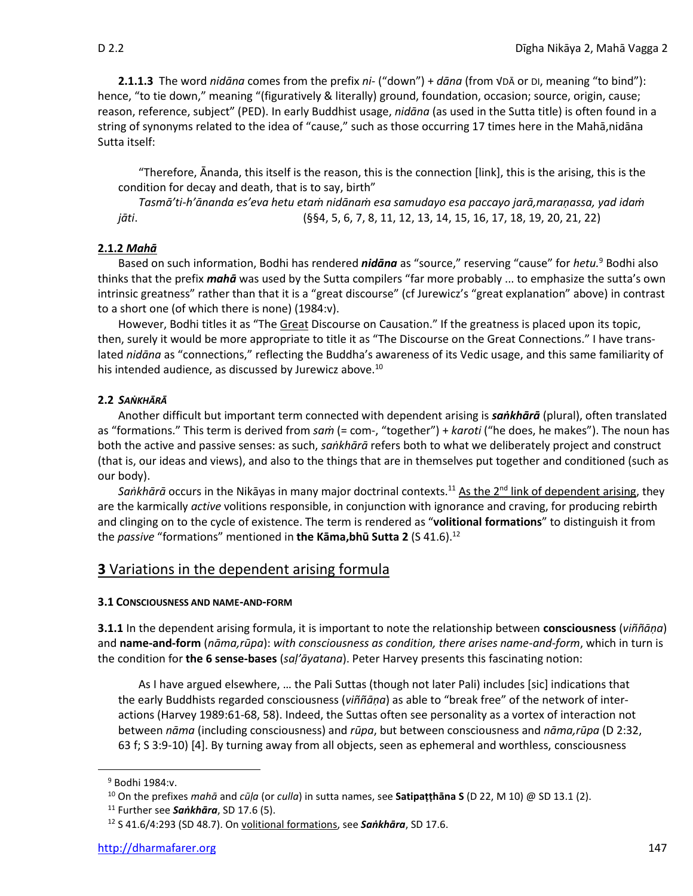**2.1.1.3** The word *nidāna* comes from the prefix *ni-* ("down") + *dāna* (from √DĀ or DI, meaning "to bind"): hence, "to tie down," meaning "(figuratively & literally) ground, foundation, occasion; source, origin, cause; reason, reference, subject" (PED). In early Buddhist usage, *nidāna* (as used in the Sutta title) is often found in a string of synonyms related to the idea of "cause," such as those occurring 17 times here in the Mahā,nidāna Sutta itself:

> "Therefore, Ānanda, this itself is the reason, this is the connection [link], this is the arising, this is the condition for decay and death, that is to say, birth"
> *Tasmā'ti-h'ānanda es'eva hetu etaṁ nidānaṁ esa samudayo esa paccayo jarā,maraṇassa, yad idaṁ jāti*. (§§4, 5, 6, 7, 8, 11, 12, 13, 14, 15, 16, 17, 18, 19, 20, 21, 22)

### 2.1.2 *Mahā*

Based on such information, Bodhi has rendered ***nidāna*** as "source," reserving "cause" for *hetu.*[9] Bodhi also thinks that the prefix ***mahā*** was used by the Sutta compilers "far more probably ... to emphasize the sutta's own intrinsic greatness" rather than that it is a "great discourse" (cf Jurewicz's "great explanation" above) in contrast to a short one (of which there is none) (1984:v).

However, Bodhi titles it as "The Great Discourse on Causation." If the greatness is placed upon its topic, then, surely it would be more appropriate to title it as "The Discourse on the Great Connections." I have translated *nidāna* as "connections," reflecting the Buddha's awareness of its Vedic usage, and this same familiarity of his intended audience, as discussed by Jurewicz above.[10]

### 2.2 *SAṄKHĀRĀ*

Another difficult but important term connected with dependent arising is ***saṅkhārā*** (plural), often translated as "formations." This term is derived from *saṁ* (= com-, "together") + *karoti* ("he does, he makes"). The noun has both the active and passive senses: as such, *saṅkhārā* refers both to what we deliberately project and construct (that is, our ideas and views), and also to the things that are in themselves put together and conditioned (such as our body).

*Saṅkhārā* occurs in the Nikāyas in many major doctrinal contexts.[11] As the 2nd link of dependent arising, they are the karmically *active* volitions responsible, in conjunction with ignorance and craving, for producing rebirth and clinging on to the cycle of existence. The term is rendered as "**volitional formations**" to distinguish it from the *passive* "formations" mentioned in **the Kāma,bhū Sutta 2** (S 41.6).[12]

## 3 Variations in the dependent arising formula

### 3.1 CONSCIOUSNESS AND NAME-AND-FORM

**3.1.1** In the dependent arising formula, it is important to note the relationship between **consciousness** (*viññāṇa*) and **name-and-form** (*nāma,rūpa*): *with consciousness as condition, there arises name-and-form*, which in turn is the condition for **the 6 sense-bases** (*saḷ'āyatana*). Peter Harvey presents this fascinating notion:

> As I have argued elsewhere, … the Pali Suttas (though not later Pali) includes [sic] indications that the early Buddhists regarded consciousness (*viññāṇa*) as able to "break free" of the network of interactions (Harvey 1989:61-68, 58). Indeed, the Suttas often see personality as a vortex of interaction not between *nāma* (including consciousness) and *rūpa*, but between consciousness and *nāma,rūpa* (D 2:32, 63 f; S 3:9-10) [4]. By turning away from all objects, seen as ephemeral and worthless, consciousness

---

[9] Bodhi 1984:v.

[10] On the prefixes *mahā* and *cūḷa* (or *culla*) in sutta names, see **Satipaṭṭhāna S** (D 22, M 10) @ SD 13.1 (2).

[11] Further see ***Saṅkhāra***, SD 17.6 (5).

[12] S 41.6/4:293 (SD 48.7). On volitional formations, see ***Saṅkhāra***, SD 17.6.

http://dharmafarer.org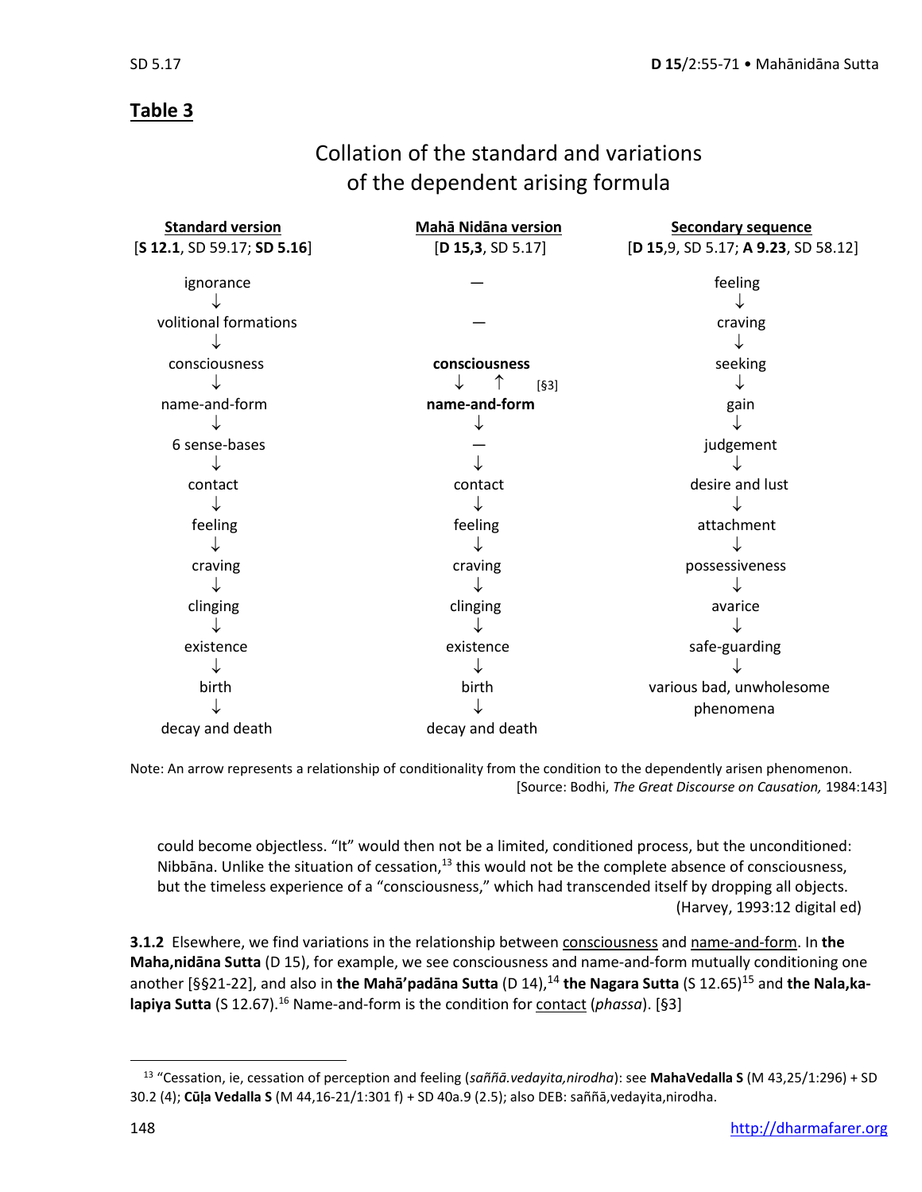## Table 3

### Collation of the standard and variations of the dependent arising formula

| Standard version [**S 12.1**, SD 59.17; **SD 5.16**] | Mahā Nidāna version [**D 15,3**, SD 5.17] | Secondary sequence [**D 15**,9, SD 5.17; **A 9.23**, SD 58.12] |
|---|---|---|
| ignorance | — | feeling |
| ↓ | | ↓ |
| volitional formations | — | craving |
| ↓ | | ↓ |
| consciousness | **consciousness** | seeking |
| ↓ | ↓ ↑ [§3] | ↓ |
| name-and-form | **name-and-form** | gain |
| ↓ | ↓ | ↓ |
| 6 sense-bases | — | judgement |
| ↓ | ↓ | ↓ |
| contact | contact | desire and lust |
| ↓ | ↓ | ↓ |
| feeling | feeling | attachment |
| ↓ | ↓ | ↓ |
| craving | craving | possessiveness |
| ↓ | ↓ | ↓ |
| clinging | clinging | avarice |
| ↓ | ↓ | ↓ |
| existence | existence | safe-guarding |
| ↓ | ↓ | ↓ |
| birth | birth | various bad, unwholesome phenomena |
| ↓ | ↓ | |
| decay and death | decay and death | |

Note: An arrow represents a relationship of conditionality from the condition to the dependently arisen phenomenon.
[Source: Bodhi, *The Great Discourse on Causation,* 1984:143]

could become objectless. "It" would then not be a limited, conditioned process, but the unconditioned: Nibbāna. Unlike the situation of cessation,[13] this would not be the complete absence of consciousness, but the timeless experience of a "consciousness," which had transcended itself by dropping all objects.
(Harvey, 1993:12 digital ed)

**3.1.2** Elsewhere, we find variations in the relationship between consciousness and name-and-form. In **the Maha,nidāna Sutta** (D 15), for example, we see consciousness and name-and-form mutually conditioning one another [§§21-22], and also in **the Mahā'padāna Sutta** (D 14),[14] **the Nagara Sutta** (S 12.65)[15] and **the Nala,kalapiya Sutta** (S 12.67).[16] Name-and-form is the condition for contact (*phassa*). [§3]

---

[13] "Cessation, ie, cessation of perception and feeling (*saññā.vedayita,nirodha*): see **MahaVedalla S** (M 43,25/1:296) + SD 30.2 (4); **Cūḷa Vedalla S** (M 44,16-21/1:301 f) + SD 40a.9 (2.5); also DEB: saññā,vedayita,nirodha.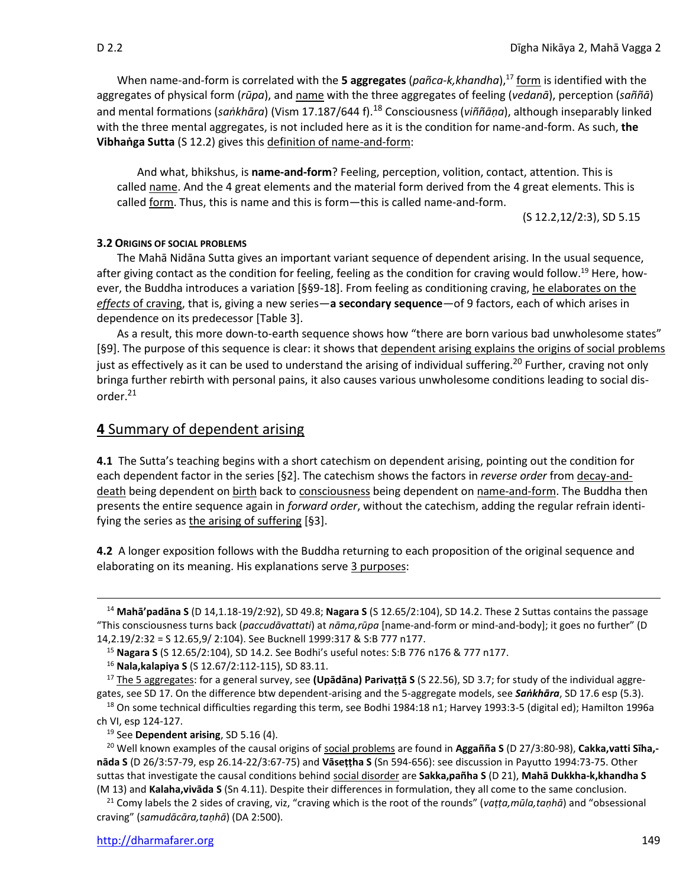When name-and-form is correlated with the **5 aggregates** (*pañca-k,khandha*),[17] form is identified with the aggregates of physical form (*rūpa*), and name with the three aggregates of feeling (*vedanā*), perception (*saññā*) and mental formations (*saṅkhāra*) (Vism 17.187/644 f).[18] Consciousness (*viññāṇa*), although inseparably linked with the three mental aggregates, is not included here as it is the condition for name-and-form. As such, **the Vibhaṅga Sutta** (S 12.2) gives this definition of name-and-form:

> And what, bhikshus, is **name-and-form**? Feeling, perception, volition, contact, attention. This is called name. And the 4 great elements and the material form derived from the 4 great elements. This is called form. Thus, this is name and this is form—this is called name-and-form.
>
> (S 12.2,12/2:3), SD 5.15

#### 3.2 ORIGINS OF SOCIAL PROBLEMS

The Mahā Nidāna Sutta gives an important variant sequence of dependent arising. In the usual sequence, after giving contact as the condition for feeling, feeling as the condition for craving would follow.[19] Here, however, the Buddha introduces a variation [§§9-18]. From feeling as conditioning craving, he elaborates on the *effects* of craving, that is, giving a new series—**a secondary sequence**—of 9 factors, each of which arises in dependence on its predecessor [Table 3].

As a result, this more down-to-earth sequence shows how "there are born various bad unwholesome states" [§9]. The purpose of this sequence is clear: it shows that dependent arising explains the origins of social problems just as effectively as it can be used to understand the arising of individual suffering.[20] Further, craving not only bringa further rebirth with personal pains, it also causes various unwholesome conditions leading to social disorder.[21]

## 4 Summary of dependent arising

**4.1** The Sutta's teaching begins with a short catechism on dependent arising, pointing out the condition for each dependent factor in the series [§2]. The catechism shows the factors in *reverse order* from decay-and-death being dependent on birth back to consciousness being dependent on name-and-form. The Buddha then presents the entire sequence again in *forward order*, without the catechism, adding the regular refrain identifying the series as the arising of suffering [§3].

**4.2** A longer exposition follows with the Buddha returning to each proposition of the original sequence and elaborating on its meaning. His explanations serve 3 purposes:

---

[14] **Mahā'padāna S** (D 14,1.18-19/2:92), SD 49.8; **Nagara S** (S 12.65/2:104), SD 14.2. These 2 Suttas contains the passage "This consciousness turns back (*paccudāvattati*) at *nāma,rūpa* [name-and-form or mind-and-body]; it goes no further" (D 14,2.19/2:32 = S 12.65,9/ 2:104). See Bucknell 1999:317 & S:B 777 n177.

[15] **Nagara S** (S 12.65/2:104), SD 14.2. See Bodhi's useful notes: S:B 776 n176 & 777 n177.

[16] **Nala,kalapiya S** (S 12.67/2:112-115), SD 83.11.

[17] The 5 aggregates: for a general survey, see **(Upādāna) Parivaṭṭā S** (S 22.56), SD 3.7; for study of the individual aggregates, see SD 17. On the difference btw dependent-arising and the 5-aggregate models, see ***Saṅkhāra***, SD 17.6 esp (5.3).

[18] On some technical difficulties regarding this term, see Bodhi 1984:18 n1; Harvey 1993:3-5 (digital ed); Hamilton 1996a ch VI, esp 124-127.

[19] See **Dependent arising**, SD 5.16 (4).

[20] Well known examples of the causal origins of social problems are found in **Aggañña S** (D 27/3:80-98), **Cakka,vatti Sīha,nāda S** (D 26/3:57-79, esp 26.14-22/3:67-75) and **Vāseṭṭha S** (Sn 594-656): see discussion in Payutto 1994:73-75. Other suttas that investigate the causal conditions behind social disorder are **Sakka,pañha S** (D 21), **Mahā Dukkha-k,khandha S** (M 13) and **Kalaha,vivāda S** (Sn 4.11). Despite their differences in formulation, they all come to the same conclusion.

[21] Comy labels the 2 sides of craving, viz, "craving which is the root of the rounds" (*vaṭṭa,mūla,taṇhā*) and "obsessional craving" (*samudācāra,taṇhā*) (DA 2:500).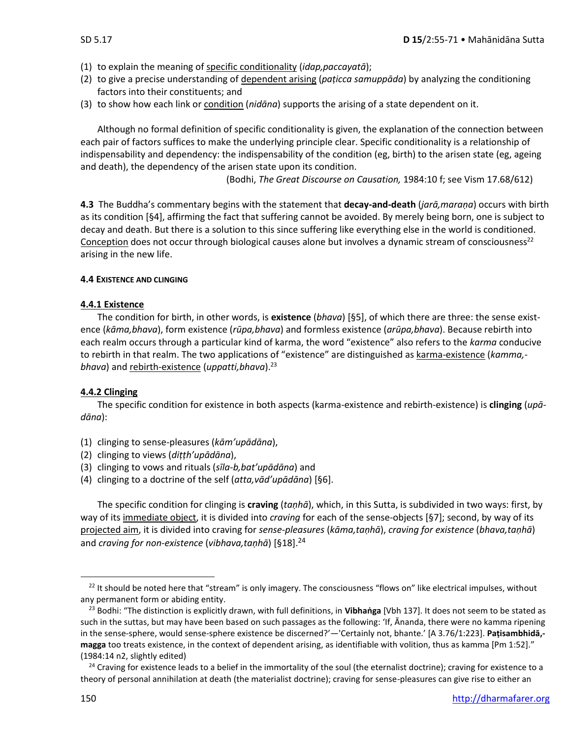(1) to explain the meaning of <u>specific conditionality</u> (*idap,paccayatā*);
(2) to give a precise understanding of <u>dependent arising</u> (*paṭicca samuppāda*) by analyzing the conditioning factors into their constituents; and
(3) to show how each link or <u>condition</u> (*nidāna*) supports the arising of a state dependent on it.

Although no formal definition of specific conditionality is given, the explanation of the connection between each pair of factors suffices to make the underlying principle clear. Specific conditionality is a relationship of indispensability and dependency: the indispensability of the condition (eg, birth) to the arisen state (eg, ageing and death), the dependency of the arisen state upon its condition.

(Bodhi, *The Great Discourse on Causation,* 1984:10 f; see Vism 17.68/612)

**4.3** The Buddha's commentary begins with the statement that **decay-and-death** (*jarā,maraṇa*) occurs with birth as its condition [§4], affirming the fact that suffering cannot be avoided. By merely being born, one is subject to decay and death. But there is a solution to this since suffering like everything else in the world is conditioned. <u>Conception</u> does not occur through biological causes alone but involves a dynamic stream of consciousness[22] arising in the new life.

#### 4.4 EXISTENCE AND CLINGING

##### 4.4.1 Existence

The condition for birth, in other words, is **existence** (*bhava*) [§5], of which there are three: the sense existence (*kāma,bhava*), form existence (*rūpa,bhava*) and formless existence (*arūpa,bhava*). Because rebirth into each realm occurs through a particular kind of karma, the word "existence" also refers to the *karma* conducive to rebirth in that realm. The two applications of "existence" are distinguished as <u>karma-existence</u> (*kamma,-bhava*) and <u>rebirth-existence</u> (*uppatti,bhava*).[23]

##### 4.4.2 Clinging

The specific condition for existence in both aspects (karma-existence and rebirth-existence) is **clinging** (*upādāna*):

(1) clinging to sense-pleasures (*kām'upādāna*),
(2) clinging to views (*diṭṭh'upādāna*),
(3) clinging to vows and rituals (*sīla-b,bat'upādāna*) and
(4) clinging to a doctrine of the self (*atta,vād'upādāna*) [§6].

The specific condition for clinging is **craving** (*taṇhā*), which, in this Sutta, is subdivided in two ways: first, by way of its <u>immediate object</u>, it is divided into *craving* for each of the sense-objects [§7]; second, by way of its <u>projected aim</u>, it is divided into craving for *sense-pleasures* (*kāma,taṇhā*), *craving for existence* (*bhava,taṇhā*) and *craving for non-existence* (*vibhava,taṇhā*) [§18].[24]

---

[22] It should be noted here that "stream" is only imagery. The consciousness "flows on" like electrical impulses, without any permanent form or abiding entity.

[23] Bodhi: "The distinction is explicitly drawn, with full definitions, in **Vibhaṅga** [Vbh 137]. It does not seem to be stated as such in the suttas, but may have been based on such passages as the following: 'If, Ānanda, there were no kamma ripening in the sense-sphere, would sense-sphere existence be discerned?'—'Certainly not, bhante.' [A 3.76/1:223]. **Paṭisambhidā,-magga** too treats existence, in the context of dependent arising, as identifiable with volition, thus as kamma [Pm 1:52]." (1984:14 n2, slightly edited)

[24] Craving for existence leads to a belief in the immortality of the soul (the eternalist doctrine); craving for existence to a theory of personal annihilation at death (the materialist doctrine); craving for sense-pleasures can give rise to either an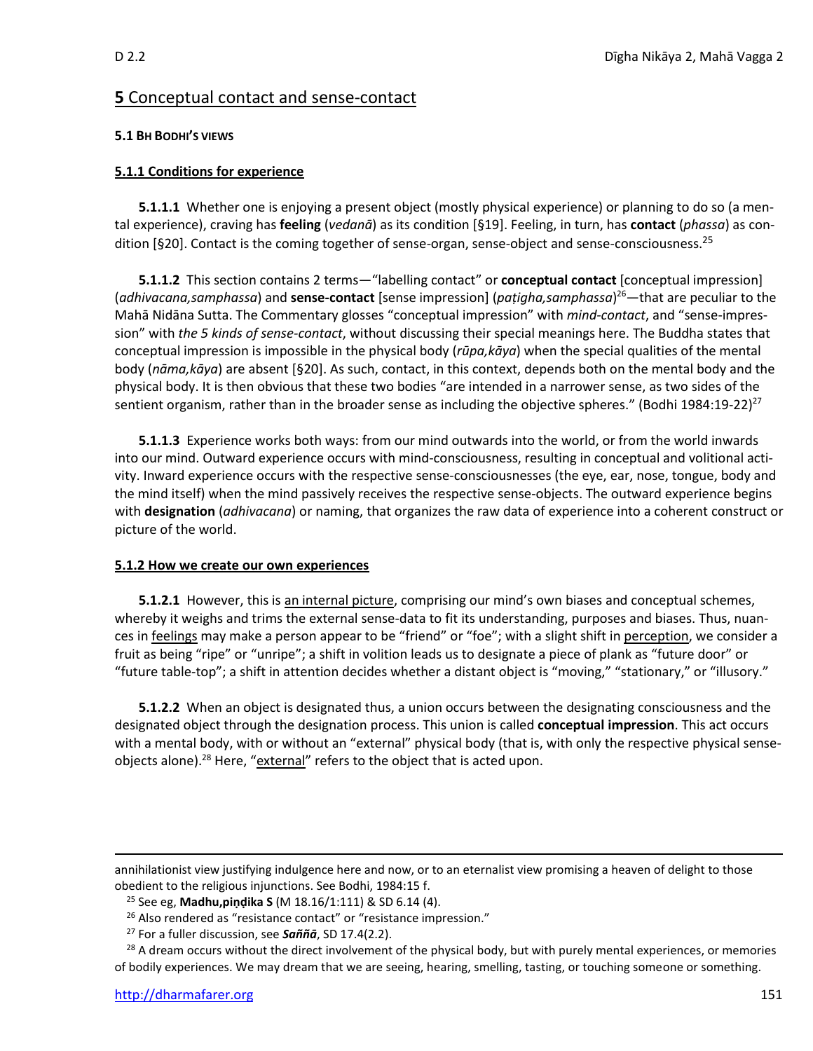## **5** Conceptual contact and sense-contact

### 5.1 BH BODHI'S VIEWS

#### 5.1.1 Conditions for experience

**5.1.1.1** Whether one is enjoying a present object (mostly physical experience) or planning to do so (a mental experience), craving has **feeling** (*vedanā*) as its condition [§19]. Feeling, in turn, has **contact** (*phassa*) as condition [§20]. Contact is the coming together of sense-organ, sense-object and sense-consciousness.[25]

**5.1.1.2** This section contains 2 terms—"labelling contact" or **conceptual contact** [conceptual impression] (*adhivacana,samphassa*) and **sense-contact** [sense impression] (*paṭigha,samphassa*)[26]—that are peculiar to the Mahā Nidāna Sutta. The Commentary glosses "conceptual impression" with *mind-contact*, and "sense-impression" with *the 5 kinds of sense-contact*, without discussing their special meanings here. The Buddha states that conceptual impression is impossible in the physical body (*rūpa,kāya*) when the special qualities of the mental body (*nāma,kāya*) are absent [§20]. As such, contact, in this context, depends both on the mental body and the physical body. It is then obvious that these two bodies "are intended in a narrower sense, as two sides of the sentient organism, rather than in the broader sense as including the objective spheres." (Bodhi 1984:19-22)[27]

**5.1.1.3** Experience works both ways: from our mind outwards into the world, or from the world inwards into our mind. Outward experience occurs with mind-consciousness, resulting in conceptual and volitional activity. Inward experience occurs with the respective sense-consciousnesses (the eye, ear, nose, tongue, body and the mind itself) when the mind passively receives the respective sense-objects. The outward experience begins with **designation** (*adhivacana*) or naming, that organizes the raw data of experience into a coherent construct or picture of the world.

#### 5.1.2 How we create our own experiences

**5.1.2.1** However, this is an internal picture, comprising our mind's own biases and conceptual schemes, whereby it weighs and trims the external sense-data to fit its understanding, purposes and biases. Thus, nuances in feelings may make a person appear to be "friend" or "foe"; with a slight shift in perception, we consider a fruit as being "ripe" or "unripe"; a shift in volition leads us to designate a piece of plank as "future door" or "future table-top"; a shift in attention decides whether a distant object is "moving," "stationary," or "illusory."

**5.1.2.2** When an object is designated thus, a union occurs between the designating consciousness and the designated object through the designation process. This union is called **conceptual impression**. This act occurs with a mental body, with or without an "external" physical body (that is, with only the respective physical sense-objects alone).[28] Here, "external" refers to the object that is acted upon.

---

annihilationist view justifying indulgence here and now, or to an eternalist view promising a heaven of delight to those obedient to the religious injunctions. See Bodhi, 1984:15 f.

[25] See eg, **Madhu,piṇḍika S** (M 18.16/1:111) & SD 6.14 (4).

[26] Also rendered as "resistance contact" or "resistance impression."

[27] For a fuller discussion, see ***Saññā***, SD 17.4(2.2).

[28] A dream occurs without the direct involvement of the physical body, but with purely mental experiences, or memories of bodily experiences. We may dream that we are seeing, hearing, smelling, tasting, or touching someone or something.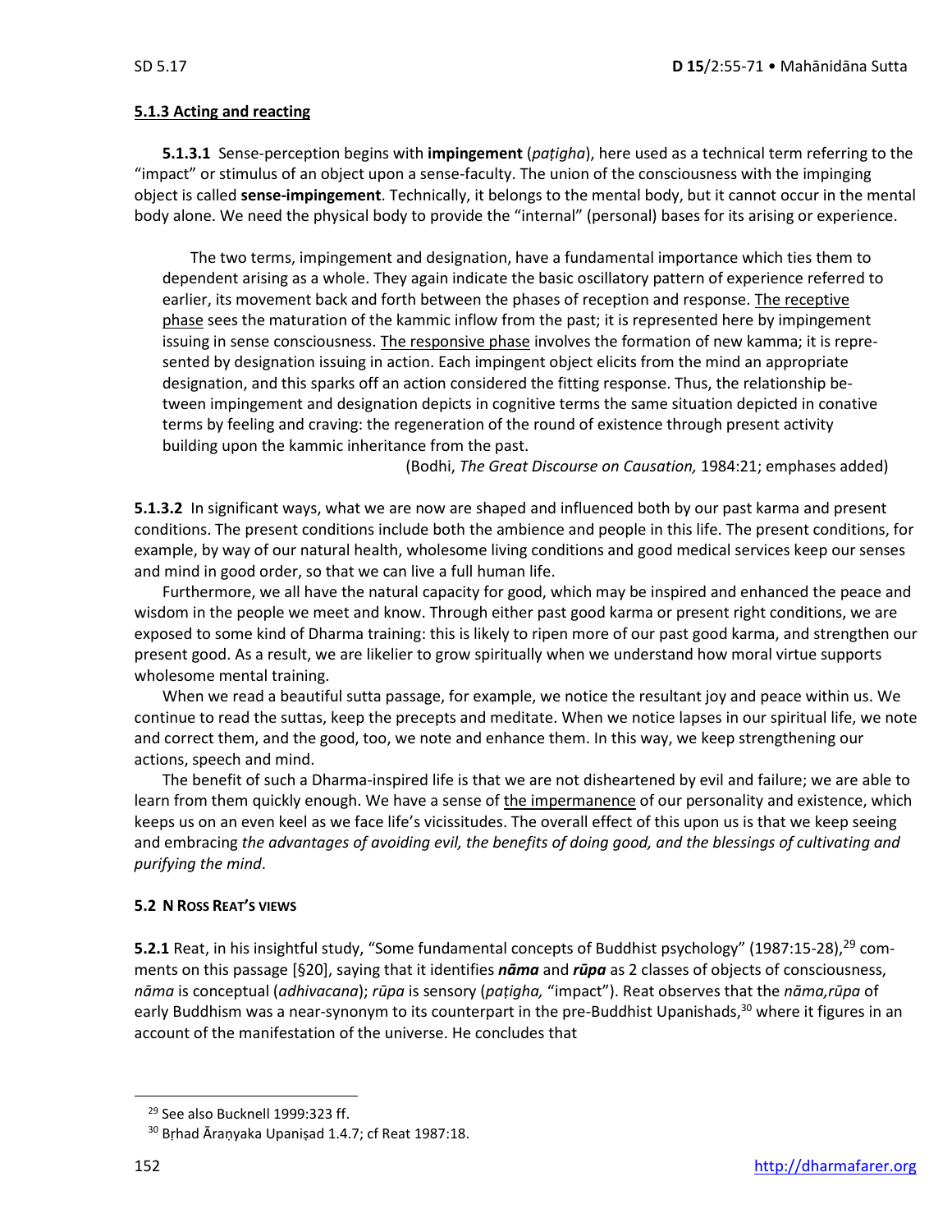#### 5.1.3 Acting and reacting

**5.1.3.1** Sense-perception begins with **impingement** (*paṭigha*), here used as a technical term referring to the "impact" or stimulus of an object upon a sense-faculty. The union of the consciousness with the impinging object is called **sense-impingement**. Technically, it belongs to the mental body, but it cannot occur in the mental body alone. We need the physical body to provide the "internal" (personal) bases for its arising or experience.

> The two terms, impingement and designation, have a fundamental importance which ties them to dependent arising as a whole. They again indicate the basic oscillatory pattern of experience referred to earlier, its movement back and forth between the phases of reception and response. The receptive phase sees the maturation of the kammic inflow from the past; it is represented here by impingement issuing in sense consciousness. The responsive phase involves the formation of new kamma; it is represented by designation issuing in action. Each impingent object elicits from the mind an appropriate designation, and this sparks off an action considered the fitting response. Thus, the relationship between impingement and designation depicts in cognitive terms the same situation depicted in conative terms by feeling and craving: the regeneration of the round of existence through present activity building upon the kammic inheritance from the past.
>
> (Bodhi, *The Great Discourse on Causation,* 1984:21; emphases added)

**5.1.3.2** In significant ways, what we are now are shaped and influenced both by our past karma and present conditions. The present conditions include both the ambience and people in this life. The present conditions, for example, by way of our natural health, wholesome living conditions and good medical services keep our senses and mind in good order, so that we can live a full human life.

Furthermore, we all have the natural capacity for good, which may be inspired and enhanced the peace and wisdom in the people we meet and know. Through either past good karma or present right conditions, we are exposed to some kind of Dharma training: this is likely to ripen more of our past good karma, and strengthen our present good. As a result, we are likelier to grow spiritually when we understand how moral virtue supports wholesome mental training.

When we read a beautiful sutta passage, for example, we notice the resultant joy and peace within us. We continue to read the suttas, keep the precepts and meditate. When we notice lapses in our spiritual life, we note and correct them, and the good, too, we note and enhance them. In this way, we keep strengthening our actions, speech and mind.

The benefit of such a Dharma-inspired life is that we are not disheartened by evil and failure; we are able to learn from them quickly enough. We have a sense of the impermanence of our personality and existence, which keeps us on an even keel as we face life's vicissitudes. The overall effect of this upon us is that we keep seeing and embracing *the advantages of avoiding evil, the benefits of doing good, and the blessings of cultivating and purifying the mind*.

### 5.2 N Ross Reat's views

**5.2.1** Reat, in his insightful study, "Some fundamental concepts of Buddhist psychology" (1987:15-28),[29] comments on this passage [§20], saying that it identifies ***nāma*** and ***rūpa*** as 2 classes of objects of consciousness, *nāma* is conceptual (*adhivacana*); *rūpa* is sensory (*paṭigha,* "impact"). Reat observes that the *nāma,rūpa* of early Buddhism was a near-synonym to its counterpart in the pre-Buddhist Upanishads,[30] where it figures in an account of the manifestation of the universe. He concludes that

[29] See also Bucknell 1999:323 ff.

[30] Bṛhad Āraṇyaka Upaniṣad 1.4.7; cf Reat 1987:18.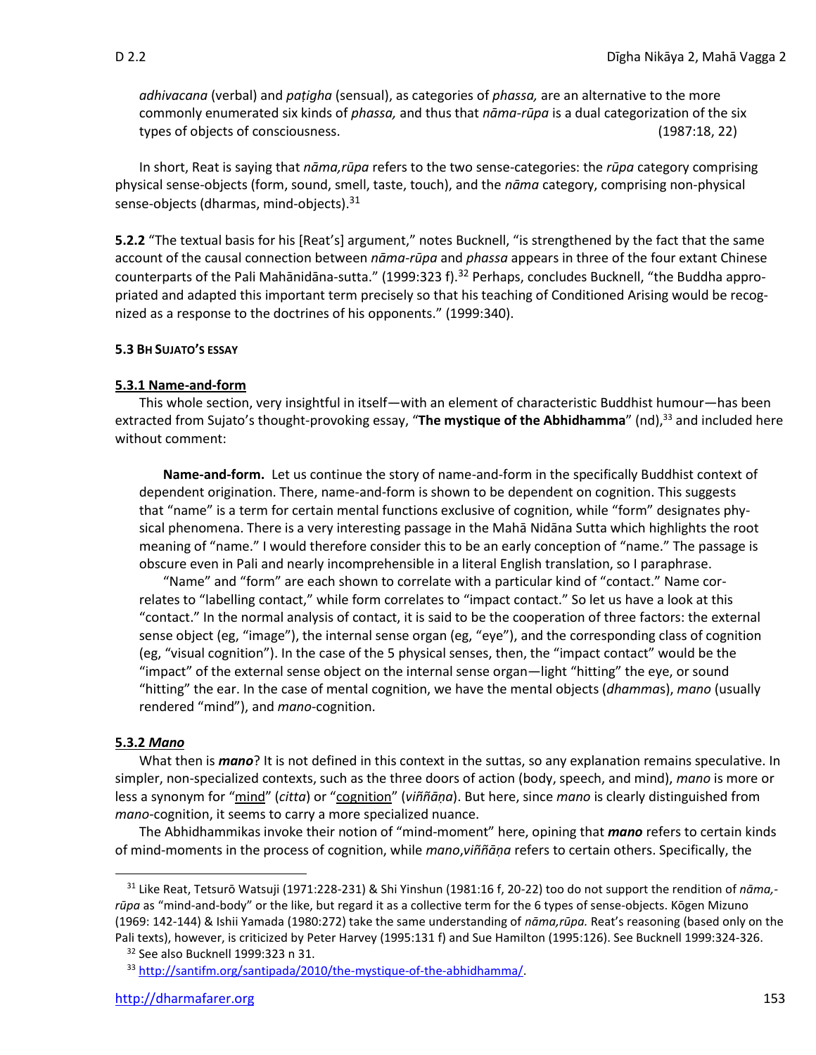> *adhivacana* (verbal) and *paṭigha* (sensual), as categories of *phassa,* are an alternative to the more commonly enumerated six kinds of *phassa,* and thus that *nāma-rūpa* is a dual categorization of the six types of objects of consciousness. (1987:18, 22)

In short, Reat is saying that *nāma,rūpa* refers to the two sense-categories: the *rūpa* category comprising physical sense-objects (form, sound, smell, taste, touch), and the *nāma* category, comprising non-physical sense-objects (dharmas, mind-objects).[31]

**5.2.2** "The textual basis for his [Reat's] argument," notes Bucknell, "is strengthened by the fact that the same account of the causal connection between *nāma-rūpa* and *phassa* appears in three of the four extant Chinese counterparts of the Pali Mahānidāna-sutta." (1999:323 f).[32] Perhaps, concludes Bucknell, "the Buddha appropriated and adapted this important term precisely so that his teaching of Conditioned Arising would be recognized as a response to the doctrines of his opponents." (1999:340).

### 5.3 BH SUJATO'S ESSAY

#### 5.3.1 Name-and-form

This whole section, very insightful in itself—with an element of characteristic Buddhist humour—has been extracted from Sujato's thought-provoking essay, "**The mystique of the Abhidhamma**" (nd),[33] and included here without comment:

> **Name-and-form.** Let us continue the story of name-and-form in the specifically Buddhist context of dependent origination. There, name-and-form is shown to be dependent on cognition. This suggests that "name" is a term for certain mental functions exclusive of cognition, while "form" designates physical phenomena. There is a very interesting passage in the Mahā Nidāna Sutta which highlights the root meaning of "name." I would therefore consider this to be an early conception of "name." The passage is obscure even in Pali and nearly incomprehensible in a literal English translation, so I paraphrase.
>
> "Name" and "form" are each shown to correlate with a particular kind of "contact." Name correlates to "labelling contact," while form correlates to "impact contact." So let us have a look at this "contact." In the normal analysis of contact, it is said to be the cooperation of three factors: the external sense object (eg, "image"), the internal sense organ (eg, "eye"), and the corresponding class of cognition (eg, "visual cognition"). In the case of the 5 physical senses, then, the "impact contact" would be the "impact" of the external sense object on the internal sense organ—light "hitting" the eye, or sound "hitting" the ear. In the case of mental cognition, we have the mental objects (*dhamma*s), *mano* (usually rendered "mind"), and *mano*-cognition.

#### 5.3.2 *Mano*

What then is ***mano***? It is not defined in this context in the suttas, so any explanation remains speculative. In simpler, non-specialized contexts, such as the three doors of action (body, speech, and mind), *mano* is more or less a synonym for "mind" (*citta*) or "cognition" (*viññāṇa*). But here, since *mano* is clearly distinguished from *mano*-cognition, it seems to carry a more specialized nuance.

The Abhidhammikas invoke their notion of "mind-moment" here, opining that ***mano*** refers to certain kinds of mind-moments in the process of cognition, while *mano,viññāṇa* refers to certain others. Specifically, the

---

[31] Like Reat, Tetsurō Watsuji (1971:228-231) & Shi Yinshun (1981:16 f, 20-22) too do not support the rendition of *nāma,-rūpa* as "mind-and-body" or the like, but regard it as a collective term for the 6 types of sense-objects. Kōgen Mizuno (1969: 142-144) & Ishii Yamada (1980:272) take the same understanding of *nāma,rūpa.* Reat's reasoning (based only on the Pali texts), however, is criticized by Peter Harvey (1995:131 f) and Sue Hamilton (1995:126). See Bucknell 1999:324-326.

[32] See also Bucknell 1999:323 n 31.

[33] http://santifm.org/santipada/2010/the-mystique-of-the-abhidhamma/.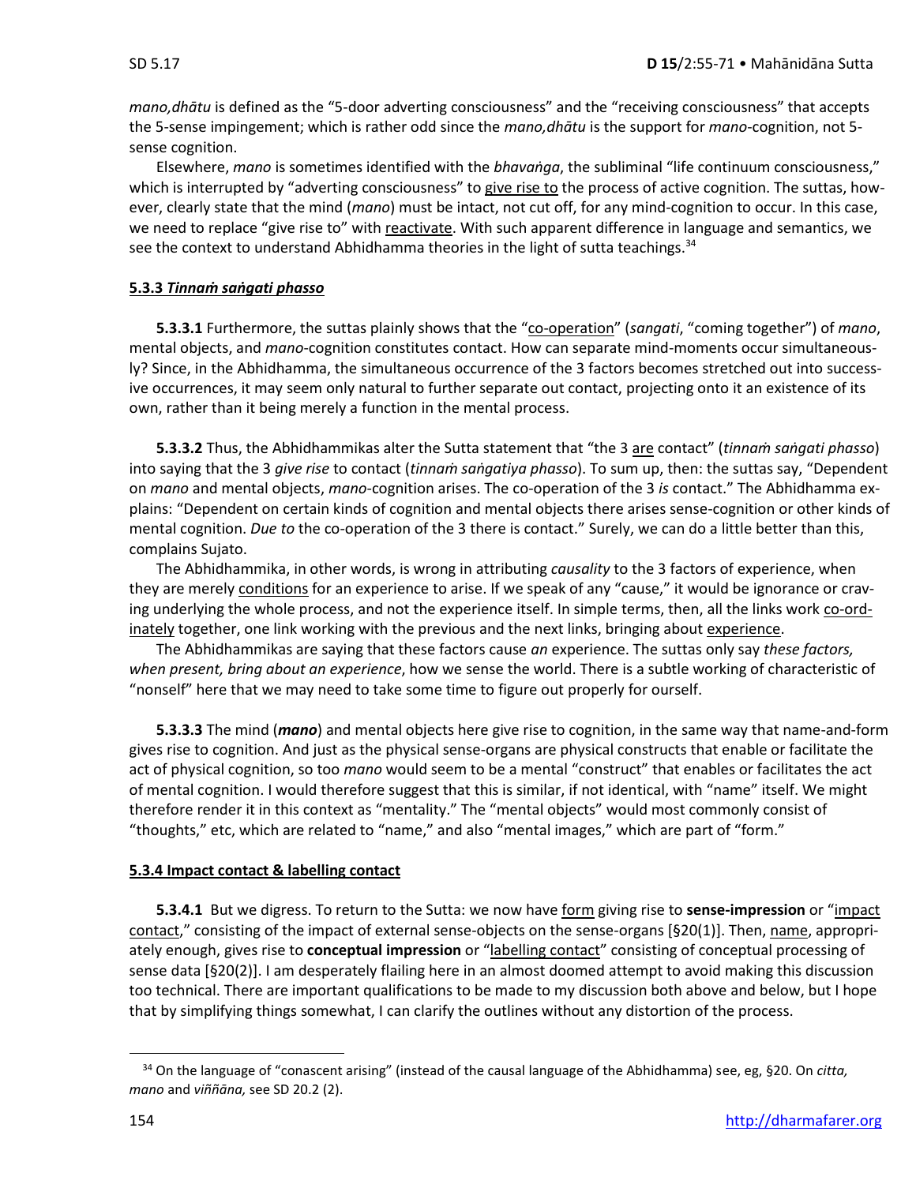*mano,dhātu* is defined as the "5-door adverting consciousness" and the "receiving consciousness" that accepts the 5-sense impingement; which is rather odd since the *mano,dhātu* is the support for *mano*-cognition, not 5-sense cognition.

Elsewhere, *mano* is sometimes identified with the *bhavaṅga*, the subliminal "life continuum consciousness," which is interrupted by "adverting consciousness" to give rise to the process of active cognition. The suttas, however, clearly state that the mind (*mano*) must be intact, not cut off, for any mind-cognition to occur. In this case, we need to replace "give rise to" with reactivate. With such apparent difference in language and semantics, we see the context to understand Abhidhamma theories in the light of sutta teachings.[34]

### 5.3.3 *Tinnaṁ saṅgati phasso*

**5.3.3.1** Furthermore, the suttas plainly shows that the "co-operation" (*sangati*, "coming together") of *mano*, mental objects, and *mano*-cognition constitutes contact. How can separate mind-moments occur simultaneously? Since, in the Abhidhamma, the simultaneous occurrence of the 3 factors becomes stretched out into successive occurrences, it may seem only natural to further separate out contact, projecting onto it an existence of its own, rather than it being merely a function in the mental process.

**5.3.3.2** Thus, the Abhidhammikas alter the Sutta statement that "the 3 are contact" (*tinnaṁ saṅgati phasso*) into saying that the 3 *give rise* to contact (*tinnaṁ saṅgatiya phasso*). To sum up, then: the suttas say, "Dependent on *mano* and mental objects, *mano*-cognition arises. The co-operation of the 3 *is* contact." The Abhidhamma explains: "Dependent on certain kinds of cognition and mental objects there arises sense-cognition or other kinds of mental cognition. *Due to* the co-operation of the 3 there is contact." Surely, we can do a little better than this, complains Sujato.

The Abhidhammika, in other words, is wrong in attributing *causality* to the 3 factors of experience, when they are merely conditions for an experience to arise. If we speak of any "cause," it would be ignorance or craving underlying the whole process, and not the experience itself. In simple terms, then, all the links work co-ordinately together, one link working with the previous and the next links, bringing about experience.

The Abhidhammikas are saying that these factors cause *an* experience. The suttas only say *these factors, when present, bring about an experience*, how we sense the world. There is a subtle working of characteristic of "nonself" here that we may need to take some time to figure out properly for ourself.

**5.3.3.3** The mind (***mano***) and mental objects here give rise to cognition, in the same way that name-and-form gives rise to cognition. And just as the physical sense-organs are physical constructs that enable or facilitate the act of physical cognition, so too *mano* would seem to be a mental "construct" that enables or facilitates the act of mental cognition. I would therefore suggest that this is similar, if not identical, with "name" itself. We might therefore render it in this context as "mentality." The "mental objects" would most commonly consist of "thoughts," etc, which are related to "name," and also "mental images," which are part of "form."

### 5.3.4 Impact contact & labelling contact

**5.3.4.1** But we digress. To return to the Sutta: we now have form giving rise to **sense-impression** or "impact contact," consisting of the impact of external sense-objects on the sense-organs [§20(1)]. Then, name, appropriately enough, gives rise to **conceptual impression** or "labelling contact" consisting of conceptual processing of sense data [§20(2)]. I am desperately flailing here in an almost doomed attempt to avoid making this discussion too technical. There are important qualifications to be made to my discussion both above and below, but I hope that by simplifying things somewhat, I can clarify the outlines without any distortion of the process.

---

[34] On the language of "conascent arising" (instead of the causal language of the Abhidhamma) see, eg, §20. On *citta, mano* and *viññāna,* see SD 20.2 (2).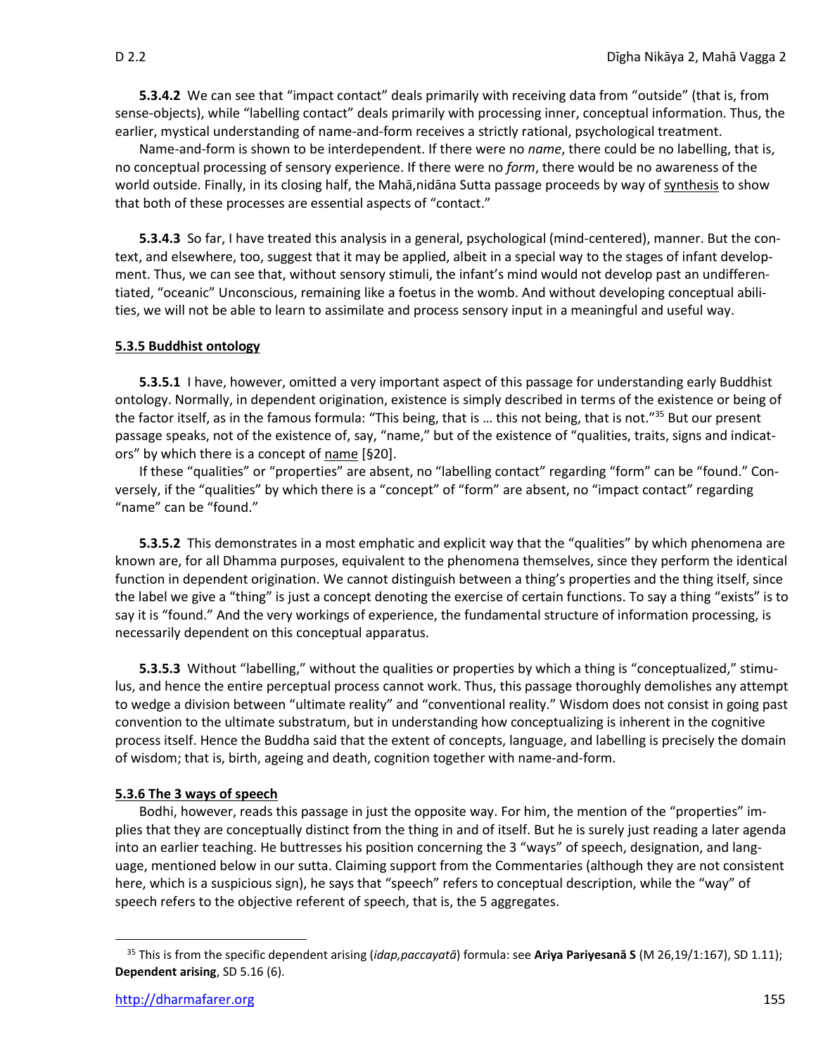**5.3.4.2** We can see that "impact contact" deals primarily with receiving data from "outside" (that is, from sense-objects), while "labelling contact" deals primarily with processing inner, conceptual information. Thus, the earlier, mystical understanding of name-and-form receives a strictly rational, psychological treatment.

Name-and-form is shown to be interdependent. If there were no *name*, there could be no labelling, that is, no conceptual processing of sensory experience. If there were no *form*, there would be no awareness of the world outside. Finally, in its closing half, the Mahā,nidāna Sutta passage proceeds by way of synthesis to show that both of these processes are essential aspects of "contact."

**5.3.4.3** So far, I have treated this analysis in a general, psychological (mind-centered), manner. But the context, and elsewhere, too, suggest that it may be applied, albeit in a special way to the stages of infant development. Thus, we can see that, without sensory stimuli, the infant's mind would not develop past an undifferentiated, "oceanic" Unconscious, remaining like a foetus in the womb. And without developing conceptual abilities, we will not be able to learn to assimilate and process sensory input in a meaningful and useful way.

**5.3.5 Buddhist ontology**

**5.3.5.1** I have, however, omitted a very important aspect of this passage for understanding early Buddhist ontology. Normally, in dependent origination, existence is simply described in terms of the existence or being of the factor itself, as in the famous formula: "This being, that is … this not being, that is not."[35] But our present passage speaks, not of the existence of, say, "name," but of the existence of "qualities, traits, signs and indicators" by which there is a concept of name [§20].

If these "qualities" or "properties" are absent, no "labelling contact" regarding "form" can be "found." Conversely, if the "qualities" by which there is a "concept" of "form" are absent, no "impact contact" regarding "name" can be "found."

**5.3.5.2** This demonstrates in a most emphatic and explicit way that the "qualities" by which phenomena are known are, for all Dhamma purposes, equivalent to the phenomena themselves, since they perform the identical function in dependent origination. We cannot distinguish between a thing's properties and the thing itself, since the label we give a "thing" is just a concept denoting the exercise of certain functions. To say a thing "exists" is to say it is "found." And the very workings of experience, the fundamental structure of information processing, is necessarily dependent on this conceptual apparatus.

**5.3.5.3** Without "labelling," without the qualities or properties by which a thing is "conceptualized," stimulus, and hence the entire perceptual process cannot work. Thus, this passage thoroughly demolishes any attempt to wedge a division between "ultimate reality" and "conventional reality." Wisdom does not consist in going past convention to the ultimate substratum, but in understanding how conceptualizing is inherent in the cognitive process itself. Hence the Buddha said that the extent of concepts, language, and labelling is precisely the domain of wisdom; that is, birth, ageing and death, cognition together with name-and-form.

**5.3.6 The 3 ways of speech**

Bodhi, however, reads this passage in just the opposite way. For him, the mention of the "properties" implies that they are conceptually distinct from the thing in and of itself. But he is surely just reading a later agenda into an earlier teaching. He buttresses his position concerning the 3 "ways" of speech, designation, and language, mentioned below in our sutta. Claiming support from the Commentaries (although they are not consistent here, which is a suspicious sign), he says that "speech" refers to conceptual description, while the "way" of speech refers to the objective referent of speech, that is, the 5 aggregates.

---

[35] This is from the specific dependent arising (*idap,paccayatā*) formula: see **Ariya Pariyesanā S** (M 26,19/1:167), SD 1.11); **Dependent arising**, SD 5.16 (6).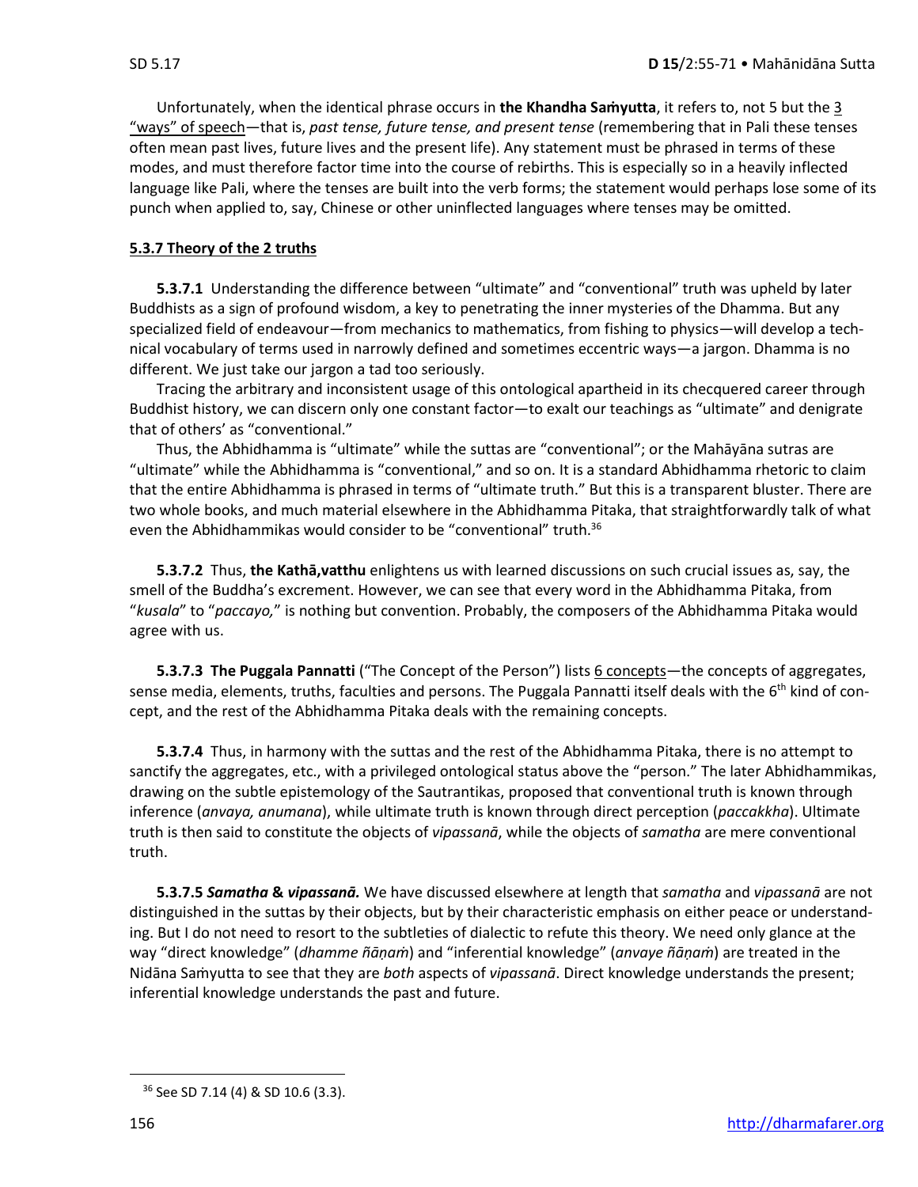Unfortunately, when the identical phrase occurs in **the Khandha Saṁyutta**, it refers to, not 5 but the 3 "ways" of speech—that is, *past tense, future tense, and present tense* (remembering that in Pali these tenses often mean past lives, future lives and the present life). Any statement must be phrased in terms of these modes, and must therefore factor time into the course of rebirths. This is especially so in a heavily inflected language like Pali, where the tenses are built into the verb forms; the statement would perhaps lose some of its punch when applied to, say, Chinese or other uninflected languages where tenses may be omitted.

### 5.3.7 Theory of the 2 truths

**5.3.7.1** Understanding the difference between "ultimate" and "conventional" truth was upheld by later Buddhists as a sign of profound wisdom, a key to penetrating the inner mysteries of the Dhamma. But any specialized field of endeavour—from mechanics to mathematics, from fishing to physics—will develop a technical vocabulary of terms used in narrowly defined and sometimes eccentric ways—a jargon. Dhamma is no different. We just take our jargon a tad too seriously.

Tracing the arbitrary and inconsistent usage of this ontological apartheid in its checquered career through Buddhist history, we can discern only one constant factor—to exalt our teachings as "ultimate" and denigrate that of others' as "conventional."

Thus, the Abhidhamma is "ultimate" while the suttas are "conventional"; or the Mahāyāna sutras are "ultimate" while the Abhidhamma is "conventional," and so on. It is a standard Abhidhamma rhetoric to claim that the entire Abhidhamma is phrased in terms of "ultimate truth." But this is a transparent bluster. There are two whole books, and much material elsewhere in the Abhidhamma Pitaka, that straightforwardly talk of what even the Abhidhammikas would consider to be "conventional" truth.[36]

**5.3.7.2** Thus, **the Kathā,vatthu** enlightens us with learned discussions on such crucial issues as, say, the smell of the Buddha's excrement. However, we can see that every word in the Abhidhamma Pitaka, from "*kusala*" to "*paccayo,*" is nothing but convention. Probably, the composers of the Abhidhamma Pitaka would agree with us.

**5.3.7.3 The Puggala Pannatti** ("The Concept of the Person") lists 6 concepts—the concepts of aggregates, sense media, elements, truths, faculties and persons. The Puggala Pannatti itself deals with the 6th kind of concept, and the rest of the Abhidhamma Pitaka deals with the remaining concepts.

**5.3.7.4** Thus, in harmony with the suttas and the rest of the Abhidhamma Pitaka, there is no attempt to sanctify the aggregates, etc., with a privileged ontological status above the "person." The later Abhidhammikas, drawing on the subtle epistemology of the Sautrantikas, proposed that conventional truth is known through inference (*anvaya, anumana*), while ultimate truth is known through direct perception (*paccakkha*). Ultimate truth is then said to constitute the objects of *vipassanā*, while the objects of *samatha* are mere conventional truth.

**5.3.7.5 *Samatha* & *vipassanā*.** We have discussed elsewhere at length that *samatha* and *vipassanā* are not distinguished in the suttas by their objects, but by their characteristic emphasis on either peace or understanding. But I do not need to resort to the subtleties of dialectic to refute this theory. We need only glance at the way "direct knowledge" (*dhamme ñāṇaṁ*) and "inferential knowledge" (*anvaye ñāṇaṁ*) are treated in the Nidāna Saṁyutta to see that they are *both* aspects of *vipassanā*. Direct knowledge understands the present; inferential knowledge understands the past and future.

---

[36] See SD 7.14 (4) & SD 10.6 (3.3).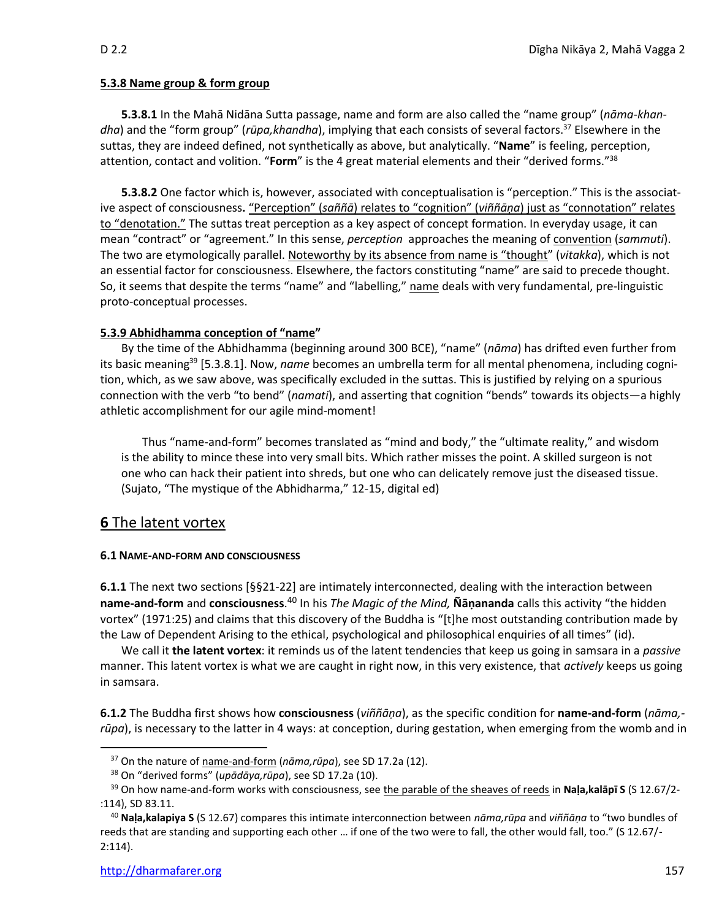#### 5.3.8 Name group & form group

**5.3.8.1** In the Mahā Nidāna Sutta passage, name and form are also called the "name group" (*nāma-khandha*) and the "form group" (*rūpa,khandha*), implying that each consists of several factors.[37] Elsewhere in the suttas, they are indeed defined, not synthetically as above, but analytically. "**Name**" is feeling, perception, attention, contact and volition. "**Form**" is the 4 great material elements and their "derived forms."[38]

**5.3.8.2** One factor which is, however, associated with conceptualisation is "perception." This is the associative aspect of consciousness**.** "Perception" (*saññā*) relates to "cognition" (*viññāṇa*) just as "connotation" relates to "denotation." The suttas treat perception as a key aspect of concept formation. In everyday usage, it can mean "contract" or "agreement." In this sense, *perception* approaches the meaning of convention (*sammuti*). The two are etymologically parallel. Noteworthy by its absence from name is "thought" (*vitakka*), which is not an essential factor for consciousness. Elsewhere, the factors constituting "name" are said to precede thought. So, it seems that despite the terms "name" and "labelling," name deals with very fundamental, pre-linguistic proto-conceptual processes.

#### 5.3.9 Abhidhamma conception of "name"

By the time of the Abhidhamma (beginning around 300 BCE), "name" (*nāma*) has drifted even further from its basic meaning[39] [5.3.8.1]. Now, *name* becomes an umbrella term for all mental phenomena, including cognition, which, as we saw above, was specifically excluded in the suttas. This is justified by relying on a spurious connection with the verb "to bend" (*namati*), and asserting that cognition "bends" towards its objects—a highly athletic accomplishment for our agile mind-moment!

> Thus "name-and-form" becomes translated as "mind and body," the "ultimate reality," and wisdom is the ability to mince these into very small bits. Which rather misses the point. A skilled surgeon is not one who can hack their patient into shreds, but one who can delicately remove just the diseased tissue. (Sujato, "The mystique of the Abhidharma," 12-15, digital ed)

## 6 The latent vortex

#### 6.1 NAME-AND-FORM AND CONSCIOUSNESS

**6.1.1** The next two sections [§§21-22] are intimately interconnected, dealing with the interaction between **name-and-form** and **consciousness**.[40] In his *The Magic of the Mind,* **Ñāṇananda** calls this activity "the hidden vortex" (1971:25) and claims that this discovery of the Buddha is "[t]he most outstanding contribution made by the Law of Dependent Arising to the ethical, psychological and philosophical enquiries of all times" (id).

We call it **the latent vortex**: it reminds us of the latent tendencies that keep us going in samsara in a *passive* manner. This latent vortex is what we are caught in right now, in this very existence, that *actively* keeps us going in samsara.

**6.1.2** The Buddha first shows how **consciousness** (*viññāṇa*), as the specific condition for **name-and-form** (*nāma,-rūpa*), is necessary to the latter in 4 ways: at conception, during gestation, when emerging from the womb and in

---

[37] On the nature of name-and-form (*nāma,rūpa*), see SD 17.2a (12).

[38] On "derived forms" (*upādāya,rūpa*), see SD 17.2a (10).

[39] On how name-and-form works with consciousness, see the parable of the sheaves of reeds in **Naḷa,kalāpī S** (S 12.67/2-:114), SD 83.11.

[40] **Naḷa,kalapiya S** (S 12.67) compares this intimate interconnection between *nāma,rūpa* and *viññāṇa* to "two bundles of reeds that are standing and supporting each other … if one of the two were to fall, the other would fall, too." (S 12.67/-2:114).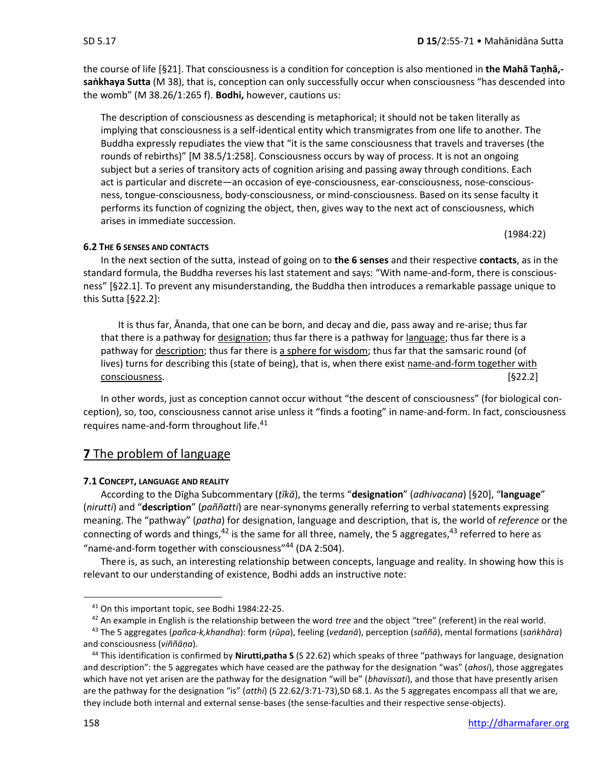the course of life [§21]. That consciousness is a condition for conception is also mentioned in **the Mahā Taṇhā,-saṅkhaya Sutta** (M 38), that is, conception can only successfully occur when consciousness "has descended into the womb" (M 38.26/1:265 f). **Bodhi,** however, cautions us:

> The description of consciousness as descending is metaphorical; it should not be taken literally as implying that consciousness is a self-identical entity which transmigrates from one life to another. The Buddha expressly repudiates the view that "it is the same consciousness that travels and traverses (the rounds of rebirths)" [M 38.5/1:258]. Consciousness occurs by way of process. It is not an ongoing subject but a series of transitory acts of cognition arising and passing away through conditions. Each act is particular and discrete—an occasion of eye-consciousness, ear-consciousness, nose-consciousness, tongue-consciousness, body-consciousness, or mind-consciousness. Based on its sense faculty it performs its function of cognizing the object, then, gives way to the next act of consciousness, which arises in immediate succession.
>
> (1984:22)

#### 6.2 THE 6 SENSES AND CONTACTS

In the next section of the sutta, instead of going on to **the 6 senses** and their respective **contacts**, as in the standard formula, the Buddha reverses his last statement and says: "With name-and-form, there is consciousness" [§22.1]. To prevent any misunderstanding, the Buddha then introduces a remarkable passage unique to this Sutta [§22.2]:

> It is thus far, Ānanda, that one can be born, and decay and die, pass away and re-arise; thus far that there is a pathway for <u>designation</u>; thus far there is a pathway for <u>language</u>; thus far there is a pathway for <u>description</u>; thus far there is <u>a sphere for wisdom</u>; thus far that the samsaric round (of lives) turns for describing this (state of being), that is, when there exist <u>name-and-form together with consciousness</u>. [§22.2]

In other words, just as conception cannot occur without "the descent of consciousness" (for biological conception), so, too, consciousness cannot arise unless it "finds a footing" in name-and-form. In fact, consciousness requires name-and-form throughout life.[41]

## 7 The problem of language

#### 7.1 CONCEPT, LANGUAGE AND REALITY

According to the Dīgha Subcommentary (*ṭīkā*), the terms "**designation**" (*adhivacana*) [§20], "**language**" (*nirutti*) and "**description**" (*paññatti*) are near-synonyms generally referring to verbal statements expressing meaning. The "pathway" (*patha*) for designation, language and description, that is, the world of *reference* or the connecting of words and things,[42] is the same for all three, namely, the 5 aggregates,[43] referred to here as "name-and-form together with consciousness"[44] (DA 2:504).

There is, as such, an interesting relationship between concepts, language and reality. In showing how this is relevant to our understanding of existence, Bodhi adds an instructive note:

---

[41] On this important topic, see Bodhi 1984:22-25.

[42] An example in English is the relationship between the word *tree* and the object "tree" (referent) in the real world.

[43] The 5 aggregates (*pañca-k,khandha*): form (*rūpa*), feeling (*vedanā*), perception (*saññā*), mental formations (*saṅkhāra*) and consciousness (*viññāṇa*).

[44] This identification is confirmed by **Nirutti,patha S** (S 22.62) which speaks of three "pathways for language, designation and description": the 5 aggregates which have ceased are the pathway for the designation "was" (*ahosi*), those aggregates which have not yet arisen are the pathway for the designation "will be" (*bhavissati*), and those that have presently arisen are the pathway for the designation "is" (*atthi*) (S 22.62/3:71-73),SD 68.1. As the 5 aggregates encompass all that we are, they include both internal and external sense-bases (the sense-faculties and their respective sense-objects).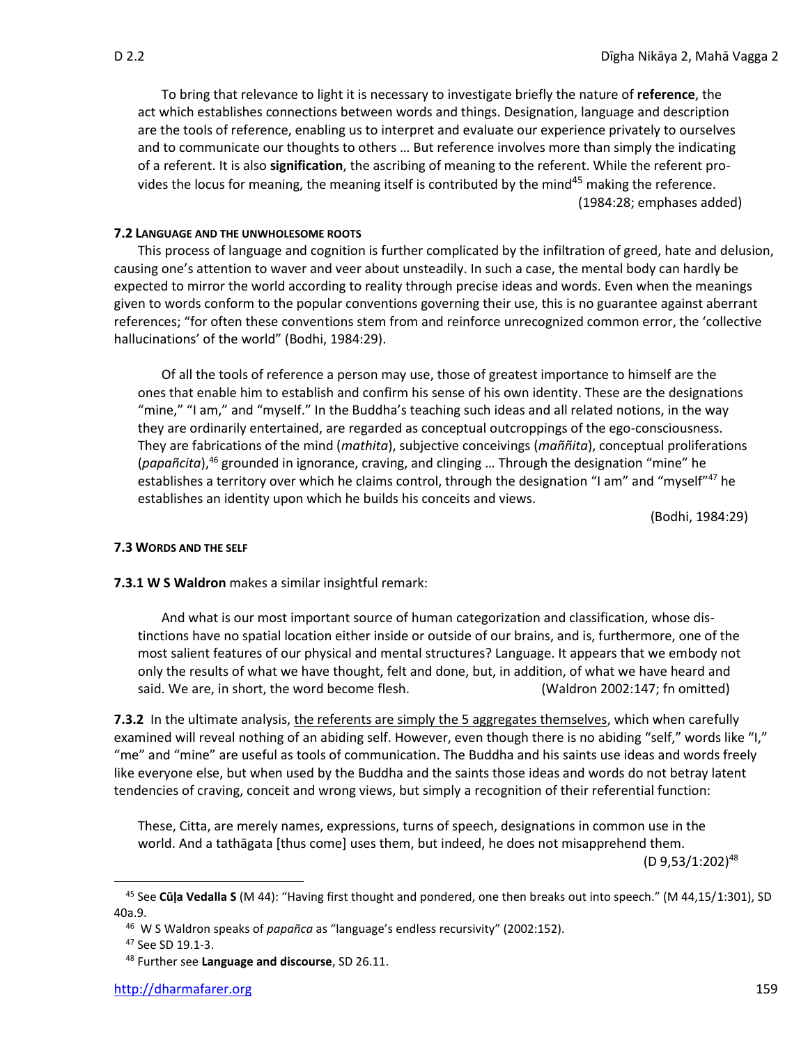To bring that relevance to light it is necessary to investigate briefly the nature of **reference**, the act which establishes connections between words and things. Designation, language and description are the tools of reference, enabling us to interpret and evaluate our experience privately to ourselves and to communicate our thoughts to others … But reference involves more than simply the indicating of a referent. It is also **signification**, the ascribing of meaning to the referent. While the referent provides the locus for meaning, the meaning itself is contributed by the mind[45] making the reference. (1984:28; emphases added)

#### 7.2 LANGUAGE AND THE UNWHOLESOME ROOTS

This process of language and cognition is further complicated by the infiltration of greed, hate and delusion, causing one's attention to waver and veer about unsteadily. In such a case, the mental body can hardly be expected to mirror the world according to reality through precise ideas and words. Even when the meanings given to words conform to the popular conventions governing their use, this is no guarantee against aberrant references; "for often these conventions stem from and reinforce unrecognized common error, the 'collective hallucinations' of the world" (Bodhi, 1984:29).

> Of all the tools of reference a person may use, those of greatest importance to himself are the ones that enable him to establish and confirm his sense of his own identity. These are the designations "mine," "I am," and "myself." In the Buddha's teaching such ideas and all related notions, in the way they are ordinarily entertained, are regarded as conceptual outcroppings of the ego-consciousness. They are fabrications of the mind (*mathita*), subjective conceivings (*maññita*), conceptual proliferations (*papañcita*),[46] grounded in ignorance, craving, and clinging … Through the designation "mine" he establishes a territory over which he claims control, through the designation "I am" and "myself"[47] he establishes an identity upon which he builds his conceits and views. (Bodhi, 1984:29)

#### 7.3 WORDS AND THE SELF

**7.3.1 W S Waldron** makes a similar insightful remark:

> And what is our most important source of human categorization and classification, whose distinctions have no spatial location either inside or outside of our brains, and is, furthermore, one of the most salient features of our physical and mental structures? Language. It appears that we embody not only the results of what we have thought, felt and done, but, in addition, of what we have heard and said. We are, in short, the word become flesh. (Waldron 2002:147; fn omitted)

**7.3.2** In the ultimate analysis, the referents are simply the 5 aggregates themselves, which when carefully examined will reveal nothing of an abiding self. However, even though there is no abiding "self," words like "I," "me" and "mine" are useful as tools of communication. The Buddha and his saints use ideas and words freely like everyone else, but when used by the Buddha and the saints those ideas and words do not betray latent tendencies of craving, conceit and wrong views, but simply a recognition of their referential function:

> These, Citta, are merely names, expressions, turns of speech, designations in common use in the world. And a tathāgata [thus come] uses them, but indeed, he does not misapprehend them. (D 9,53/1:202)[48]

---

[45] See **Cūḷa Vedalla S** (M 44): "Having first thought and pondered, one then breaks out into speech." (M 44,15/1:301), SD 40a.9.

[46] W S Waldron speaks of *papañca* as "language's endless recursivity" (2002:152).

[47] See SD 19.1-3.

[48] Further see **Language and discourse**, SD 26.11.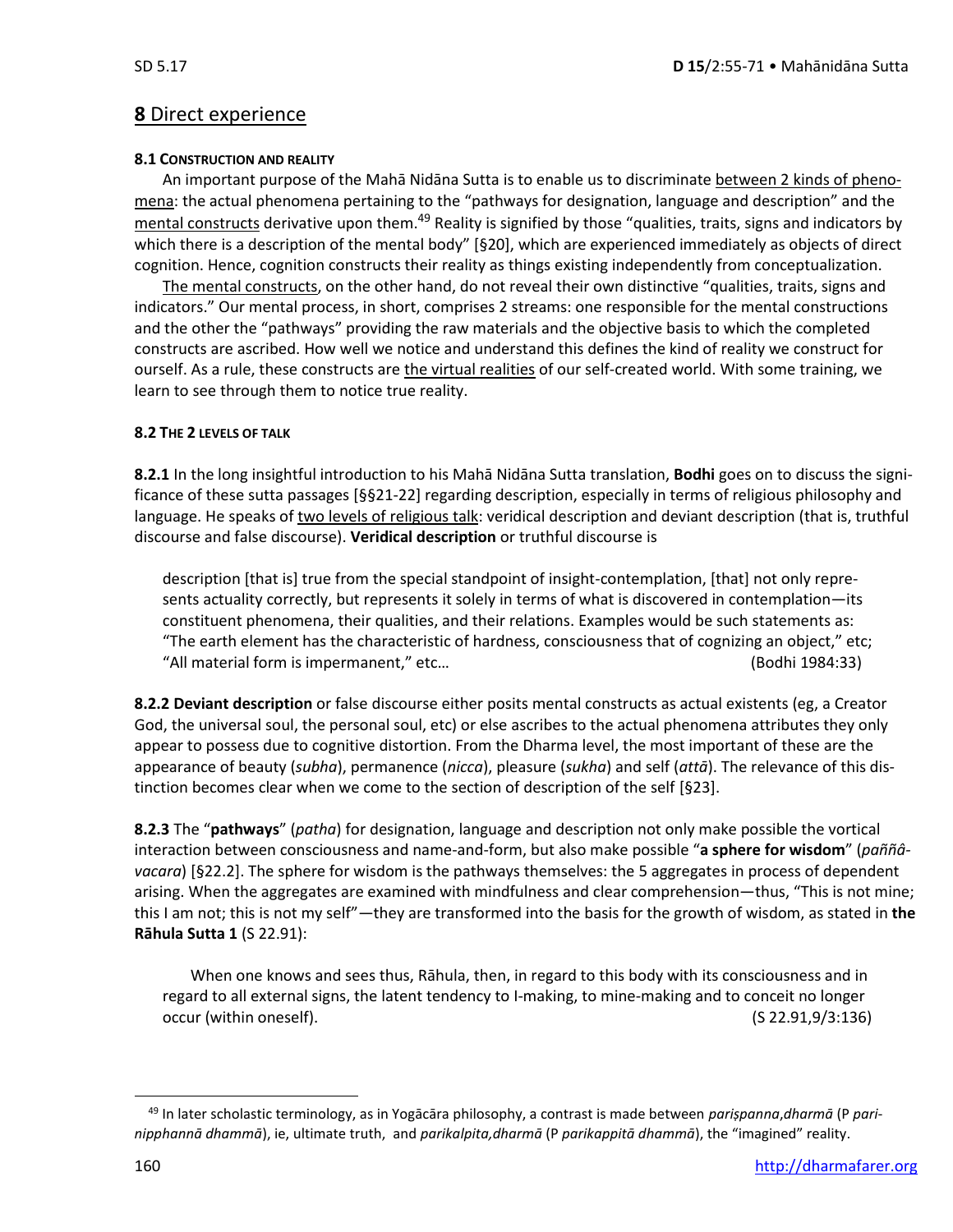## **8** Direct experience

### **8.1 Construction and reality**

An important purpose of the Mahā Nidāna Sutta is to enable us to discriminate between 2 kinds of phenomena: the actual phenomena pertaining to the "pathways for designation, language and description" and the mental constructs derivative upon them.[49] Reality is signified by those "qualities, traits, signs and indicators by which there is a description of the mental body" [§20], which are experienced immediately as objects of direct cognition. Hence, cognition constructs their reality as things existing independently from conceptualization.

The mental constructs, on the other hand, do not reveal their own distinctive "qualities, traits, signs and indicators." Our mental process, in short, comprises 2 streams: one responsible for the mental constructions and the other the "pathways" providing the raw materials and the objective basis to which the completed constructs are ascribed. How well we notice and understand this defines the kind of reality we construct for ourself. As a rule, these constructs are the virtual realities of our self-created world. With some training, we learn to see through them to notice true reality.

### **8.2 The 2 levels of talk**

**8.2.1** In the long insightful introduction to his Mahā Nidāna Sutta translation, **Bodhi** goes on to discuss the significance of these sutta passages [§§21-22] regarding description, especially in terms of religious philosophy and language. He speaks of two levels of religious talk: veridical description and deviant description (that is, truthful discourse and false discourse). **Veridical description** or truthful discourse is

> description [that is] true from the special standpoint of insight-contemplation, [that] not only represents actuality correctly, but represents it solely in terms of what is discovered in contemplation—its constituent phenomena, their qualities, and their relations. Examples would be such statements as: "The earth element has the characteristic of hardness, consciousness that of cognizing an object," etc; "All material form is impermanent," etc… (Bodhi 1984:33)

**8.2.2 Deviant description** or false discourse either posits mental constructs as actual existents (eg, a Creator God, the universal soul, the personal soul, etc) or else ascribes to the actual phenomena attributes they only appear to possess due to cognitive distortion. From the Dharma level, the most important of these are the appearance of beauty (*subha*), permanence (*nicca*), pleasure (*sukha*) and self (*attā*). The relevance of this distinction becomes clear when we come to the section of description of the self [§23].

**8.2.3** The "**pathways**" (*patha*) for designation, language and description not only make possible the vortical interaction between consciousness and name-and-form, but also make possible "**a sphere for wisdom**" (*paññâvacara*) [§22.2]. The sphere for wisdom is the pathways themselves: the 5 aggregates in process of dependent arising. When the aggregates are examined with mindfulness and clear comprehension—thus, "This is not mine; this I am not; this is not my self"—they are transformed into the basis for the growth of wisdom, as stated in **the Rāhula Sutta 1** (S 22.91):

> When one knows and sees thus, Rāhula, then, in regard to this body with its consciousness and in regard to all external signs, the latent tendency to I-making, to mine-making and to conceit no longer occur (within oneself). (S 22.91,9/3:136)

---

[49] In later scholastic terminology, as in Yogācāra philosophy, a contrast is made between *pariṣpanna,dharmā* (P *parinipphannā dhammā*), ie, ultimate truth, and *parikalpita,dharmā* (P *parikappitā dhammā*), the "imagined" reality.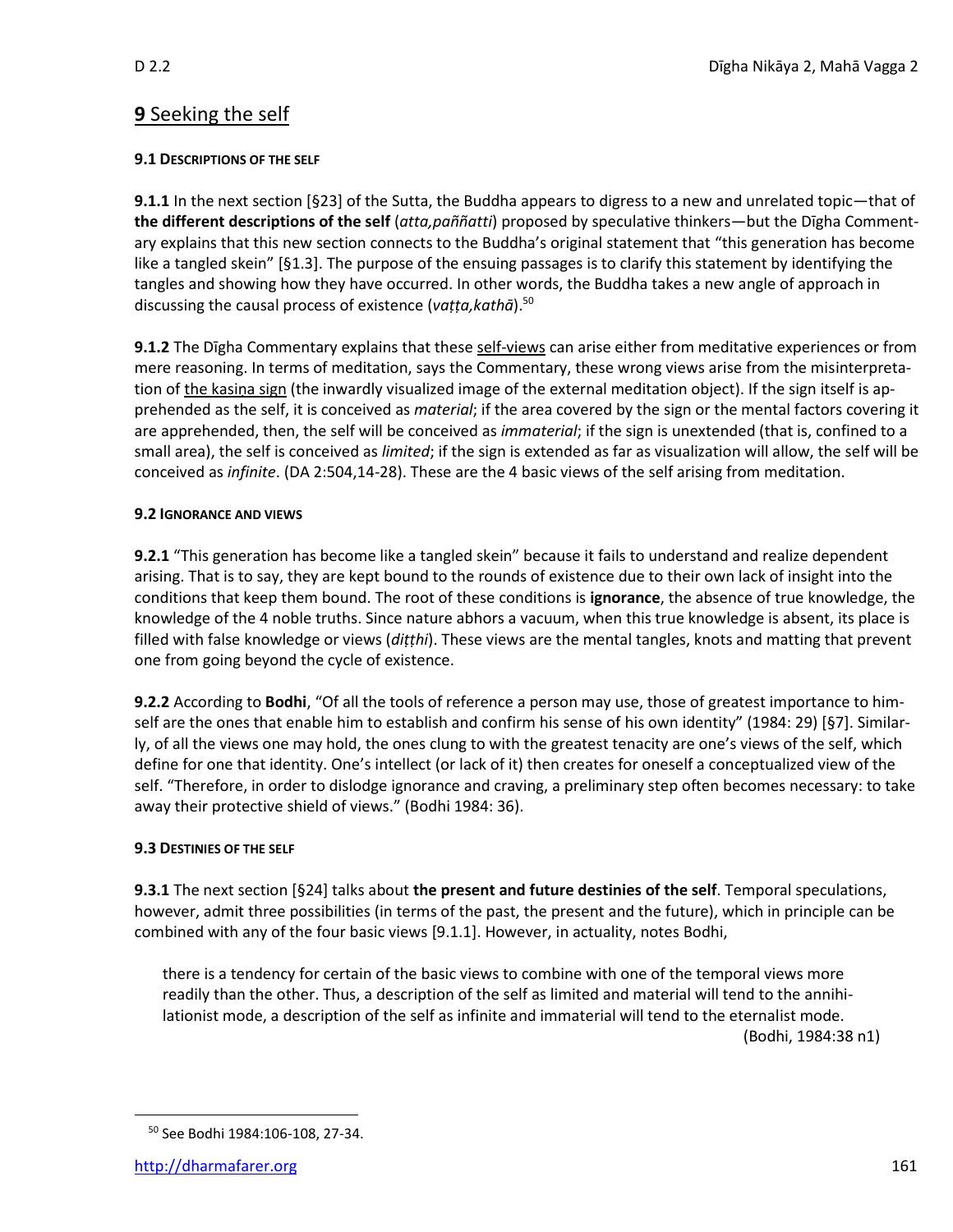## **9** Seeking the self

### 9.1 DESCRIPTIONS OF THE SELF

**9.1.1** In the next section [§23] of the Sutta, the Buddha appears to digress to a new and unrelated topic—that of **the different descriptions of the self** (*atta,paññatti*) proposed by speculative thinkers—but the Dīgha Commentary explains that this new section connects to the Buddha's original statement that "this generation has become like a tangled skein" [§1.3]. The purpose of the ensuing passages is to clarify this statement by identifying the tangles and showing how they have occurred. In other words, the Buddha takes a new angle of approach in discussing the causal process of existence (*vaṭṭa,kathā*).[50]

**9.1.2** The Dīgha Commentary explains that these self-views can arise either from meditative experiences or from mere reasoning. In terms of meditation, says the Commentary, these wrong views arise from the misinterpretation of the kasiṇa sign (the inwardly visualized image of the external meditation object). If the sign itself is apprehended as the self, it is conceived as *material*; if the area covered by the sign or the mental factors covering it are apprehended, then, the self will be conceived as *immaterial*; if the sign is unextended (that is, confined to a small area), the self is conceived as *limited*; if the sign is extended as far as visualization will allow, the self will be conceived as *infinite*. (DA 2:504,14-28). These are the 4 basic views of the self arising from meditation.

### 9.2 IGNORANCE AND VIEWS

**9.2.1** "This generation has become like a tangled skein" because it fails to understand and realize dependent arising. That is to say, they are kept bound to the rounds of existence due to their own lack of insight into the conditions that keep them bound. The root of these conditions is **ignorance**, the absence of true knowledge, the knowledge of the 4 noble truths. Since nature abhors a vacuum, when this true knowledge is absent, its place is filled with false knowledge or views (*diṭṭhi*). These views are the mental tangles, knots and matting that prevent one from going beyond the cycle of existence.

**9.2.2** According to **Bodhi**, "Of all the tools of reference a person may use, those of greatest importance to himself are the ones that enable him to establish and confirm his sense of his own identity" (1984: 29) [§7]. Similarly, of all the views one may hold, the ones clung to with the greatest tenacity are one's views of the self, which define for one that identity. One's intellect (or lack of it) then creates for oneself a conceptualized view of the self. "Therefore, in order to dislodge ignorance and craving, a preliminary step often becomes necessary: to take away their protective shield of views." (Bodhi 1984: 36).

### 9.3 DESTINIES OF THE SELF

**9.3.1** The next section [§24] talks about **the present and future destinies of the self**. Temporal speculations, however, admit three possibilities (in terms of the past, the present and the future), which in principle can be combined with any of the four basic views [9.1.1]. However, in actuality, notes Bodhi,

> there is a tendency for certain of the basic views to combine with one of the temporal views more readily than the other. Thus, a description of the self as limited and material will tend to the annihilationist mode, a description of the self as infinite and immaterial will tend to the eternalist mode.
> (Bodhi, 1984:38 n1)

---

[50] See Bodhi 1984:106-108, 27-34.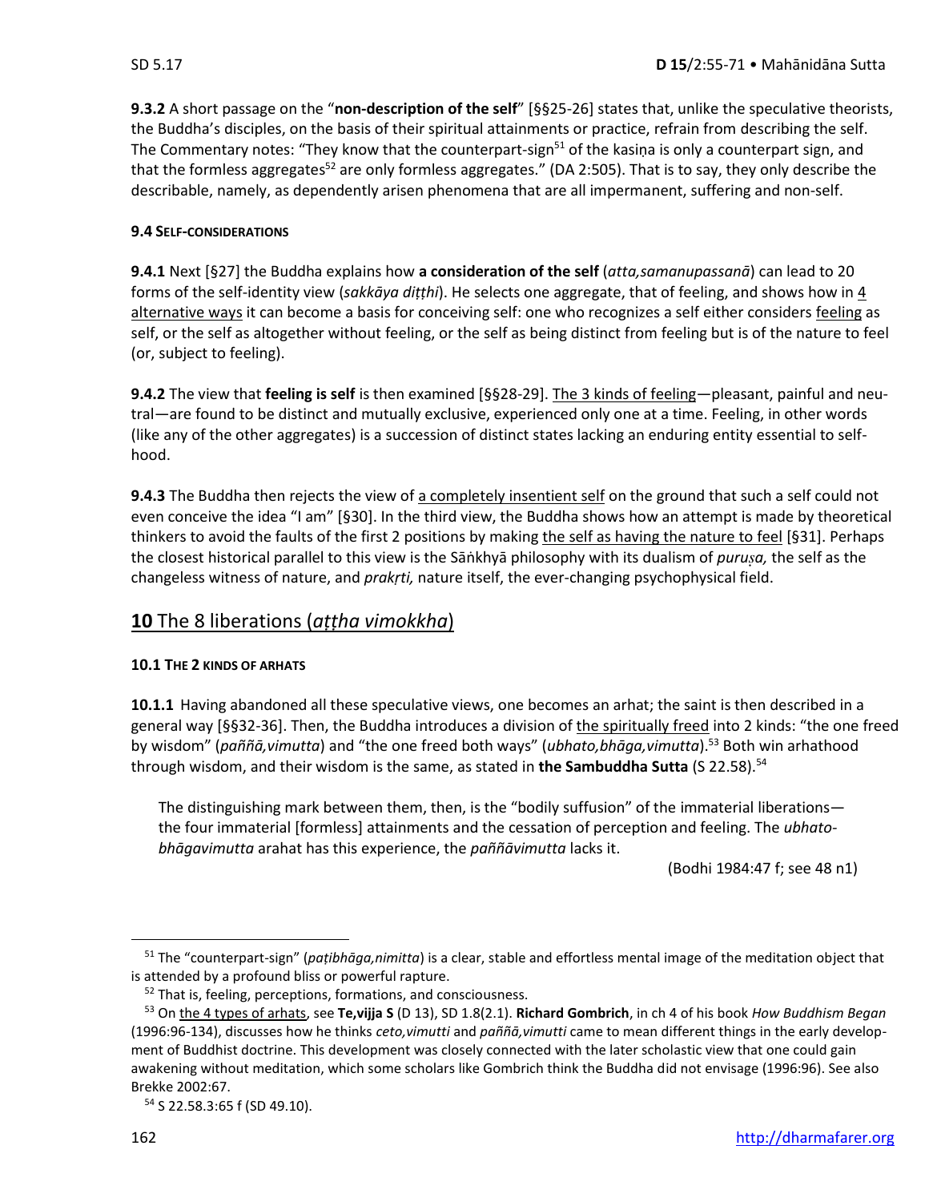**9.3.2** A short passage on the "**non-description of the self**" [§§25-26] states that, unlike the speculative theorists, the Buddha's disciples, on the basis of their spiritual attainments or practice, refrain from describing the self. The Commentary notes: "They know that the counterpart-sign[51] of the kasiṇa is only a counterpart sign, and that the formless aggregates[52] are only formless aggregates." (DA 2:505). That is to say, they only describe the describable, namely, as dependently arisen phenomena that are all impermanent, suffering and non-self.

#### 9.4 SELF-CONSIDERATIONS

**9.4.1** Next [§27] the Buddha explains how **a consideration of the self** (*atta,samanupassanā*) can lead to 20 forms of the self-identity view (*sakkāya diṭṭhi*). He selects one aggregate, that of feeling, and shows how in 4 alternative ways it can become a basis for conceiving self: one who recognizes a self either considers feeling as self, or the self as altogether without feeling, or the self as being distinct from feeling but is of the nature to feel (or, subject to feeling).

**9.4.2** The view that **feeling is self** is then examined [§§28-29]. The 3 kinds of feeling—pleasant, painful and neutral—are found to be distinct and mutually exclusive, experienced only one at a time. Feeling, in other words (like any of the other aggregates) is a succession of distinct states lacking an enduring entity essential to selfhood.

**9.4.3** The Buddha then rejects the view of a completely insentient self on the ground that such a self could not even conceive the idea "I am" [§30]. In the third view, the Buddha shows how an attempt is made by theoretical thinkers to avoid the faults of the first 2 positions by making the self as having the nature to feel [§31]. Perhaps the closest historical parallel to this view is the Sāṅkhyā philosophy with its dualism of *puruṣa,* the self as the changeless witness of nature, and *prakṛti,* nature itself, the ever-changing psychophysical field.

## 10 The 8 liberations (*aṭṭha vimokkha*)

#### 10.1 THE 2 KINDS OF ARHATS

**10.1.1** Having abandoned all these speculative views, one becomes an arhat; the saint is then described in a general way [§§32-36]. Then, the Buddha introduces a division of the spiritually freed into 2 kinds: "the one freed by wisdom" (*paññā,vimutta*) and "the one freed both ways" (*ubhato,bhāga,vimutta*).[53] Both win arhathood through wisdom, and their wisdom is the same, as stated in **the Sambuddha Sutta** (S 22.58).[54]

> The distinguishing mark between them, then, is the "bodily suffusion" of the immaterial liberations—the four immaterial [formless] attainments and the cessation of perception and feeling. The *ubhato-bhāgavimutta* arahat has this experience, the *paññāvimutta* lacks it.
>
> (Bodhi 1984:47 f; see 48 n1)

---

[51] The "counterpart-sign" (*paṭibhāga,nimitta*) is a clear, stable and effortless mental image of the meditation object that is attended by a profound bliss or powerful rapture.

[52] That is, feeling, perceptions, formations, and consciousness.

[53] On the 4 types of arhats, see **Te,vijja S** (D 13), SD 1.8(2.1). **Richard Gombrich**, in ch 4 of his book *How Buddhism Began* (1996:96-134), discusses how he thinks *ceto,vimutti* and *paññā,vimutti* came to mean different things in the early development of Buddhist doctrine. This development was closely connected with the later scholastic view that one could gain awakening without meditation, which some scholars like Gombrich think the Buddha did not envisage (1996:96). See also Brekke 2002:67.

[54] S 22.58.3:65 f (SD 49.10).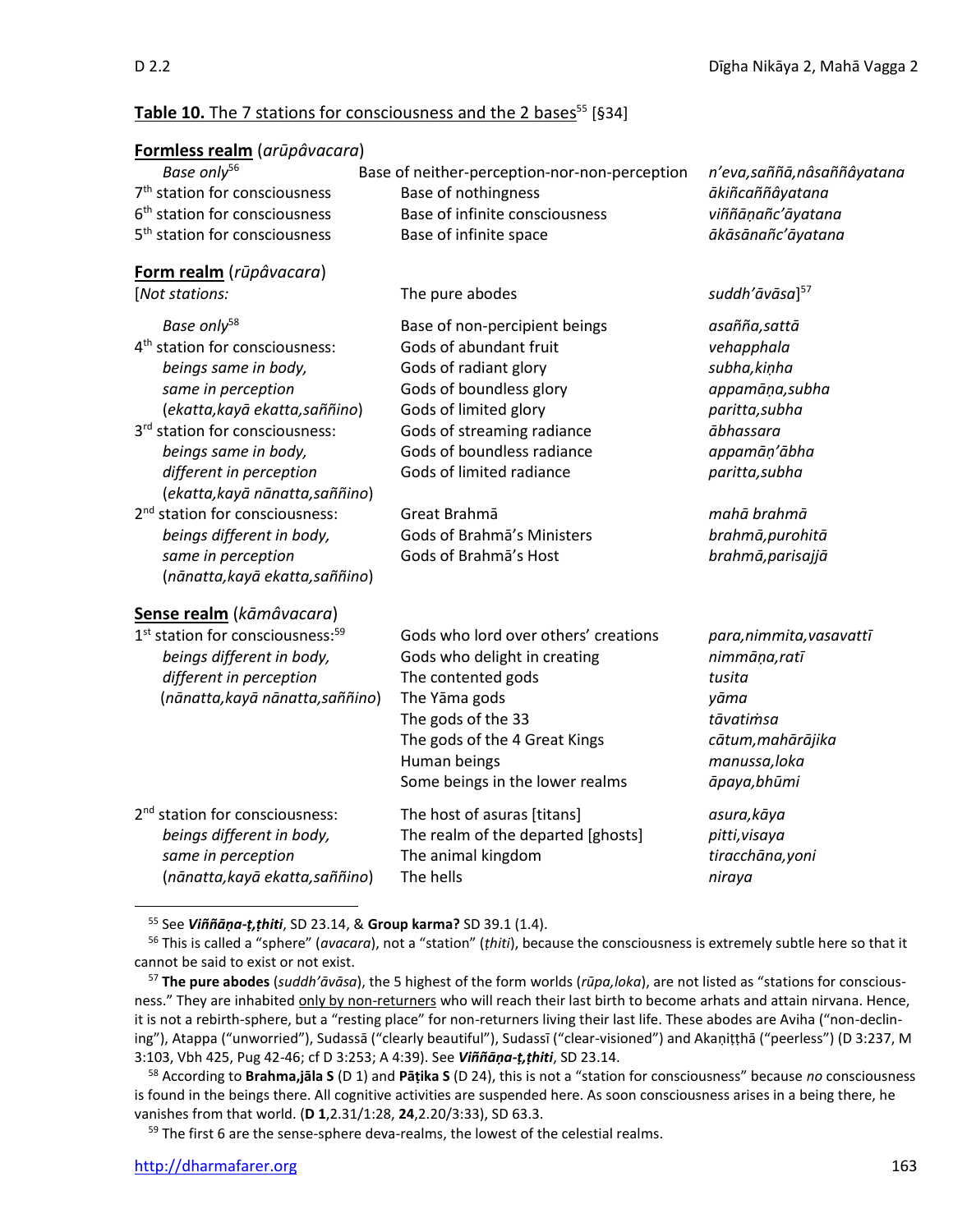**Table 10.** The 7 stations for consciousness and the 2 bases[55] [§34]

| | | |
|---|---|---|
| **Formless realm** (*arūpâvacara*) | | |
| *Base only*[56] | Base of neither-perception-nor-non-perception | *n'eva,saññā,nâsaññâyatana* |
| 7th station for consciousness | Base of nothingness | *ākiñcaññâyatana* |
| 6th station for consciousness | Base of infinite consciousness | *viññāṇañc'āyatana* |
| 5th station for consciousness | Base of infinite space | *ākāsānañc'āyatana* |
| **Form realm** (*rūpâvacara*) | | |
| [*Not stations:* | The pure abodes | *suddh'āvāsa*][57] |
| *Base only*[58] | Base of non-percipient beings | *asañña,sattā* |
| 4th station for consciousness: | Gods of abundant fruit | *vehapphala* |
| *beings same in body,* | Gods of radiant glory | *subha,kiṇha* |
| *same in perception* | Gods of boundless glory | *appamāṇa,subha* |
| (*ekatta,kayā ekatta,saññino*) | Gods of limited glory | *paritta,subha* |
| 3rd station for consciousness: | Gods of streaming radiance | *ābhassara* |
| *beings same in body,* | Gods of boundless radiance | *appamāṇ'ābha* |
| *different in perception* | Gods of limited radiance | *paritta,subha* |
| (*ekatta,kayā nānatta,saññino*) | | |
| 2nd station for consciousness: | Great Brahmā | *mahā brahmā* |
| *beings different in body,* | Gods of Brahmā's Ministers | *brahmā,purohitā* |
| *same in perception* | Gods of Brahmā's Host | *brahmā,parisajjā* |
| (*nānatta,kayā ekatta,saññino*) | | |
| **Sense realm** (*kāmâvacara*) | | |
| 1st station for consciousness:[59] | Gods who lord over others' creations | *para,nimmita,vasavattī* |
| *beings different in body,* | Gods who delight in creating | *nimmāṇa,ratī* |
| *different in perception* | The contented gods | *tusita* |
| (*nānatta,kayā nānatta,saññino*) | The Yāma gods | *yāma* |
| | The gods of the 33 | *tāvatiṁsa* |
| | The gods of the 4 Great Kings | *cātum,mahārājika* |
| | Human beings | *manussa,loka* |
| | Some beings in the lower realms | *āpaya,bhūmi* |
| 2nd station for consciousness: | The host of asuras [titans] | *asura,kāya* |
| *beings different in body,* | The realm of the departed [ghosts] | *pitti,visaya* |
| *same in perception* | The animal kingdom | *tiracchāna,yoni* |
| (*nānatta,kayā ekatta,saññino*) | The hells | *niraya* |

---

[55] See ***Viññāṇa-ṭ,ṭhiti***, SD 23.14, & **Group karma?** SD 39.1 (1.4).

[56] This is called a "sphere" (*avacara*), not a "station" (*ṭhiti*), because the consciousness is extremely subtle here so that it cannot be said to exist or not exist.

[57] **The pure abodes** (*suddh'āvāsa*), the 5 highest of the form worlds (*rūpa,loka*), are not listed as "stations for consciousness." They are inhabited only by non-returners who will reach their last birth to become arhats and attain nirvana. Hence, it is not a rebirth-sphere, but a "resting place" for non-returners living their last life. These abodes are Aviha ("non-declining"), Atappa ("unworried"), Sudassā ("clearly beautiful"), Sudassī ("clear-visioned") and Akaṇiṭṭhā ("peerless") (D 3:237, M 3:103, Vbh 425, Pug 42-46; cf D 3:253; A 4:39). See ***Viññāṇa-ṭ,ṭhiti***, SD 23.14.

[58] According to **Brahma,jāla S** (D 1) and **Pāṭika S** (D 24), this is not a "station for consciousness" because *no* consciousness is found in the beings there. All cognitive activities are suspended here. As soon consciousness arises in a being there, he vanishes from that world. (**D 1**,2.31/1:28, **24**,2.20/3:33), SD 63.3.

[59] The first 6 are the sense-sphere deva-realms, the lowest of the celestial realms.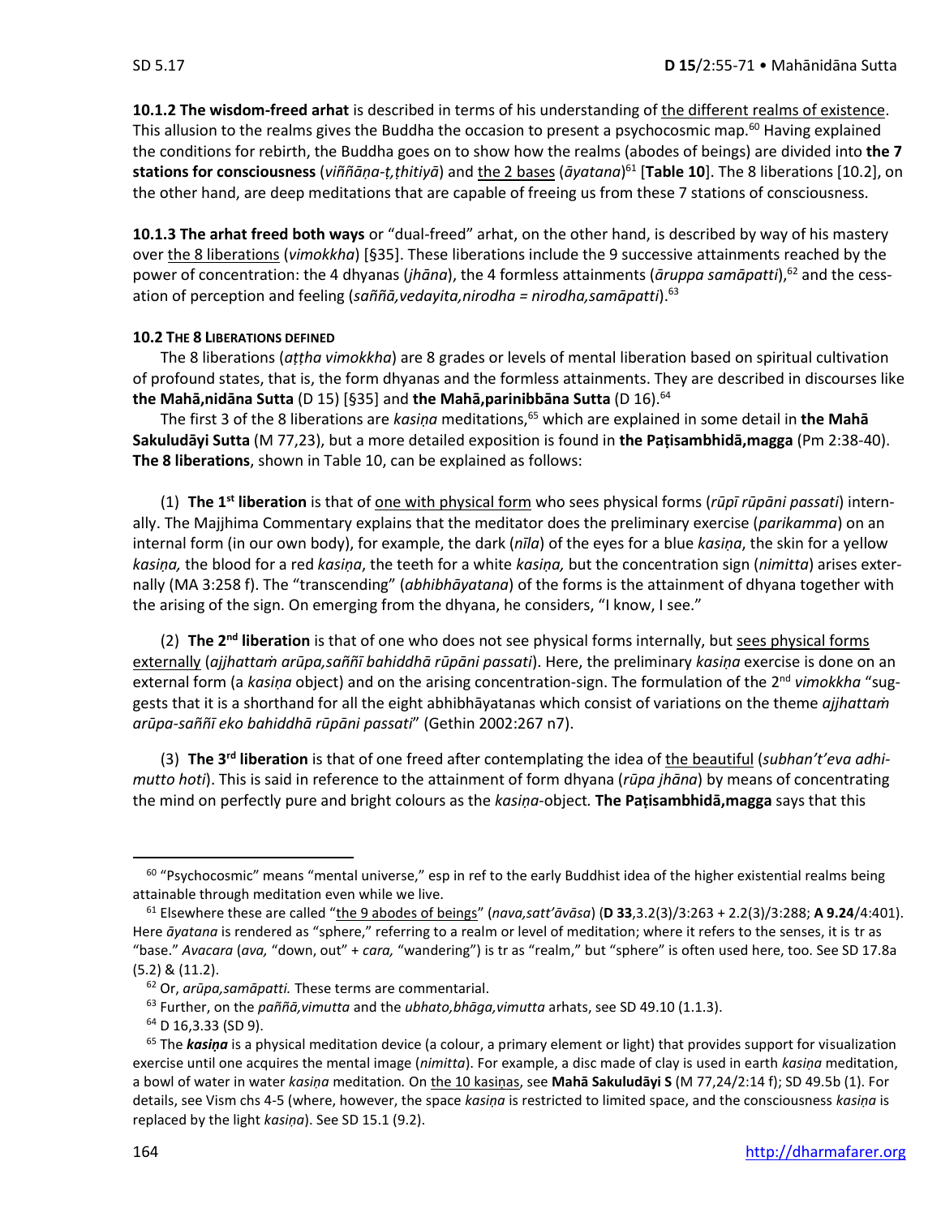**10.1.2 The wisdom-freed arhat** is described in terms of his understanding of the different realms of existence. This allusion to the realms gives the Buddha the occasion to present a psychocosmic map.[60] Having explained the conditions for rebirth, the Buddha goes on to show how the realms (abodes of beings) are divided into **the 7 stations for consciousness** (*viññāṇa-ṭ,ṭhitiyā*) and the 2 bases (*āyatana*)[61] [**Table 10**]. The 8 liberations [10.2], on the other hand, are deep meditations that are capable of freeing us from these 7 stations of consciousness.

**10.1.3 The arhat freed both ways** or "dual-freed" arhat, on the other hand, is described by way of his mastery over the 8 liberations (*vimokkha*) [§35]. These liberations include the 9 successive attainments reached by the power of concentration: the 4 dhyanas (*jhāna*), the 4 formless attainments (*āruppa samāpatti*),[62] and the cessation of perception and feeling (*saññā,vedayita,nirodha = nirodha,samāpatti*).[63]

#### 10.2 THE 8 LIBERATIONS DEFINED

The 8 liberations (*aṭṭha vimokkha*) are 8 grades or levels of mental liberation based on spiritual cultivation of profound states, that is, the form dhyanas and the formless attainments. They are described in discourses like **the Mahā,nidāna Sutta** (D 15) [§35] and **the Mahā,parinibbāna Sutta** (D 16).[64]

The first 3 of the 8 liberations are *kasiṇa* meditations,[65] which are explained in some detail in **the Mahā Sakuludāyi Sutta** (M 77,23), but a more detailed exposition is found in **the Paṭisambhidā,magga** (Pm 2:38-40). **The 8 liberations**, shown in Table 10, can be explained as follows:

(1) **The 1st liberation** is that of one with physical form who sees physical forms (*rūpī rūpāni passati*) internally. The Majjhima Commentary explains that the meditator does the preliminary exercise (*parikamma*) on an internal form (in our own body), for example, the dark (*nīla*) of the eyes for a blue *kasiṇa*, the skin for a yellow *kasiṇa,* the blood for a red *kasiṇa*, the teeth for a white *kasiṇa,* but the concentration sign (*nimitta*) arises externally (MA 3:258 f). The "transcending" (*abhibhāyatana*) of the forms is the attainment of dhyana together with the arising of the sign. On emerging from the dhyana, he considers, "I know, I see."

(2) **The 2nd liberation** is that of one who does not see physical forms internally, but sees physical forms externally (*ajjhattaṁ arūpa,saññī bahiddhā rūpāni passati*). Here, the preliminary *kasiṇa* exercise is done on an external form (a *kasiṇa* object) and on the arising concentration-sign. The formulation of the 2nd *vimokkha* "suggests that it is a shorthand for all the eight abhibhāyatanas which consist of variations on the theme *ajjhattaṁ arūpa-saññī eko bahiddhā rūpāni passati*" (Gethin 2002:267 n7).

(3) **The 3rd liberation** is that of one freed after contemplating the idea of the beautiful (*subhan't'eva adhimutto hoti*). This is said in reference to the attainment of form dhyana (*rūpa jhāna*) by means of concentrating the mind on perfectly pure and bright colours as the *kasiṇa*-object. **The Paṭisambhidā,magga** says that this

---

[60] "Psychocosmic" means "mental universe," esp in ref to the early Buddhist idea of the higher existential realms being attainable through meditation even while we live.

[61] Elsewhere these are called "the 9 abodes of beings" (*nava,satt'āvāsa*) (**D 33**,3.2(3)/3:263 + 2.2(3)/3:288; **A 9.24**/4:401). Here *āyatana* is rendered as "sphere," referring to a realm or level of meditation; where it refers to the senses, it is tr as "base." *Avacara* (*ava,* "down, out" + *cara,* "wandering") is tr as "realm," but "sphere" is often used here, too. See SD 17.8a (5.2) & (11.2).

[62] Or, *arūpa,samāpatti.* These terms are commentarial.

[63] Further, on the *paññā,vimutta* and the *ubhato,bhāga,vimutta* arhats, see SD 49.10 (1.1.3).

[64] D 16,3.33 (SD 9).

[65] The ***kasiṇa*** is a physical meditation device (a colour, a primary element or light) that provides support for visualization exercise until one acquires the mental image (*nimitta*). For example, a disc made of clay is used in earth *kasiṇa* meditation, a bowl of water in water *kasiṇa* meditation. On the 10 kasiṇas, see **Mahā Sakuludāyi S** (M 77,24/2:14 f); SD 49.5b (1). For details, see Vism chs 4-5 (where, however, the space *kasiṇa* is restricted to limited space, and the consciousness *kasiṇa* is replaced by the light *kasiṇa*). See SD 15.1 (9.2).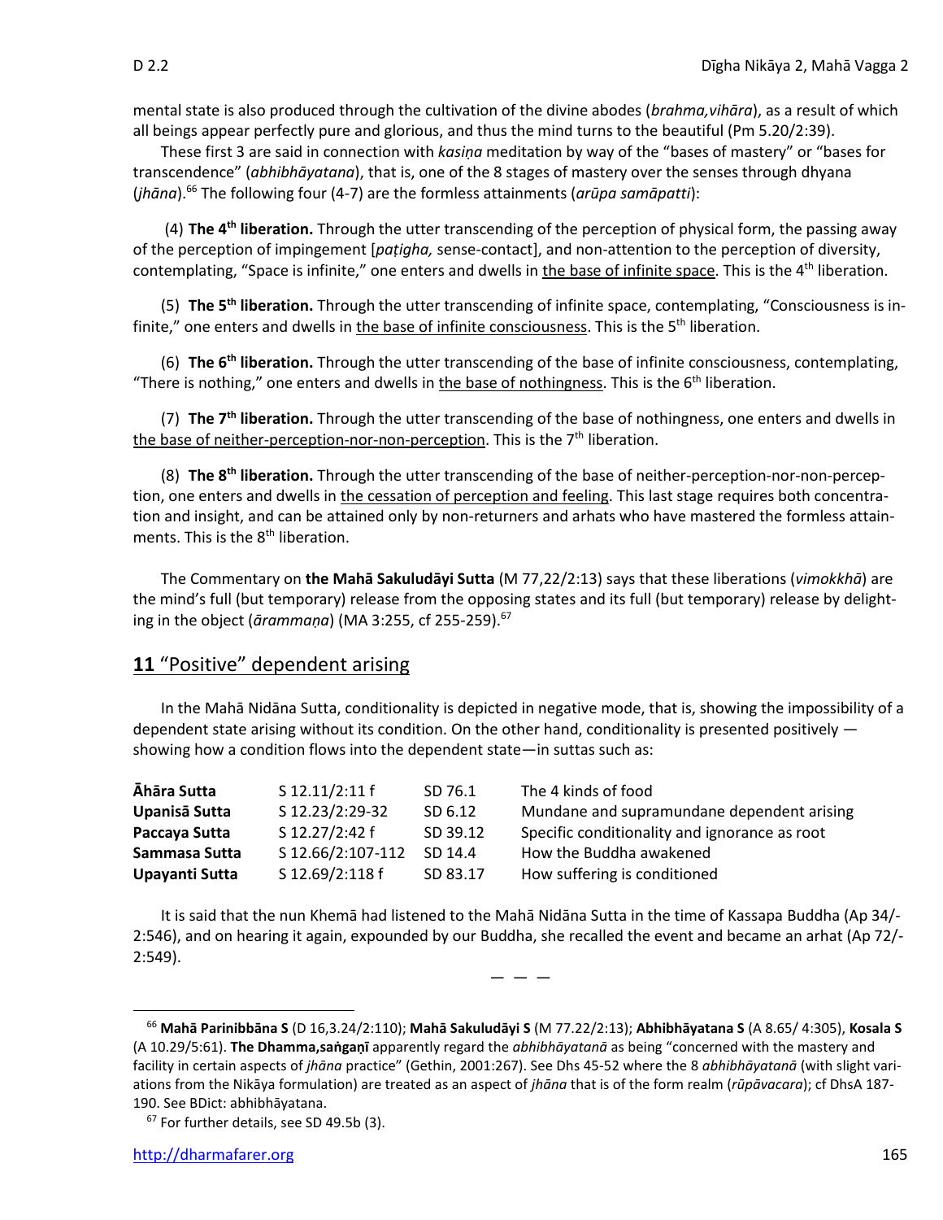mental state is also produced through the cultivation of the divine abodes (*brahma,vihāra*), as a result of which all beings appear perfectly pure and glorious, and thus the mind turns to the beautiful (Pm 5.20/2:39).

These first 3 are said in connection with *kasiṇa* meditation by way of the "bases of mastery" or "bases for transcendence" (*abhibhāyatana*), that is, one of the 8 stages of mastery over the senses through dhyana (*jhāna*).[66] The following four (4-7) are the formless attainments (*arūpa samāpatti*):

(4) **The 4th liberation.** Through the utter transcending of the perception of physical form, the passing away of the perception of impingement [*paṭigha,* sense-contact], and non-attention to the perception of diversity, contemplating, "Space is infinite," one enters and dwells in the base of infinite space. This is the 4th liberation.

(5) **The 5th liberation.** Through the utter transcending of infinite space, contemplating, "Consciousness is infinite," one enters and dwells in the base of infinite consciousness. This is the 5th liberation.

(6) **The 6th liberation.** Through the utter transcending of the base of infinite consciousness, contemplating, "There is nothing," one enters and dwells in the base of nothingness. This is the 6th liberation.

(7) **The 7th liberation.** Through the utter transcending of the base of nothingness, one enters and dwells in the base of neither-perception-nor-non-perception. This is the 7th liberation.

(8) **The 8th liberation.** Through the utter transcending of the base of neither-perception-nor-non-perception, one enters and dwells in the cessation of perception and feeling. This last stage requires both concentration and insight, and can be attained only by non-returners and arhats who have mastered the formless attainments. This is the 8th liberation.

The Commentary on **the Mahā Sakuludāyi Sutta** (M 77,22/2:13) says that these liberations (*vimokkhā*) are the mind's full (but temporary) release from the opposing states and its full (but temporary) release by delighting in the object (*ārammaṇa*) (MA 3:255, cf 255-259).[67]

## **11** "Positive" dependent arising

In the Mahā Nidāna Sutta, conditionality is depicted in negative mode, that is, showing the impossibility of a dependent state arising without its condition. On the other hand, conditionality is presented positively — showing how a condition flows into the dependent state—in suttas such as:

| | | | |
|---|---|---|---|
| **Āhāra Sutta** | S 12.11/2:11 f | SD 76.1 | The 4 kinds of food |
| **Upanisā Sutta** | S 12.23/2:29-32 | SD 6.12 | Mundane and supramundane dependent arising |
| **Paccaya Sutta** | S 12.27/2:42 f | SD 39.12 | Specific conditionality and ignorance as root |
| **Sammasa Sutta** | S 12.66/2:107-112 | SD 14.4 | How the Buddha awakened |
| **Upayanti Sutta** | S 12.69/2:118 f | SD 83.17 | How suffering is conditioned |

It is said that the nun Khemā had listened to the Mahā Nidāna Sutta in the time of Kassapa Buddha (Ap 34/-2:546), and on hearing it again, expounded by our Buddha, she recalled the event and became an arhat (Ap 72/-2:549).

— — —

[66] **Mahā Parinibbāna S** (D 16,3.24/2:110); **Mahā Sakuludāyi S** (M 77.22/2:13); **Abhibhāyatana S** (A 8.65/ 4:305), **Kosala S** (A 10.29/5:61). **The Dhamma,saṅgaṇī** apparently regard the *abhibhāyatanā* as being "concerned with the mastery and facility in certain aspects of *jhāna* practice" (Gethin, 2001:267). See Dhs 45-52 where the 8 *abhibhāyatanā* (with slight variations from the Nikāya formulation) are treated as an aspect of *jhāna* that is of the form realm (*rūpāvacara*); cf DhsA 187-190. See BDict: abhibhāyatana.

[67] For further details, see SD 49.5b (3).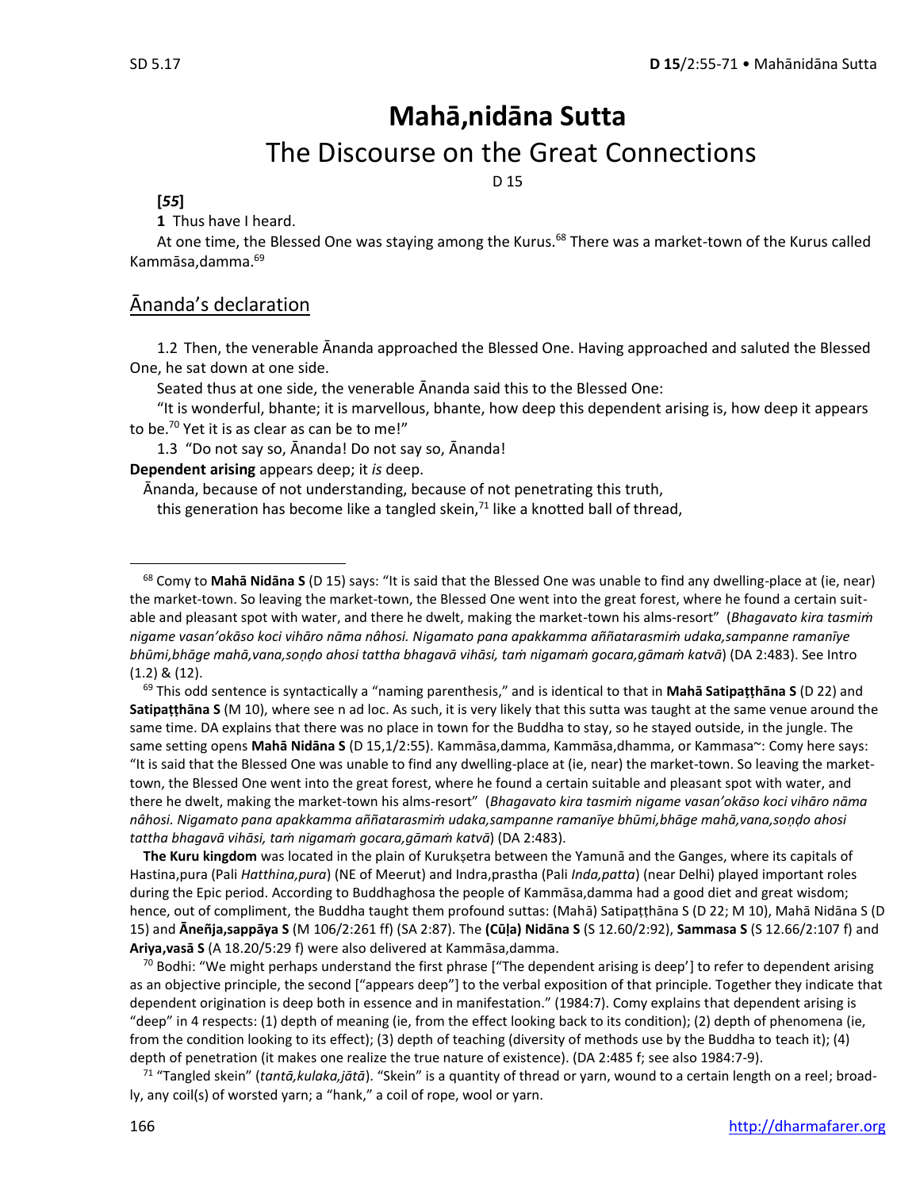# Mahā,nidāna Sutta

## The Discourse on the Great Connections

D 15

**[*55*]**

**1** Thus have I heard.

At one time, the Blessed One was staying among the Kurus.[68] There was a market-town of the Kurus called Kammāsa,damma.[69]

## Ānanda's declaration

1.2 Then, the venerable Ānanda approached the Blessed One. Having approached and saluted the Blessed One, he sat down at one side.

Seated thus at one side, the venerable Ānanda said this to the Blessed One:

"It is wonderful, bhante; it is marvellous, bhante, how deep this dependent arising is, how deep it appears to be.[70] Yet it is as clear as can be to me!"

1.3 "Do not say so, Ānanda! Do not say so, Ānanda!

**Dependent arising** appears deep; it *is* deep.

Ānanda, because of not understanding, because of not penetrating this truth,

this generation has become like a tangled skein,[71] like a knotted ball of thread,

---

[68] Comy to **Mahā Nidāna S** (D 15) says: "It is said that the Blessed One was unable to find any dwelling-place at (ie, near) the market-town. So leaving the market-town, the Blessed One went into the great forest, where he found a certain suitable and pleasant spot with water, and there he dwelt, making the market-town his alms-resort" (*Bhagavato kira tasmiṁ nigame vasan'okāso koci vihāro nāma nâhosi. Nigamato pana apakkamma aññatarasmiṁ udaka,sampanne ramanīye bhūmi,bhāge mahā,vana,soṇḍo ahosi tattha bhagavā vihāsi, taṁ nigamaṁ gocara,gāmaṁ katvā*) (DA 2:483). See Intro (1.2) & (12).

[69] This odd sentence is syntactically a "naming parenthesis," and is identical to that in **Mahā Satipaṭṭhāna S** (D 22) and **Satipaṭṭhāna S** (M 10), where see n ad loc. As such, it is very likely that this sutta was taught at the same venue around the same time. DA explains that there was no place in town for the Buddha to stay, so he stayed outside, in the jungle. The same setting opens **Mahā Nidāna S** (D 15,1/2:55). Kammāsa,damma, Kammāsa,dhamma, or Kammasa~: Comy here says: "It is said that the Blessed One was unable to find any dwelling-place at (ie, near) the market-town. So leaving the market-town, the Blessed One went into the great forest, where he found a certain suitable and pleasant spot with water, and there he dwelt, making the market-town his alms-resort" (*Bhagavato kira tasmiṁ nigame vasan'okāso koci vihāro nāma nâhosi. Nigamato pana apakkamma aññatarasmiṁ udaka,sampanne ramanīye bhūmi,bhāge mahā,vana,soṇḍo ahosi tattha bhagavā vihāsi, taṁ nigamaṁ gocara,gāmaṁ katvā*) (DA 2:483).

**The Kuru kingdom** was located in the plain of Kurukṣetra between the Yamunā and the Ganges, where its capitals of Hastina,pura (Pali *Hatthina,pura*) (NE of Meerut) and Indra,prastha (Pali *Inda,patta*) (near Delhi) played important roles during the Epic period. According to Buddhaghosa the people of Kammāsa,damma had a good diet and great wisdom; hence, out of compliment, the Buddha taught them profound suttas: (Mahā) Satipaṭṭhāna S (D 22; M 10), Mahā Nidāna S (D 15) and **Āneñja,sappāya S** (M 106/2:261 ff) (SA 2:87). The **(Cūḷa) Nidāna S** (S 12.60/2:92), **Sammasa S** (S 12.66/2:107 f) and **Ariya,vasā S** (A 18.20/5:29 f) were also delivered at Kammāsa,damma.

[70] Bodhi: "We might perhaps understand the first phrase ["The dependent arising is deep'] to refer to dependent arising as an objective principle, the second ["appears deep"] to the verbal exposition of that principle. Together they indicate that dependent origination is deep both in essence and in manifestation." (1984:7). Comy explains that dependent arising is "deep" in 4 respects: (1) depth of meaning (ie, from the effect looking back to its condition); (2) depth of phenomena (ie, from the condition looking to its effect); (3) depth of teaching (diversity of methods use by the Buddha to teach it); (4) depth of penetration (it makes one realize the true nature of existence). (DA 2:485 f; see also 1984:7-9).

[71] "Tangled skein" (*tantā,kulaka,jātā*). "Skein" is a quantity of thread or yarn, wound to a certain length on a reel; broadly, any coil(s) of worsted yarn; a "hank," a coil of rope, wool or yarn.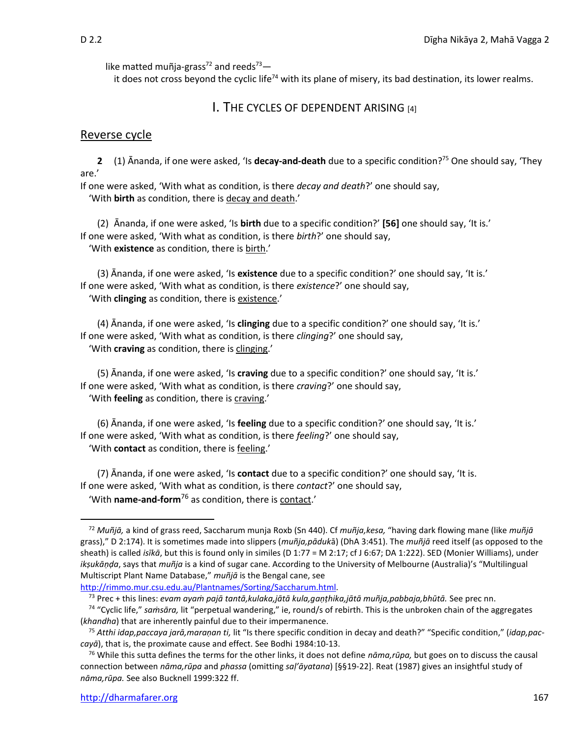like matted muñja-grass[72] and reeds[73]—
  it does not cross beyond the cyclic life[74] with its plane of misery, its bad destination, its lower realms.

## I. THE CYCLES OF DEPENDENT ARISING [4]

### Reverse cycle

**2** (1) Ānanda, if one were asked, 'Is **decay-and-death** due to a specific condition?[75] One should say, 'They are.'
If one were asked, 'With what as condition, is there *decay and death*?' one should say,
  'With **birth** as condition, there is decay and death.'

(2) Ānanda, if one were asked, 'Is **birth** due to a specific condition?' **[56]** one should say, 'It is.'
If one were asked, 'With what as condition, is there *birth*?' one should say,
  'With **existence** as condition, there is birth.'

(3) Ānanda, if one were asked, 'Is **existence** due to a specific condition?' one should say, 'It is.'
If one were asked, 'With what as condition, is there *existence*?' one should say,
  'With **clinging** as condition, there is existence.'

(4) Ānanda, if one were asked, 'Is **clinging** due to a specific condition?' one should say, 'It is.'
If one were asked, 'With what as condition, is there *clinging*?' one should say,
  'With **craving** as condition, there is clinging.'

(5) Ānanda, if one were asked, 'Is **craving** due to a specific condition?' one should say, 'It is.'
If one were asked, 'With what as condition, is there *craving*?' one should say,
  'With **feeling** as condition, there is craving.'

(6) Ānanda, if one were asked, 'Is **feeling** due to a specific condition?' one should say, 'It is.'
If one were asked, 'With what as condition, is there *feeling*?' one should say,
  'With **contact** as condition, there is feeling.'

(7) Ānanda, if one were asked, 'Is **contact** due to a specific condition?' one should say, 'It is.
If one were asked, 'With what as condition, is there *contact*?' one should say,
  'With **name-and-form**[76] as condition, there is contact.'

---

[72] *Muñjā,* a kind of grass reed, Saccharum munja Roxb (Sn 440). Cf *muñja,kesa,* "having dark flowing mane (like *muñjā* grass)," D 2:174). It is sometimes made into slippers (*muñja,pādukā*) (DhA 3:451). The *muñjā* reed itself (as opposed to the sheath) is called *isīkā*, but this is found only in similes (D 1:77 = M 2:17; cf J 6:67; DA 1:222). SED (Monier Williams), under *ikṣukāṇḍa*, says that *muñja* is a kind of sugar cane. According to the University of Melbourne (Australia)'s "Multilingual Multiscript Plant Name Database," *muñjā* is the Bengal cane, see http://rimmo.mur.csu.edu.au/Plantnames/Sorting/Saccharum.html.

[73] Prec + this lines: *evam ayaṁ pajā tantā,kulaka,jātā kula,gaṇṭhika,jātā muñja,pabbaja,bhūtā.* See prec nn.

[74] "Cyclic life," *saṁsāra,* lit "perpetual wandering," ie, round/s of rebirth. This is the unbroken chain of the aggregates (*khandha*) that are inherently painful due to their impermanence.

[75] *Atthi idap,paccaya jarā,maraṇan ti,* lit "Is there specific condition in decay and death?" "Specific condition," (*idap,paccayā*), that is, the proximate cause and effect. See Bodhi 1984:10-13.

[76] While this sutta defines the terms for the other links, it does not define *nāma,rūpa,* but goes on to discuss the causal connection between *nāma,rūpa* and *phassa* (omitting *saḷ'āyatana*) [§§19-22]. Reat (1987) gives an insightful study of *nāma,rūpa.* See also Bucknell 1999:322 ff.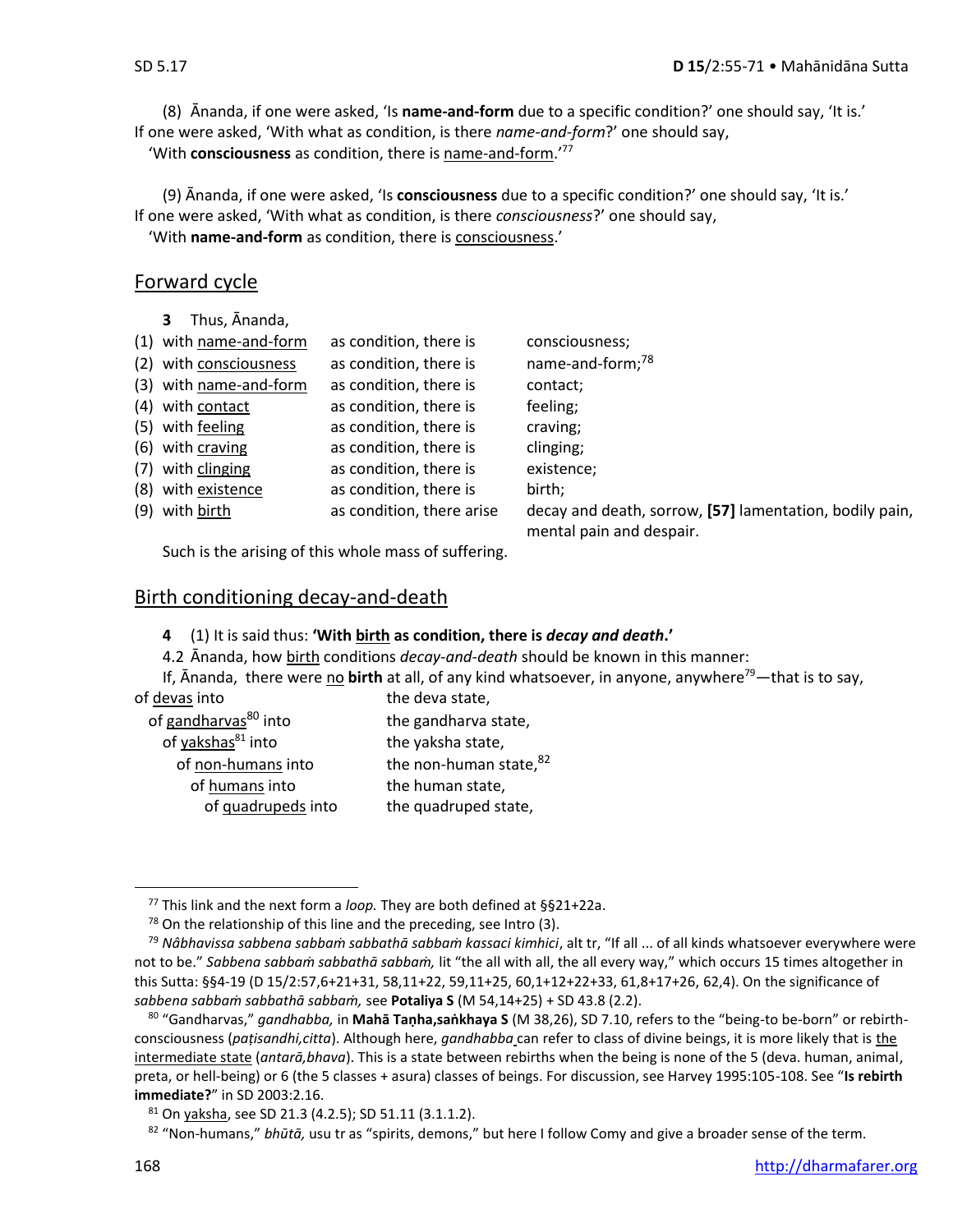(8) Ānanda, if one were asked, 'Is **name-and-form** due to a specific condition?' one should say, 'It is.' If one were asked, 'With what as condition, is there *name-and-form*?' one should say,
'With **consciousness** as condition, there is name-and-form.'[77]

(9) Ānanda, if one were asked, 'Is **consciousness** due to a specific condition?' one should say, 'It is.' If one were asked, 'With what as condition, is there *consciousness*?' one should say,
'With **name-and-form** as condition, there is consciousness.'

## Forward cycle

**3** Thus, Ānanda,

| | | |
|---|---|---|
| (1) with name-and-form | as condition, there is | consciousness; |
| (2) with consciousness | as condition, there is | name-and-form;[78] |
| (3) with name-and-form | as condition, there is | contact; |
| (4) with contact | as condition, there is | feeling; |
| (5) with feeling | as condition, there is | craving; |
| (6) with craving | as condition, there is | clinging; |
| (7) with clinging | as condition, there is | existence; |
| (8) with existence | as condition, there is | birth; |
| (9) with birth | as condition, there arise | decay and death, sorrow, **[57]** lamentation, bodily pain, mental pain and despair. |

Such is the arising of this whole mass of suffering.

## Birth conditioning decay-and-death

**4** (1) It is said thus: **'With birth as condition, there is *decay and death*.'**

4.2 Ānanda, how birth conditions *decay-and-death* should be known in this manner:

If, Ānanda, there were no **birth** at all, of any kind whatsoever, in anyone, anywhere[79]—that is to say,

of devas into the deva state,
of gandharvas[80] into the gandharva state,
of yakshas[81] into the yaksha state,
of non-humans into the non-human state,[82]
of humans into the human state,
of quadrupeds into the quadruped state,

---

[77] This link and the next form a *loop.* They are both defined at §§21+22a.

[78] On the relationship of this line and the preceding, see Intro (3).

[79] *Nâbhavissa sabbena sabbaṁ sabbathā sabbaṁ kassaci kimhici*, alt tr, "If all ... of all kinds whatsoever everywhere were not to be." *Sabbena sabbaṁ sabbathā sabbaṁ,* lit "the all with all, the all every way," which occurs 15 times altogether in this Sutta: §§4-19 (D 15/2:57,6+21+31, 58,11+22, 59,11+25, 60,1+12+22+33, 61,8+17+26, 62,4). On the significance of *sabbena sabbaṁ sabbathā sabbaṁ,* see **Potaliya S** (M 54,14+25) + SD 43.8 (2.2).

[80] "Gandharvas," *gandhabba,* in **Mahā Taṇha,saṅkhaya S** (M 38,26), SD 7.10, refers to the "being-to be-born" or rebirth-consciousness (*paṭisandhi,citta*). Although here, *gandhabba* can refer to class of divine beings, it is more likely that is the intermediate state (*antarā,bhava*). This is a state between rebirths when the being is none of the 5 (deva. human, animal, preta, or hell-being) or 6 (the 5 classes + asura) classes of beings. For discussion, see Harvey 1995:105-108. See "**Is rebirth immediate?**" in SD 2003:2.16.

[81] On yaksha, see SD 21.3 (4.2.5); SD 51.11 (3.1.1.2).

[82] "Non-humans," *bhūtā,* usu tr as "spirits, demons," but here I follow Comy and give a broader sense of the term.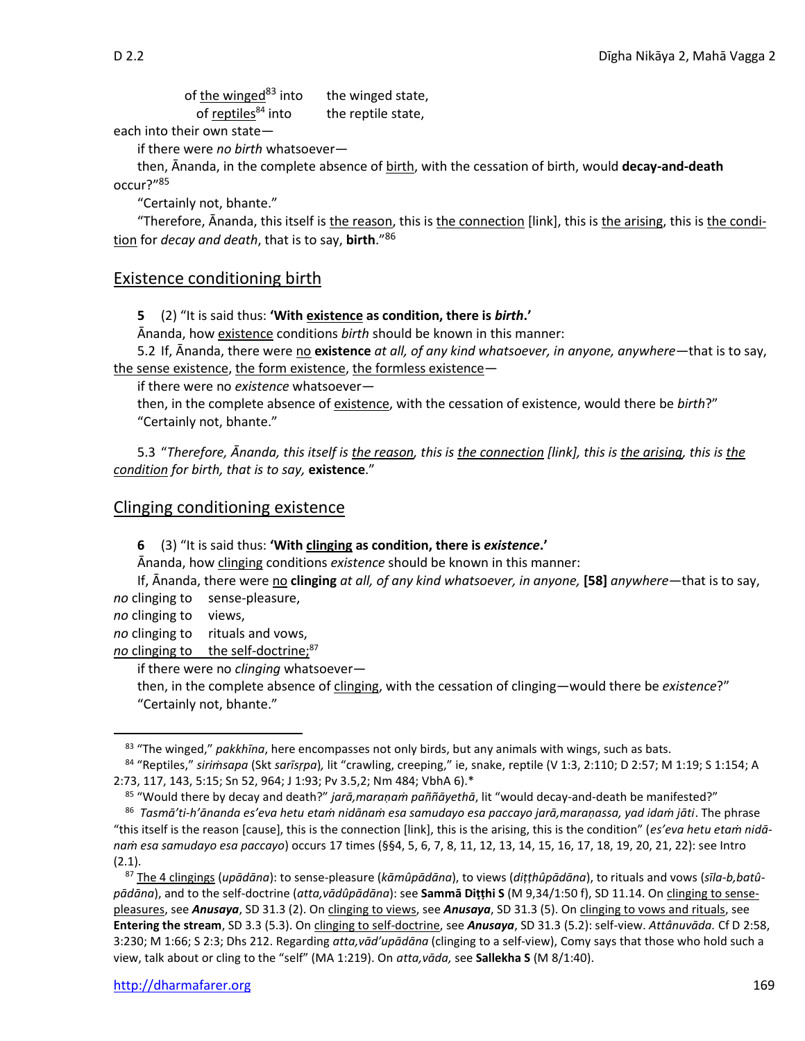of <u>the winged</u>[83] into the winged state,
of <u>reptiles</u>[84] into the reptile state,

each into their own state—

if there were *no birth* whatsoever—

then, Ānanda, in the complete absence of <u>birth</u>, with the cessation of birth, would **decay-and-death** occur?"[85]

"Certainly not, bhante."

"Therefore, Ānanda, this itself is <u>the reason</u>, this is <u>the connection</u> [link], this is <u>the arising</u>, this is <u>the condition</u> for *decay and death*, that is to say, **birth**."[86]

## Existence conditioning birth

**5** (2) "It is said thus: **'With <u>existence</u> as condition, there is *birth*.'**

Ānanda, how <u>existence</u> conditions *birth* should be known in this manner:

5.2 If, Ānanda, there were <u>no</u> **existence** *at all, of any kind whatsoever, in anyone, anywhere*—that is to say, <u>the sense existence</u>, <u>the form existence</u>, <u>the formless existence</u>—

if there were no *existence* whatsoever—

then, in the complete absence of <u>existence</u>, with the cessation of existence, would there be *birth*?"

"Certainly not, bhante."

5.3 "*Therefore, Ānanda, this itself is <u>the reason</u>, this is <u>the connection</u> [link], this is <u>the arising</u>, this is <u>the condition</u> for birth, that is to say,* **existence**."

## Clinging conditioning existence

**6** (3) "It is said thus: **'With <u>clinging</u> as condition, there is *existence*.'**

Ānanda, how <u>clinging</u> conditions *existence* should be known in this manner:

If, Ānanda, there were <u>no</u> **clinging** *at all, of any kind whatsoever, in anyone,* **[58]** *anywhere*—that is to say,

*no* clinging to sense-pleasure,
*no* clinging to views,
*no* clinging to rituals and vows,
*no* clinging to the self-doctrine;[87]

if there were no *clinging* whatsoever—

then, in the complete absence of <u>clinging</u>, with the cessation of clinging—would there be *existence*?"

"Certainly not, bhante."

---

[83] "The winged," *pakkhīna*, here encompasses not only birds, but any animals with wings, such as bats.

[84] "Reptiles," *siriṁsapa* (Skt *sarīsṛpa*), lit "crawling, creeping," ie, snake, reptile (V 1:3, 2:110; D 2:57; M 1:19; S 1:154; A 2:73, 117, 143, 5:15; Sn 52, 964; J 1:93; Pv 3.5,2; Nm 484; VbhA 6).*

[85] "Would there by decay and death?" *jarā,maraṇaṁ paññāyethā*, lit "would decay-and-death be manifested?"

[86] *Tasmā'ti-h'ānanda es'eva hetu etaṁ nidānaṁ esa samudayo esa paccayo jarā,maraṇassa, yad idaṁ jāti*. The phrase "this itself is the reason [cause], this is the connection [link], this is the arising, this is the condition" (*es'eva hetu etaṁ nidānaṁ esa samudayo esa paccayo*) occurs 17 times (§§4, 5, 6, 7, 8, 11, 12, 13, 14, 15, 16, 17, 18, 19, 20, 21, 22): see Intro (2.1).

[87] <u>The 4 clingings</u> (*upādāna*): to sense-pleasure (*kāmûpādāna*), to views (*diṭṭhûpādāna*), to rituals and vows (*sīla-b,batûpādāna*), and to the self-doctrine (*atta,vādûpādāna*): see **Sammā Diṭṭhi S** (M 9,34/1:50 f), SD 11.14. On <u>clinging to sense-pleasures</u>, see ***Anusaya***, SD 31.3 (2). On <u>clinging to views</u>, see ***Anusaya***, SD 31.3 (5). On <u>clinging to vows and rituals</u>, see **Entering the stream**, SD 3.3 (5.3). On <u>clinging to self-doctrine</u>, see ***Anusaya***, SD 31.3 (5.2): self-view. *Attânuvāda.* Cf D 2:58, 3:230; M 1:66; S 2:3; Dhs 212. Regarding *atta,vād'upādāna* (clinging to a self-view), Comy says that those who hold such a view, talk about or cling to the "self" (MA 1:219). On *atta,vāda,* see **Sallekha S** (M 8/1:40).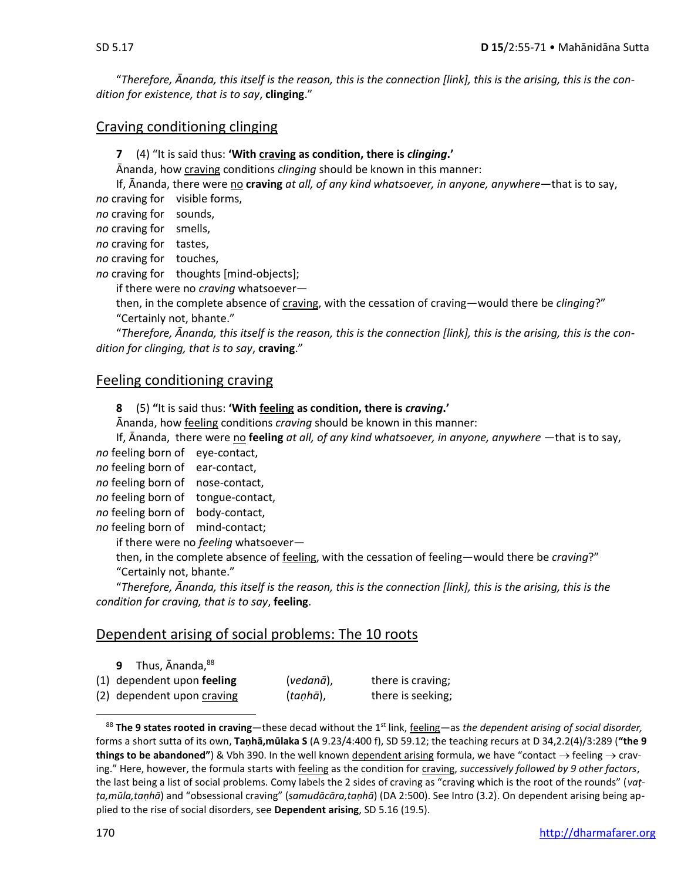"*Therefore, Ānanda, this itself is the reason, this is the connection [link], this is the arising, this is the condition for existence, that is to say*, **clinging**."

## Craving conditioning clinging

**7** (4) "It is said thus: **'With craving as condition, there is *clinging*.'**

Ānanda, how craving conditions *clinging* should be known in this manner:

If, Ānanda, there were no **craving** *at all, of any kind whatsoever, in anyone, anywhere*—that is to say,

*no* craving for visible forms,
*no* craving for sounds,
*no* craving for smells,
*no* craving for tastes,
*no* craving for touches,
*no* craving for thoughts [mind-objects];

if there were no *craving* whatsoever—

then, in the complete absence of craving, with the cessation of craving—would there be *clinging*?"

"Certainly not, bhante."

"*Therefore, Ānanda, this itself is the reason, this is the connection [link], this is the arising, this is the condition for clinging, that is to say*, **craving**."

## Feeling conditioning craving

**8** (5) **"**It is said thus: **'With feeling as condition, there is *craving*.'**

Ānanda, how feeling conditions *craving* should be known in this manner:

If, Ānanda, there were no **feeling** *at all, of any kind whatsoever, in anyone, anywhere* —that is to say,

*no* feeling born of eye-contact,
*no* feeling born of ear-contact,
*no* feeling born of nose-contact,
*no* feeling born of tongue-contact,
*no* feeling born of body-contact,
*no* feeling born of mind-contact;

if there were no *feeling* whatsoever—

then, in the complete absence of feeling, with the cessation of feeling—would there be *craving*?"

"Certainly not, bhante."

"*Therefore, Ānanda, this itself is the reason, this is the connection [link], this is the arising, this is the condition for craving, that is to say*, **feeling**.

## Dependent arising of social problems: The 10 roots

**9** Thus, Ānanda,[88]

(1) dependent upon **feeling** (*vedanā*), there is craving;
(2) dependent upon craving (*taṇhā*), there is seeking;

---

[88] **The 9 states rooted in craving**—these decad without the 1st link, feeling—as *the dependent arising of social disorder,* forms a short sutta of its own, **Taṇhā,mūlaka S** (A 9.23/4:400 f), SD 59.12; the teaching recurs at D 34,2.2(4)/3:289 (**"the 9 things to be abandoned"**) & Vbh 390. In the well known dependent arising formula, we have "contact → feeling → craving." Here, however, the formula starts with feeling as the condition for craving, *successively followed by 9 other factors*, the last being a list of social problems. Comy labels the 2 sides of craving as "craving which is the root of the rounds" (*vaṭṭa,mūla,taṇhā*) and "obsessional craving" (*samudācāra,taṇhā*) (DA 2:500). See Intro (3.2). On dependent arising being applied to the rise of social disorders, see **Dependent arising**, SD 5.16 (19.5).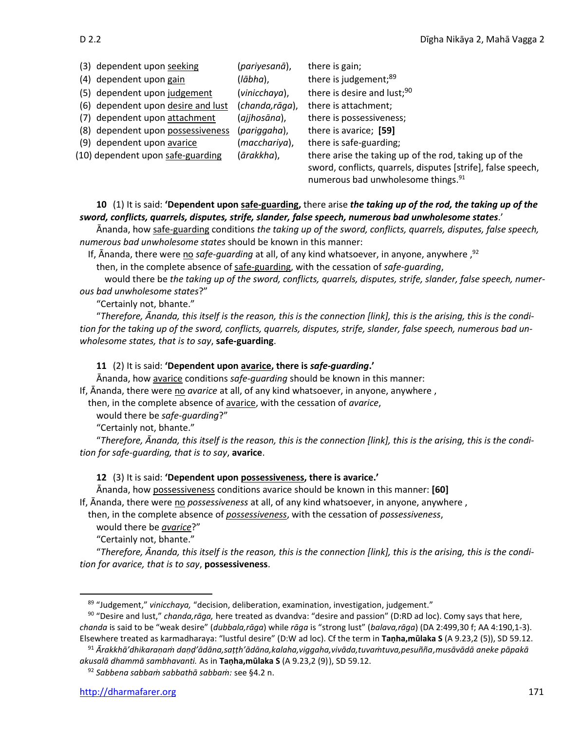| | | |
|---|---|---|
| (3) dependent upon <u>seeking</u> | (*pariyesanā*), | there is gain; |
| (4) dependent upon <u>gain</u> | (*lābha*), | there is judgement;[89] |
| (5) dependent upon <u>judgement</u> | (*vinicchaya*), | there is desire and lust;[90] |
| (6) dependent upon <u>desire and lust</u> | (*chanda,rāga*), | there is attachment; |
| (7) dependent upon <u>attachment</u> | (*ajjhosāna*), | there is possessiveness; |
| (8) dependent upon <u>possessiveness</u> | (*pariggaha*), | there is avarice; **[59]** |
| (9) dependent upon <u>avarice</u> | (*macchariya*), | there is safe-guarding; |
| (10) dependent upon <u>safe-guarding</u> | (*ārakkha*), | there arise the taking up of the rod, taking up of the sword, conflicts, quarrels, disputes [strife], false speech, numerous bad unwholesome things.[91] |

**10** (1) It is said: **'Dependent upon <u>safe-guarding</u>,** there arise ***the taking up of the rod, the taking up of the sword, conflicts, quarrels, disputes, strife, slander, false speech, numerous bad unwholesome states***.'

Ānanda, how <u>safe-guarding</u> conditions *the taking up of the sword, conflicts, quarrels, disputes, false speech, numerous bad unwholesome states* should be known in this manner:

If, Ānanda, there were <u>no</u> *safe-guarding* at all, of any kind whatsoever, in anyone, anywhere ,[92]
then, in the complete absence of <u>safe-guarding</u>, with the cessation of *safe-guarding*,
would there be *the taking up of the sword, conflicts, quarrels, disputes, strife, slander, false speech, numerous bad unwholesome states*?"

"Certainly not, bhante."

"*Therefore, Ānanda, this itself is the reason, this is the connection [link], this is the arising, this is the condition for the taking up of the sword, conflicts, quarrels, disputes, strife, slander, false speech, numerous bad unwholesome states, that is to say*, **safe-guarding**.

**11** (2) It is said: **'Dependent upon <u>avarice</u>, there is *safe-guarding*.'**

Ānanda, how <u>avarice</u> conditions *safe-guarding* should be known in this manner:

If, Ānanda, there were <u>no</u> *avarice* at all, of any kind whatsoever, in anyone, anywhere ,
then, in the complete absence of <u>avarice</u>, with the cessation of *avarice*,
would there be *safe-guarding*?"

"Certainly not, bhante."

"*Therefore, Ānanda, this itself is the reason, this is the connection [link], this is the arising, this is the condition for safe-guarding, that is to say*, **avarice**.

**12** (3) It is said: **'Dependent upon <u>possessiveness</u>, there is avarice.'**

Ānanda, how <u>possessiveness</u> conditions avarice should be known in this manner: **[60]**

If, Ānanda, there were <u>no</u> *possessiveness* at all, of any kind whatsoever, in anyone, anywhere ,
then, in the complete absence of <u>*possessiveness*</u>, with the cessation of *possessiveness*,
would there be <u>*avarice*</u>?"

"Certainly not, bhante."

"*Therefore, Ānanda, this itself is the reason, this is the connection [link], this is the arising, this is the condition for avarice, that is to say*, **possessiveness**.

---

[89] "Judgement," *vinicchaya,* "decision, deliberation, examination, investigation, judgement."

[90] "Desire and lust," *chanda,rāga,* here treated as dvandva: "desire and passion" (D:RD ad loc). Comy says that here, *chanda* is said to be "weak desire" (*dubbala,rāga*) while *rāga* is "strong lust" (*balava,rāga*) (DA 2:499,30 f; AA 4:190,1-3). Elsewhere treated as karmadharaya: "lustful desire" (D:W ad loc). Cf the term in **Taṇha,mūlaka S** (A 9.23,2 (5)), SD 59.12.

[91] *Ārakkhā'dhikaraṇaṁ daṇḍ'ādāna,saṭṭh'ādāna,kalaha,viggaha,vivāda,tuvaṁtuva,pesuñña,musāvādā aneke pāpakā akusalā dhammā sambhavanti.* As in **Taṇha,mūlaka S** (A 9.23,2 (9)), SD 59.12.

[92] *Sabbena sabbaṁ sabbathā sabbaṁ:* see §4.2 n.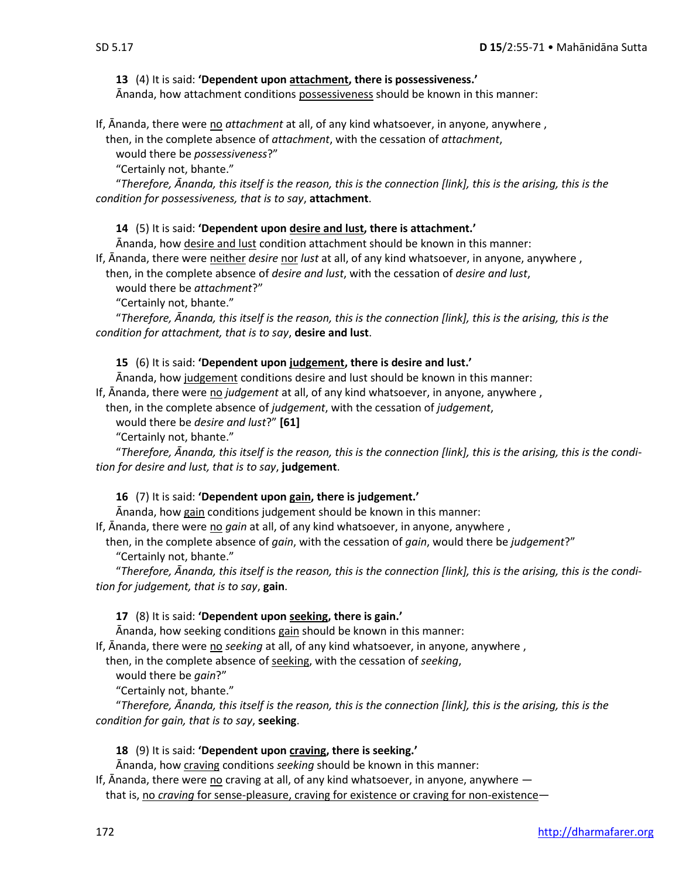**13** (4) It is said: **'Dependent upon <u>attachment</u>, there is possessiveness.'**
Ānanda, how attachment conditions <u>possessiveness</u> should be known in this manner:

If, Ānanda, there were <u>no</u> *attachment* at all, of any kind whatsoever, in anyone, anywhere ,
then, in the complete absence of *attachment*, with the cessation of *attachment*,
would there be *possessiveness*?"
"Certainly not, bhante."
"*Therefore, Ānanda, this itself is the reason, this is the connection [link], this is the arising, this is the condition for possessiveness, that is to say*, **attachment**.

**14** (5) It is said: **'Dependent upon <u>desire and lust</u>, there is attachment.'**
Ānanda, how <u>desire and lust</u> condition attachment should be known in this manner:
If, Ānanda, there were <u>neither</u> *desire* <u>nor</u> *lust* at all, of any kind whatsoever, in anyone, anywhere ,
then, in the complete absence of *desire and lust*, with the cessation of *desire and lust*,
would there be *attachment*?"
"Certainly not, bhante."
"*Therefore, Ānanda, this itself is the reason, this is the connection [link], this is the arising, this is the condition for attachment, that is to say*, **desire and lust**.

**15** (6) It is said: **'Dependent upon <u>judgement</u>, there is desire and lust.'**
Ānanda, how <u>judgement</u> conditions desire and lust should be known in this manner:
If, Ānanda, there were <u>no</u> *judgement* at all, of any kind whatsoever, in anyone, anywhere ,
then, in the complete absence of *judgement*, with the cessation of *judgement*,
would there be *desire and lust*?" **[61]**
"Certainly not, bhante."
"*Therefore, Ānanda, this itself is the reason, this is the connection [link], this is the arising, this is the condition for desire and lust, that is to say*, **judgement**.

**16** (7) It is said: **'Dependent upon <u>gain</u>, there is judgement.'**
Ānanda, how <u>gain</u> conditions judgement should be known in this manner:
If, Ānanda, there were <u>no</u> *gain* at all, of any kind whatsoever, in anyone, anywhere ,
then, in the complete absence of *gain*, with the cessation of *gain*, would there be *judgement*?"
"Certainly not, bhante."
"*Therefore, Ānanda, this itself is the reason, this is the connection [link], this is the arising, this is the condition for judgement, that is to say*, **gain**.

**17** (8) It is said: **'Dependent upon <u>seeking</u>, there is gain.'**
Ānanda, how seeking conditions <u>gain</u> should be known in this manner:
If, Ānanda, there were <u>no</u> *seeking* at all, of any kind whatsoever, in anyone, anywhere ,
then, in the complete absence of <u>seeking</u>, with the cessation of *seeking*,
would there be *gain*?"
"Certainly not, bhante."
"*Therefore, Ānanda, this itself is the reason, this is the connection [link], this is the arising, this is the condition for gain, that is to say*, **seeking**.

**18** (9) It is said: **'Dependent upon <u>craving</u>, there is seeking.'**
Ānanda, how <u>craving</u> conditions *seeking* should be known in this manner:
If, Ānanda, there were <u>no</u> craving at all, of any kind whatsoever, in anyone, anywhere —
that is, <u>no *craving* for sense-pleasure, craving for existence or craving for non-existence</u>—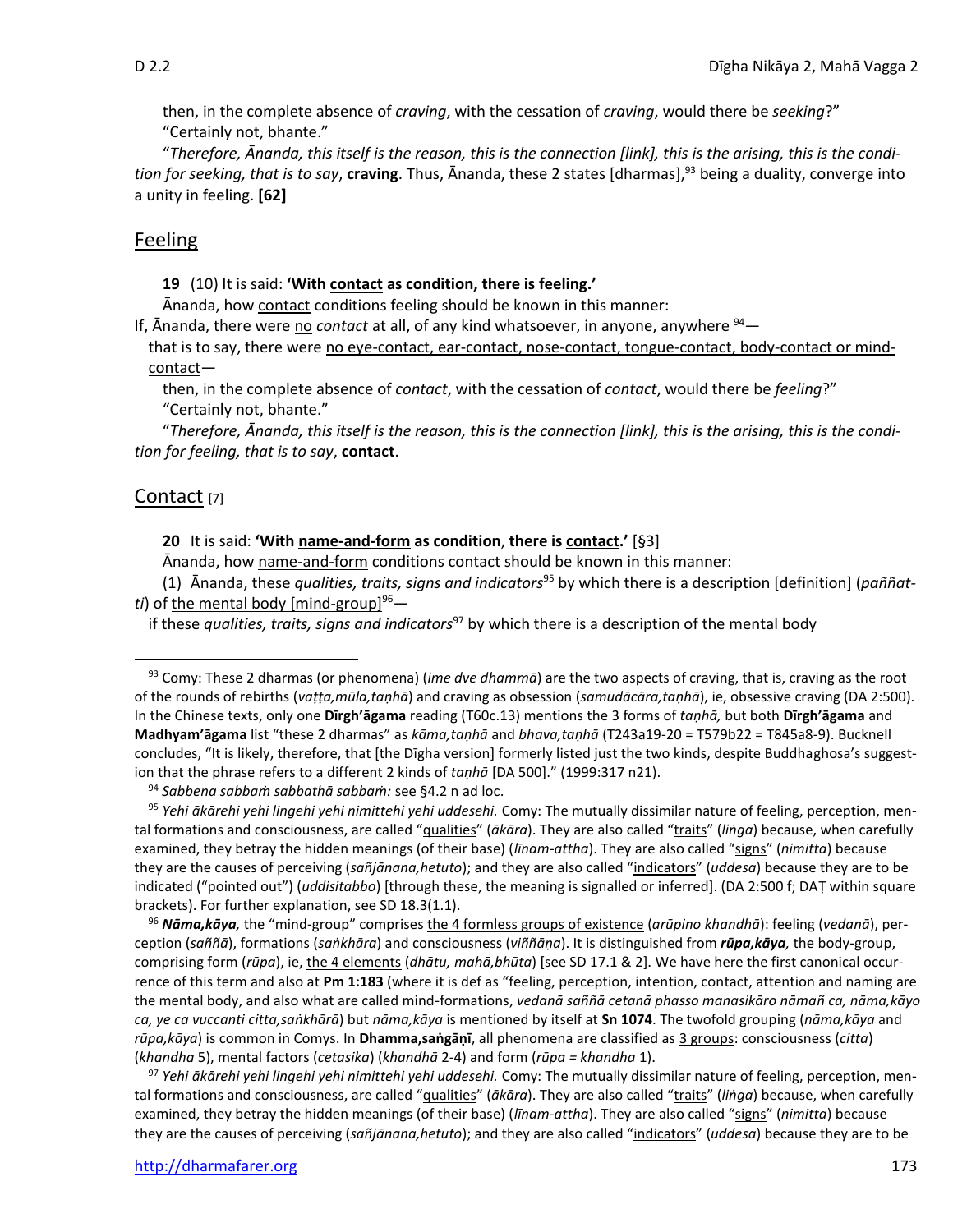then, in the complete absence of *craving*, with the cessation of *craving*, would there be *seeking*?"
"Certainly not, bhante."

"*Therefore, Ānanda, this itself is the reason, this is the connection [link], this is the arising, this is the condition for seeking, that is to say*, **craving**. Thus, Ānanda, these 2 states [dharmas],[93] being a duality, converge into a unity in feeling. **[62]**

## Feeling

**19** (10) It is said: **'With contact as condition, there is feeling.'**

Ānanda, how contact conditions feeling should be known in this manner:

If, Ānanda, there were no *contact* at all, of any kind whatsoever, in anyone, anywhere [94]—
that is to say, there were no eye-contact, ear-contact, nose-contact, tongue-contact, body-contact or mind-contact—
then, in the complete absence of *contact*, with the cessation of *contact*, would there be *feeling*?"
"Certainly not, bhante."

"*Therefore, Ānanda, this itself is the reason, this is the connection [link], this is the arising, this is the condition for feeling, that is to say*, **contact**.

## Contact [7]

**20** It is said: **'With name-and-form as condition, there is contact.'** [§3]

Ānanda, how name-and-form conditions contact should be known in this manner:

(1) Ānanda, these *qualities, traits, signs and indicators*[95] by which there is a description [definition] (*paññatti*) of the mental body [mind-group][96]—
if these *qualities, traits, signs and indicators*[97] by which there is a description of the mental body

---

[93] Comy: These 2 dharmas (or phenomena) (*ime dve dhammā*) are the two aspects of craving, that is, craving as the root of the rounds of rebirths (*vaṭṭa,mūla,taṇhā*) and craving as obsession (*samudācāra,taṇhā*), ie, obsessive craving (DA 2:500). In the Chinese texts, only one **Dīrgh'āgama** reading (T60c.13) mentions the 3 forms of *taṇhā,* but both **Dīrgh'āgama** and **Madhyam'āgama** list "these 2 dharmas" as *kāma,taṇhā* and *bhava,taṇhā* (T243a19-20 = T579b22 = T845a8-9). Bucknell concludes, "It is likely, therefore, that [the Dīgha version] formerly listed just the two kinds, despite Buddhaghosa's suggestion that the phrase refers to a different 2 kinds of *taṇhā* [DA 500]." (1999:317 n21).

[94] *Sabbena sabbaṁ sabbathā sabbaṁ:* see §4.2 n ad loc.

[95] *Yehi ākārehi yehi lingehi yehi nimittehi yehi uddesehi.* Comy: The mutually dissimilar nature of feeling, perception, mental formations and consciousness, are called "qualities" (*ākāra*). They are also called "traits" (*liṅga*) because, when carefully examined, they betray the hidden meanings (of their base) (*līnam-attha*). They are also called "signs" (*nimitta*) because they are the causes of perceiving (*sañjānana,hetuto*); and they are also called "indicators" (*uddesa*) because they are to be indicated ("pointed out") (*uddisitabbo*) [through these, the meaning is signalled or inferred]. (DA 2:500 f; DAṬ within square brackets). For further explanation, see SD 18.3(1.1).

[96] ***Nāma,kāya,*** the "mind-group" comprises the 4 formless groups of existence (*arūpino khandhā*): feeling (*vedanā*), perception (*saññā*), formations (*saṅkhāra*) and consciousness (*viññāṇa*). It is distinguished from ***rūpa,kāya,*** the body-group, comprising form (*rūpa*), ie, the 4 elements (*dhātu, mahā,bhūta*) [see SD 17.1 & 2]. We have here the first canonical occurrence of this term and also at **Pm 1:183** (where it is def as "feeling, perception, intention, contact, attention and naming are the mental body, and also what are called mind-formations, *vedanā saññā cetanā phasso manasikāro nāmañ ca, nāma,kāyo ca, ye ca vuccanti citta,saṅkhārā*) but *nāma,kāya* is mentioned by itself at **Sn 1074**. The twofold grouping (*nāma,kāya* and *rūpa,kāya*) is common in Comys. In **Dhamma,saṅgāṇī**, all phenomena are classified as 3 groups: consciousness (*citta*) (*khandha* 5), mental factors (*cetasika*) (*khandhā* 2-4) and form (*rūpa = khandha* 1).

[97] *Yehi ākārehi yehi lingehi yehi nimittehi yehi uddesehi.* Comy: The mutually dissimilar nature of feeling, perception, mental formations and consciousness, are called "qualities" (*ākāra*). They are also called "traits" (*liṅga*) because, when carefully examined, they betray the hidden meanings (of their base) (*līnam-attha*). They are also called "signs" (*nimitta*) because they are the causes of perceiving (*sañjānana,hetuto*); and they are also called "indicators" (*uddesa*) because they are to be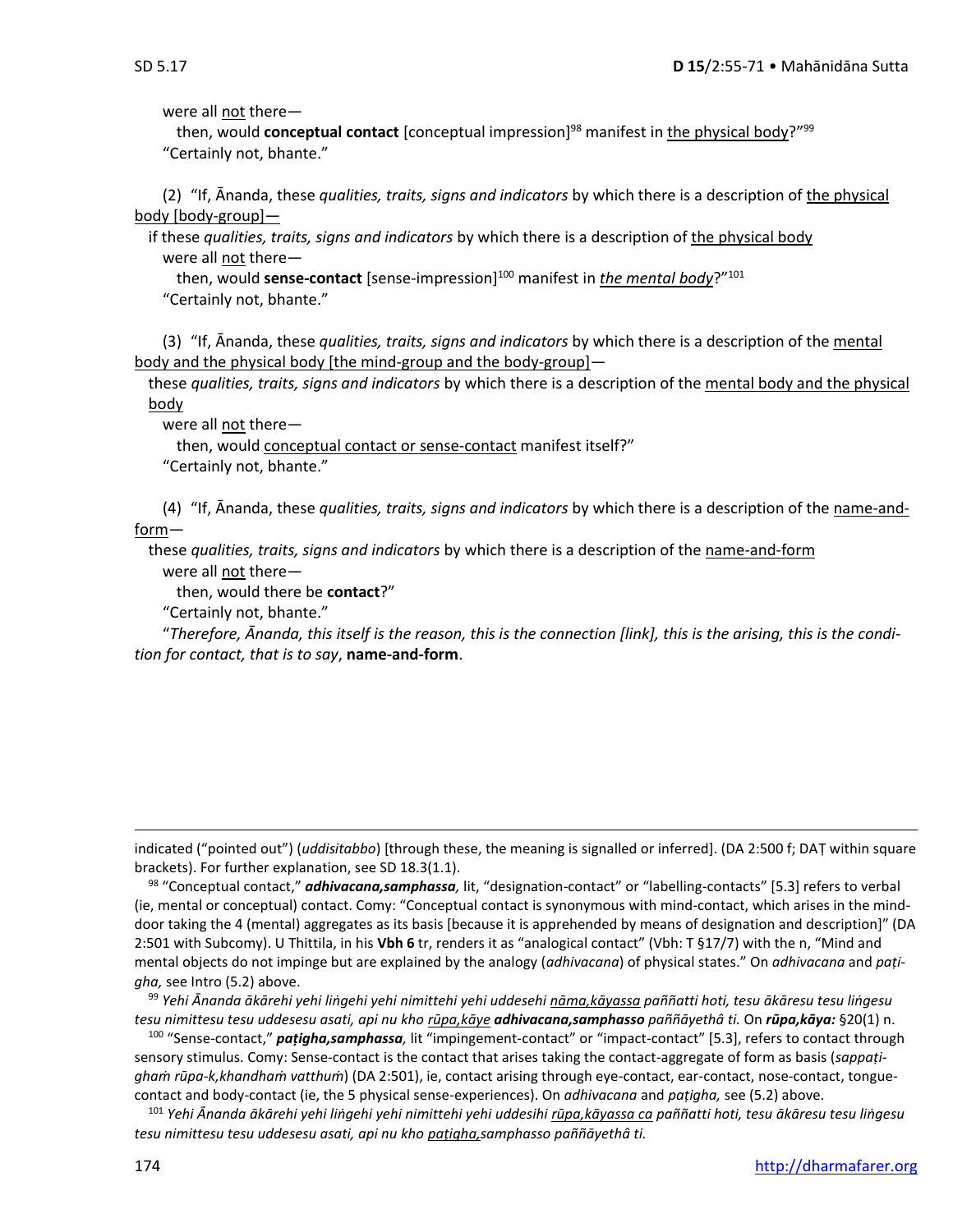were all not there—

then, would **conceptual contact** [conceptual impression][98] manifest in the physical body?"[99]

"Certainly not, bhante."

(2) "If, Ānanda, these *qualities, traits, signs and indicators* by which there is a description of the physical body [body-group]—

if these *qualities, traits, signs and indicators* by which there is a description of the physical body

were all not there—

then, would **sense-contact** [sense-impression][100] manifest in *the mental body*?"[101]

"Certainly not, bhante."

(3) "If, Ānanda, these *qualities, traits, signs and indicators* by which there is a description of the mental body and the physical body [the mind-group and the body-group]—

these *qualities, traits, signs and indicators* by which there is a description of the mental body and the physical body

were all not there—

then, would conceptual contact or sense-contact manifest itself?"

"Certainly not, bhante."

(4) "If, Ānanda, these *qualities, traits, signs and indicators* by which there is a description of the name-and-form—

these *qualities, traits, signs and indicators* by which there is a description of the name-and-form

were all not there—

then, would there be **contact**?"

"Certainly not, bhante."

"*Therefore, Ānanda, this itself is the reason, this is the connection [link], this is the arising, this is the condition for contact, that is to say*, **name-and-form**.

---

indicated ("pointed out") (*uddisitabbo*) [through these, the meaning is signalled or inferred]. (DA 2:500 f; DAṬ within square brackets). For further explanation, see SD 18.3(1.1).

[98] "Conceptual contact," ***adhivacana,samphassa,*** lit, "designation-contact" or "labelling-contacts" [5.3] refers to verbal (ie, mental or conceptual) contact. Comy: "Conceptual contact is synonymous with mind-contact, which arises in the mind-door taking the 4 (mental) aggregates as its basis [because it is apprehended by means of designation and description]" (DA 2:501 with Subcomy). U Thittila, in his **Vbh 6** tr, renders it as "analogical contact" (Vbh: T §17/7) with the n, "Mind and mental objects do not impinge but are explained by the analogy (*adhivacana*) of physical states." On *adhivacana* and *paṭigha,* see Intro (5.2) above.

[99] *Yehi Ānanda ākārehi yehi liṅgehi yehi nimittehi yehi uddesehi nāma,kāyassa paññatti hoti, tesu ākāresu tesu liṅgesu tesu nimittesu tesu uddesesu asati, api nu kho rūpa,kāye* ***adhivacana,samphasso*** *paññāyethâ ti.* On ***rūpa,kāya:*** §20(1) n.

[100] "Sense-contact," ***paṭigha,samphassa,*** lit "impingement-contact" or "impact-contact" [5.3], refers to contact through sensory stimulus. Comy: Sense-contact is the contact that arises taking the contact-aggregate of form as basis (*sappaṭighaṁ rūpa-k,khandhaṁ vatthuṁ*) (DA 2:501), ie, contact arising through eye-contact, ear-contact, nose-contact, tongue-contact and body-contact (ie, the 5 physical sense-experiences). On *adhivacana* and *paṭigha,* see (5.2) above.

[101] *Yehi Ānanda ākārehi yehi liṅgehi yehi nimittehi yehi uddesihi rūpa,kāyassa ca paññatti hoti, tesu ākāresu tesu liṅgesu tesu nimittesu tesu uddesesu asati, api nu kho paṭigha,samphasso paññāyethâ ti.*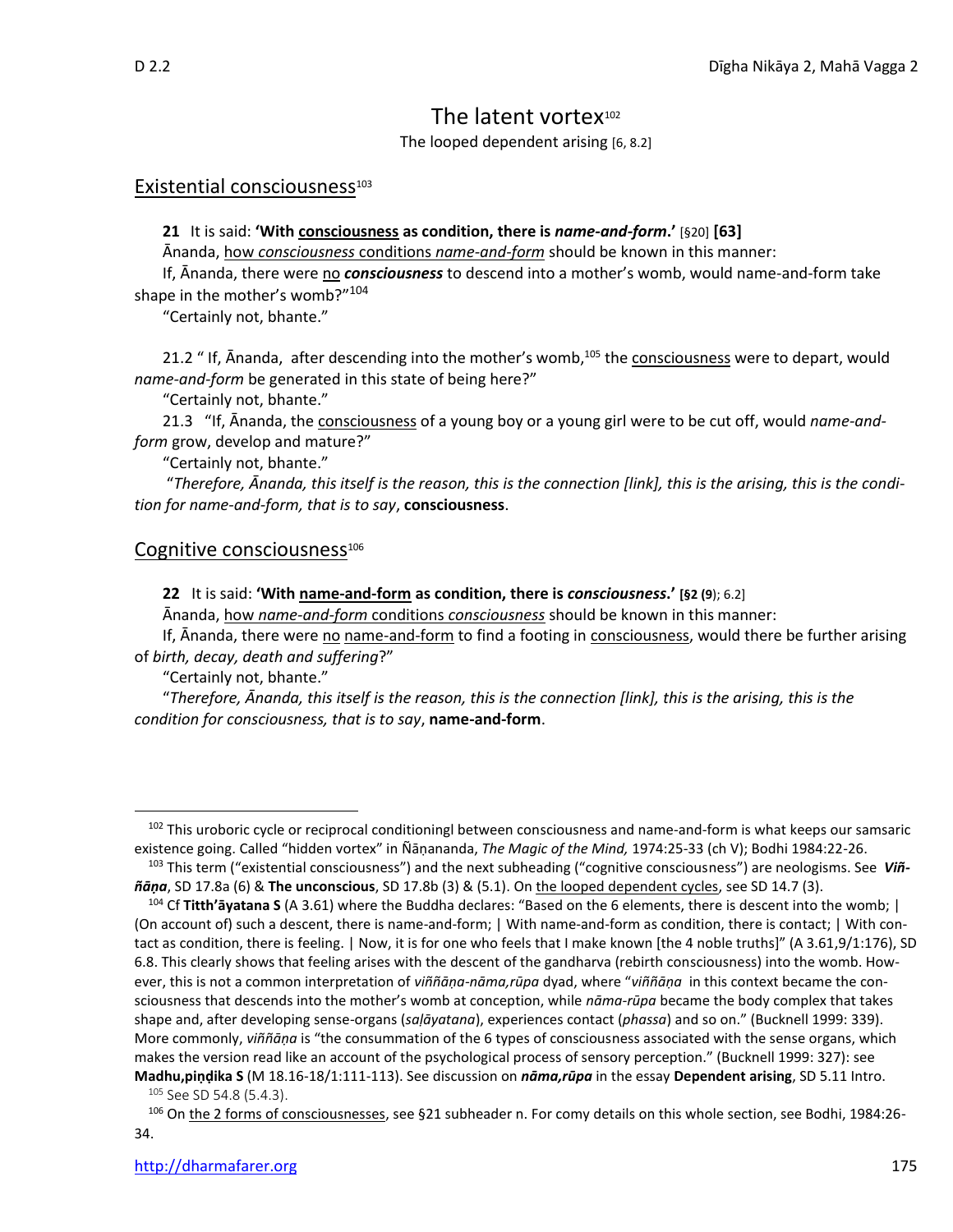# The latent vortex[102]

The looped dependent arising [6, 8.2]

## Existential consciousness[103]

**21** It is said: **'With consciousness as condition, there is *name-and-form*.'** [§20] **[63]**

Ānanda, how *consciousness* conditions *name-and-form* should be known in this manner:

If, Ānanda, there were no ***consciousness*** to descend into a mother's womb, would name-and-form take shape in the mother's womb?"[104]

"Certainly not, bhante."

21.2 " If, Ānanda, after descending into the mother's womb,[105] the consciousness were to depart, would *name-and-form* be generated in this state of being here?"

"Certainly not, bhante."

21.3 "If, Ānanda, the consciousness of a young boy or a young girl were to be cut off, would *name-and-form* grow, develop and mature?"

"Certainly not, bhante."

"*Therefore, Ānanda, this itself is the reason, this is the connection [link], this is the arising, this is the condition for name-and-form, that is to say*, **consciousness**.

## Cognitive consciousness[106]

**22** It is said: **'With name-and-form as condition, there is *consciousness*.'** **[§2 (9)**; 6.2]

Ānanda, how *name-and-form* conditions *consciousness* should be known in this manner:

If, Ānanda, there were no name-and-form to find a footing in consciousness, would there be further arising of *birth, decay, death and suffering*?"

"Certainly not, bhante."

"*Therefore, Ānanda, this itself is the reason, this is the connection [link], this is the arising, this is the condition for consciousness, that is to say*, **name-and-form**.

---

[102] This uroboric cycle or reciprocal conditioningl between consciousness and name-and-form is what keeps our samsaric existence going. Called "hidden vortex" in Ñāṇananda, *The Magic of the Mind,* 1974:25-33 (ch V); Bodhi 1984:22-26.

[103] This term ("existential consciousness") and the next subheading ("cognitive consciousness") are neologisms. See ***Viññāṇa***, SD 17.8a (6) & **The unconscious**, SD 17.8b (3) & (5.1). On the looped dependent cycles, see SD 14.7 (3).

[104] Cf **Titth'āyatana S** (A 3.61) where the Buddha declares: "Based on the 6 elements, there is descent into the womb; | (On account of) such a descent, there is name-and-form; | With name-and-form as condition, there is contact; | With contact as condition, there is feeling. | Now, it is for one who feels that I make known [the 4 noble truths]" (A 3.61,9/1:176), SD 6.8. This clearly shows that feeling arises with the descent of the gandharva (rebirth consciousness) into the womb. However, this is not a common interpretation of *viññāṇa-nāma,rūpa* dyad, where "*viññāṇa* in this context became the consciousness that descends into the mother's womb at conception, while *nāma-rūpa* became the body complex that takes shape and, after developing sense-organs (*saḷāyatana*), experiences contact (*phassa*) and so on." (Bucknell 1999: 339). More commonly, *viññāṇa* is "the consummation of the 6 types of consciousness associated with the sense organs, which makes the version read like an account of the psychological process of sensory perception." (Bucknell 1999: 327): see **Madhu,piṇḍika S** (M 18.16-18/1:111-113). See discussion on ***nāma,rūpa*** in the essay **Dependent arising**, SD 5.11 Intro.

[105] See SD 54.8 (5.4.3).

[106] On the 2 forms of consciousnesses, see §21 subheader n. For comy details on this whole section, see Bodhi, 1984:26-34.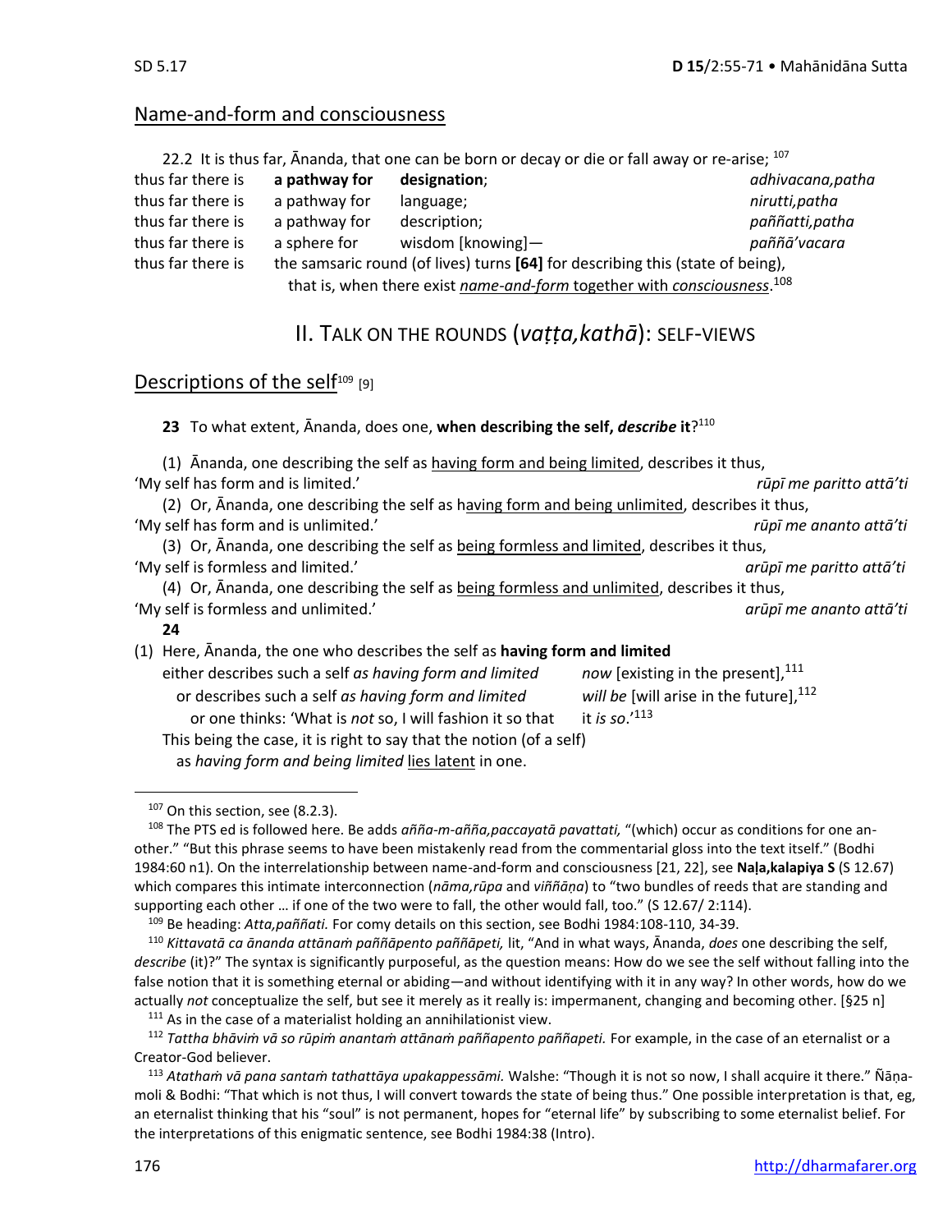## Name-and-form and consciousness

22.2 It is thus far, Ānanda, that one can be born or decay or die or fall away or re-arise; [107]

| | | | |
|---|---|---|---|
| thus far there is | **a pathway for** | **designation**; | *adhivacana,patha* |
| thus far there is | a pathway for | language; | *nirutti,patha* |
| thus far there is | a pathway for | description; | *paññatti,patha* |
| thus far there is | a sphere for | wisdom [knowing]— | *paññā'vacara* |

thus far there is the samsaric round (of lives) turns **[64]** for describing this (state of being), that is, when there exist *name-and-form* together with *consciousness*.[108]

# II. TALK ON THE ROUNDS (*vaṭṭa,kathā*): SELF-VIEWS

## Descriptions of the self[109] [9]

**23** To what extent, Ānanda, does one, **when describing the self, *describe* it**?[110]

(1) Ānanda, one describing the self as having form and being limited, describes it thus,
'My self has form and is limited.' *rūpī me paritto attā'ti*

(2) Or, Ānanda, one describing the self as having form and being unlimited, describes it thus,
'My self has form and is unlimited.' *rūpī me ananto attā'ti*

(3) Or, Ānanda, one describing the self as being formless and limited, describes it thus,
'My self is formless and limited.' *arūpī me paritto attā'ti*

(4) Or, Ānanda, one describing the self as being formless and unlimited, describes it thus,
'My self is formless and unlimited.' *arūpī me ananto attā'ti*

**24**

(1) Here, Ānanda, the one who describes the self as **having form and limited**
either describes such a self *as having form and limited* *now* [existing in the present],[111]
or describes such a self *as having form and limited* *will be* [will arise in the future],[112]
or one thinks: 'What is *not* so, I will fashion it so that it *is so*.'[113]
This being the case, it is right to say that the notion (of a self) as *having form and being limited* lies latent in one.

---

[107] On this section, see (8.2.3).

[108] The PTS ed is followed here. Be adds *añña-m-añña,paccayatā pavattati,* "(which) occur as conditions for one another." "But this phrase seems to have been mistakenly read from the commentarial gloss into the text itself." (Bodhi 1984:60 n1). On the interrelationship between name-and-form and consciousness [21, 22], see **Naḷa,kalapiya S** (S 12.67) which compares this intimate interconnection (*nāma,rūpa* and *viññāṇa*) to "two bundles of reeds that are standing and supporting each other … if one of the two were to fall, the other would fall, too." (S 12.67/ 2:114).

[109] Be heading: *Atta,paññati.* For comy details on this section, see Bodhi 1984:108-110, 34-39.

[110] *Kittavatā ca ānanda attānaṁ paññāpento paññāpeti,* lit, "And in what ways, Ānanda, *does* one describing the self, *describe* (it)?" The syntax is significantly purposeful, as the question means: How do we see the self without falling into the false notion that it is something eternal or abiding—and without identifying with it in any way? In other words, how do we actually *not* conceptualize the self, but see it merely as it really is: impermanent, changing and becoming other. [§25 n]

[111] As in the case of a materialist holding an annihilationist view.

[112] *Tattha bhāviṁ vā so rūpiṁ anantaṁ attānaṁ paññapento paññapeti.* For example, in the case of an eternalist or a Creator-God believer.

[113] *Atathaṁ vā pana santaṁ tathattāya upakappessāmi.* Walshe: "Though it is not so now, I shall acquire it there." Ñāṇamoli & Bodhi: "That which is not thus, I will convert towards the state of being thus." One possible interpretation is that, eg, an eternalist thinking that his "soul" is not permanent, hopes for "eternal life" by subscribing to some eternalist belief. For the interpretations of this enigmatic sentence, see Bodhi 1984:38 (Intro).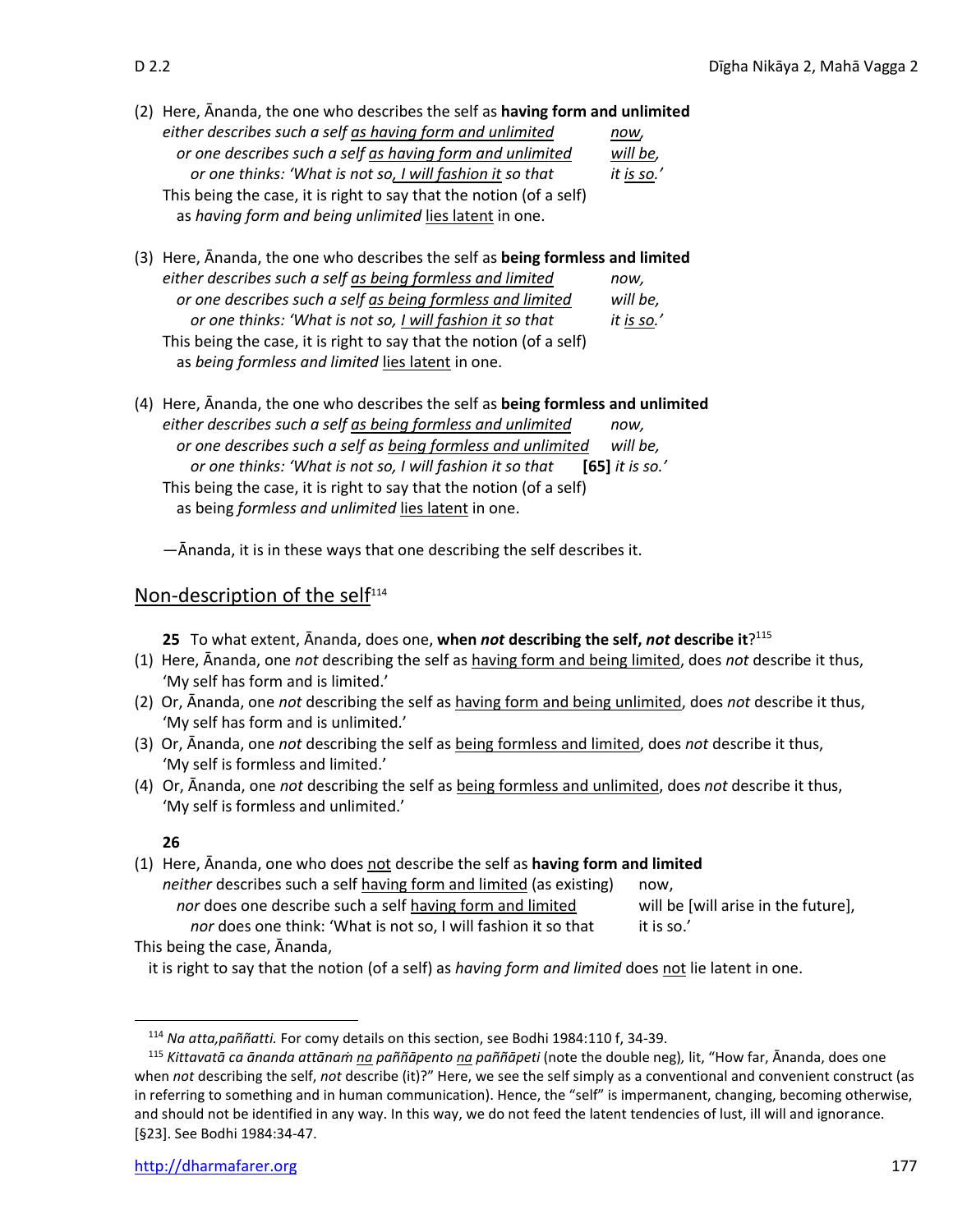(2) Here, Ānanda, the one who describes the self as **having form and unlimited**
*either describes such a self <u>as having form and unlimited</u>* *<u>now</u>,*
*or one describes such a self <u>as having form and unlimited</u>* *<u>will be</u>,*
*or one thinks: 'What is not so<u>, I will fashion it</u> so that* *it <u>is so</u>.'*
This being the case, it is right to say that the notion (of a self) as *having form and being unlimited* <u>lies latent</u> in one.

(3) Here, Ānanda, the one who describes the self as **being formless and limited**
*either describes such a self <u>as being formless and limited</u>* *now,*
*or one describes such a self <u>as being formless and limited</u>* *will be,*
*or one thinks: 'What is not so, <u>I will fashion it</u> so that* *it <u>is so</u>.'*
This being the case, it is right to say that the notion (of a self) as *being formless and limited* <u>lies latent</u> in one.

(4) Here, Ānanda, the one who describes the self as **being formless and unlimited**
*either describes such a self <u>as being formless and unlimited</u>* *now,*
*or one describes such a self as <u>being formless and unlimited</u>* *will be,*
*or one thinks: 'What is not so, I will fashion it so that* **[65]** *it is so.'*
This being the case, it is right to say that the notion (of a self) as being *formless and unlimited* <u>lies latent</u> in one.

—Ānanda, it is in these ways that one describing the self describes it.

## <u>Non-description of the self</u>[114]

**25** To what extent, Ānanda, does one, **when *not* describing the self, *not* describe it**?[115]

(1) Here, Ānanda, one *not* describing the self as <u>having form and being limited</u>, does *not* describe it thus, 'My self has form and is limited.'
(2) Or, Ānanda, one *not* describing the self as <u>having form and being unlimited</u>, does *not* describe it thus, 'My self has form and is unlimited.'
(3) Or, Ānanda, one *not* describing the self as <u>being formless and limited</u>, does *not* describe it thus, 'My self is formless and limited.'
(4) Or, Ānanda, one *not* describing the self as <u>being formless and unlimited</u>, does *not* describe it thus, 'My self is formless and unlimited.'

**26**

(1) Here, Ānanda, one who does <u>not</u> describe the self as **having form and limited**
*neither* describes such a self <u>having form and limited</u> (as existing) now,
*nor* does one describe such a self <u>having form and limited</u> will be [will arise in the future],
*nor* does one think: 'What is not so, I will fashion it so that it is so.'
This being the case, Ānanda,
it is right to say that the notion (of a self) as *having form and limited* does <u>not</u> lie latent in one.

---

[114] *Na atta,paññatti.* For comy details on this section, see Bodhi 1984:110 f, 34-39.

[115] *Kittavatā ca ānanda attānaṁ <u>na</u> paññāpento <u>na</u> paññāpeti* (note the double neg)*,* lit, "How far, Ānanda, does one when *not* describing the self, *not* describe (it)?" Here, we see the self simply as a conventional and convenient construct (as in referring to something and in human communication). Hence, the "self" is impermanent, changing, becoming otherwise, and should not be identified in any way. In this way, we do not feed the latent tendencies of lust, ill will and ignorance. [§23]. See Bodhi 1984:34-47.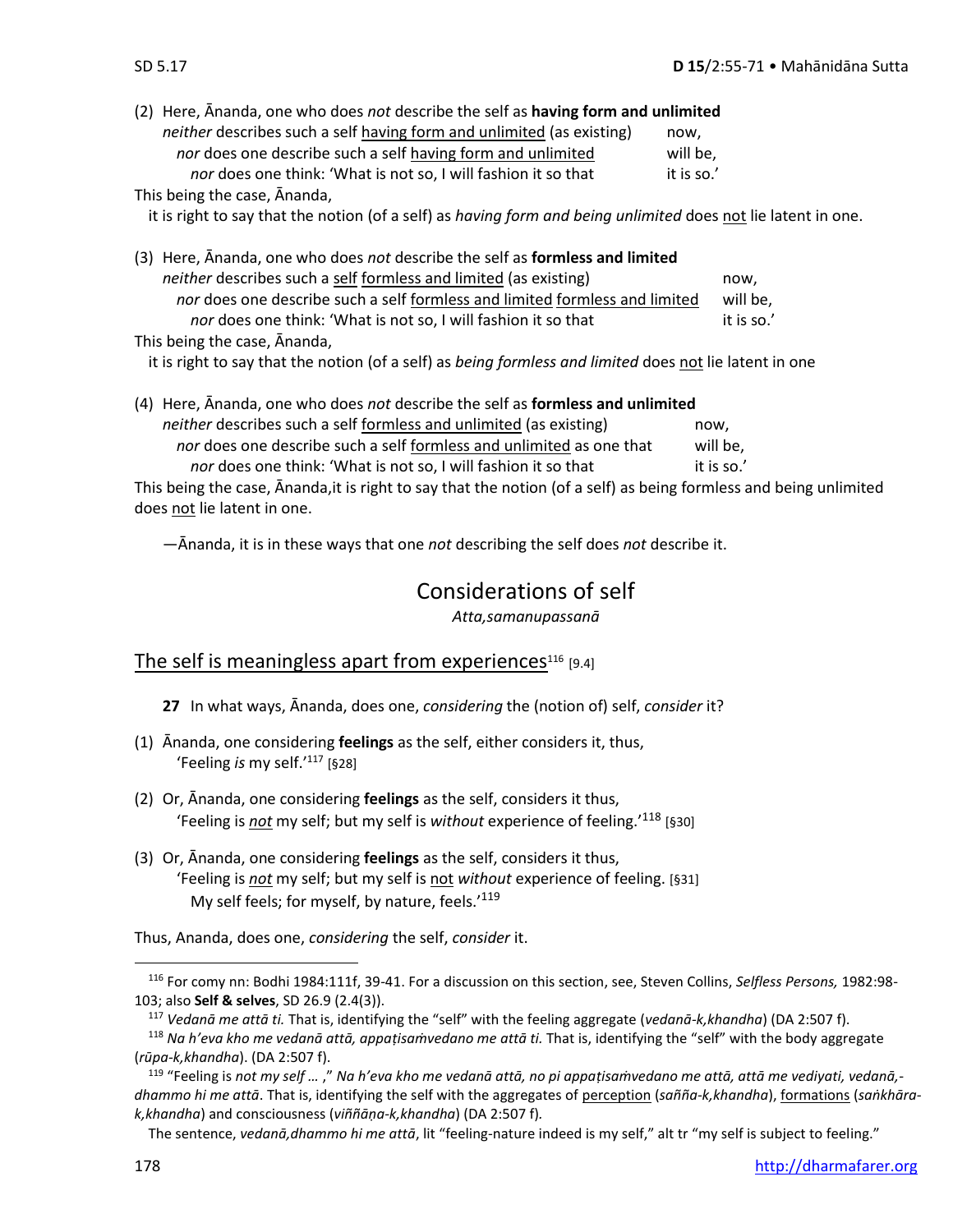(2) Here, Ānanda, one who does *not* describe the self as **having form and unlimited**
*neither* describes such a self having form and unlimited (as existing) now,
*nor* does one describe such a self having form and unlimited will be,
*nor* does one think: 'What is not so, I will fashion it so that it is so.'
This being the case, Ānanda,
it is right to say that the notion (of a self) as *having form and being unlimited* does not lie latent in one.

(3) Here, Ānanda, one who does *not* describe the self as **formless and limited**
*neither* describes such a self formless and limited (as existing) now,
*nor* does one describe such a self formless and limited formless and limited will be,
*nor* does one think: 'What is not so, I will fashion it so that it is so.'
This being the case, Ānanda,
it is right to say that the notion (of a self) as *being formless and limited* does not lie latent in one

(4) Here, Ānanda, one who does *not* describe the self as **formless and unlimited**
*neither* describes such a self formless and unlimited (as existing) now,
*nor* does one describe such a self formless and unlimited as one that will be,
*nor* does one think: 'What is not so, I will fashion it so that it is so.'
This being the case, Ānanda,it is right to say that the notion (of a self) as being formless and being unlimited does not lie latent in one.

—Ānanda, it is in these ways that one *not* describing the self does *not* describe it.

## Considerations of self

*Atta,samanupassanā*

### The self is meaningless apart from experiences[116] [9.4]

**27** In what ways, Ānanda, does one, *considering* the (notion of) self, *consider* it?

(1) Ānanda, one considering **feelings** as the self, either considers it, thus,
'Feeling *is* my self.'[117] [§28]

(2) Or, Ānanda, one considering **feelings** as the self, considers it thus,
'Feeling is ***not*** my self; but my self is *without* experience of feeling.'[118] [§30]

(3) Or, Ānanda, one considering **feelings** as the self, considers it thus,
'Feeling is ***not*** my self; but my self is not *without* experience of feeling. [§31]
My self feels; for myself, by nature, feels.'[119]

Thus, Ananda, does one, *considering* the self, *consider* it.

---

[116] For comy nn: Bodhi 1984:111f, 39-41. For a discussion on this section, see, Steven Collins, *Selfless Persons,* 1982:98-103; also **Self & selves**, SD 26.9 (2.4(3)).

[117] *Vedanā me attā ti.* That is, identifying the "self" with the feeling aggregate (*vedanā-k,khandha*) (DA 2:507 f).

[118] *Na h'eva kho me vedanā attā, appaṭisaṁvedano me attā ti.* That is, identifying the "self" with the body aggregate (*rūpa-k,khandha*). (DA 2:507 f).

[119] "Feeling is *not my self …* ," *Na h'eva kho me vedanā attā, no pi appaṭisaṁvedano me attā, attā me vediyati, vedanā,-dhammo hi me attā*. That is, identifying the self with the aggregates of perception (*saññā-k,khandha*), formations (*saṅkhāra-k,khandha*) and consciousness (*viññāṇa-k,khandha*) (DA 2:507 f).

The sentence, *vedanā,dhammo hi me attā*, lit "feeling-nature indeed is my self," alt tr "my self is subject to feeling."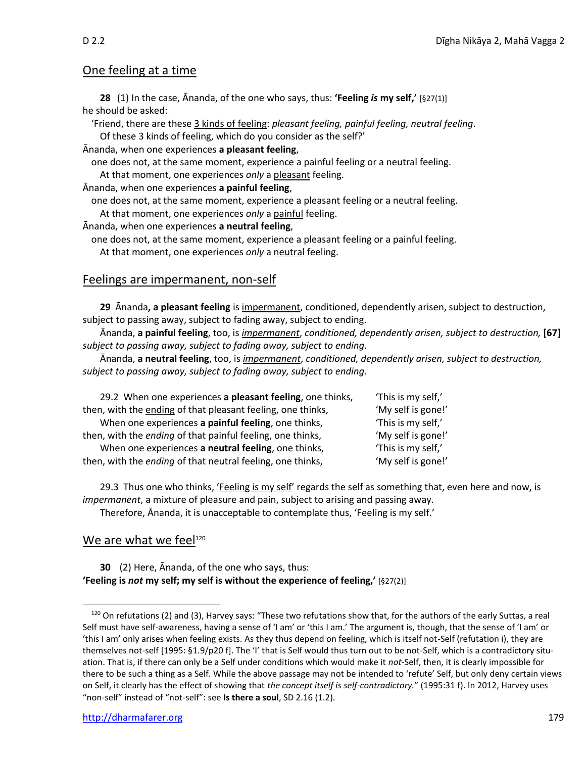## One feeling at a time

**28** (1) In the case, Ānanda, of the one who says, thus: **'Feeling *is* my self,'** [§27(1)] he should be asked:

'Friend, there are these 3 kinds of feeling: *pleasant feeling, painful feeling, neutral feeling*. Of these 3 kinds of feeling, which do you consider as the self?'

Ānanda, when one experiences **a pleasant feeling**, one does not, at the same moment, experience a painful feeling or a neutral feeling. At that moment, one experiences *only* a pleasant feeling.

Ānanda, when one experiences **a painful feeling**, one does not, at the same moment, experience a pleasant feeling or a neutral feeling. At that moment, one experiences *only* a painful feeling.

Ānanda, when one experiences **a neutral feeling**, one does not, at the same moment, experience a pleasant feeling or a painful feeling. At that moment, one experiences *only* a neutral feeling.

## Feelings are impermanent, non-self

**29** Ānanda**, a pleasant feeling** is impermanent, conditioned, dependently arisen, subject to destruction, subject to passing away, subject to fading away, subject to ending.

Ānanda, **a painful feeling**, too, is *impermanent*, *conditioned, dependently arisen, subject to destruction,* **[67]** *subject to passing away, subject to fading away, subject to ending*.

Ānanda, **a neutral feeling**, too, is *impermanent*, *conditioned, dependently arisen, subject to destruction, subject to passing away, subject to fading away, subject to ending*.

29.2 When one experiences **a pleasant feeling**, one thinks, 'This is my self,'
then, with the ending of that pleasant feeling, one thinks, 'My self is gone!'
When one experiences **a painful feeling**, one thinks, 'This is my self,'
then, with the *ending* of that painful feeling, one thinks, 'My self is gone!'
When one experiences **a neutral feeling**, one thinks, 'This is my self,'
then, with the *ending* of that neutral feeling, one thinks, 'My self is gone!'

29.3 Thus one who thinks, 'Feeling is my self' regards the self as something that, even here and now, is *impermanent*, a mixture of pleasure and pain, subject to arising and passing away.

Therefore, Ānanda, it is unacceptable to contemplate thus, 'Feeling is my self.'

## We are what we feel[120]

**30** (2) Here, Ānanda, of the one who says, thus:
**'Feeling is *not* my self; my self is without the experience of feeling,'** [§27(2)]

---

[120] On refutations (2) and (3), Harvey says: "These two refutations show that, for the authors of the early Suttas, a real Self must have self-awareness, having a sense of 'I am' or 'this I am.' The argument is, though, that the sense of 'I am' or 'this I am' only arises when feeling exists. As they thus depend on feeling, which is itself not-Self (refutation i), they are themselves not-self [1995: §1.9/p20 f]. The 'I' that is Self would thus turn out to be not-Self, which is a contradictory situation. That is, if there can only be a Self under conditions which would make it *not*-Self, then, it is clearly impossible for there to be such a thing as a Self. While the above passage may not be intended to 'refute' Self, but only deny certain views on Self, it clearly has the effect of showing that *the concept itself is self-contradictory.*" (1995:31 f). In 2012, Harvey uses "non-self" instead of "not-self": see **Is there a soul**, SD 2.16 (1.2).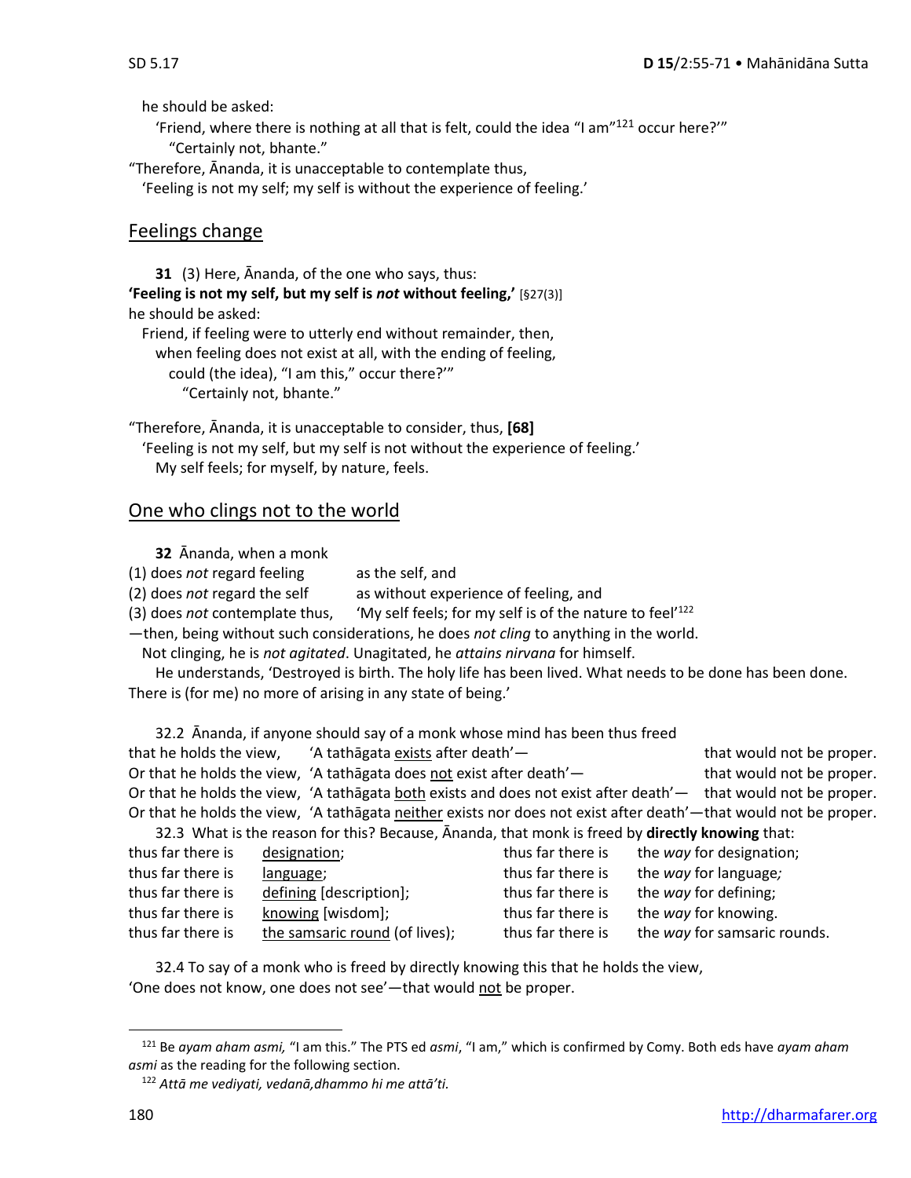he should be asked:

'Friend, where there is nothing at all that is felt, could the idea "I am"[121] occur here?'"

"Certainly not, bhante."

"Therefore, Ānanda, it is unacceptable to contemplate thus,

'Feeling is not my self; my self is without the experience of feeling.'

## Feelings change

**31** (3) Here, Ānanda, of the one who says, thus:

**'Feeling is not my self, but my self is *not* without feeling,'** [§27(3)]

he should be asked:

Friend, if feeling were to utterly end without remainder, then,

when feeling does not exist at all, with the ending of feeling,

could (the idea), "I am this," occur there?'"

"Certainly not, bhante."

"Therefore, Ānanda, it is unacceptable to consider, thus, **[68]**

'Feeling is not my self, but my self is not without the experience of feeling.'

My self feels; for myself, by nature, feels.

## One who clings not to the world

**32** Ānanda, when a monk

(1) does *not* regard feeling as the self, and

(2) does *not* regard the self as without experience of feeling, and

(3) does *not* contemplate thus, 'My self feels; for my self is of the nature to feel'[122]

—then, being without such considerations, he does *not cling* to anything in the world.

Not clinging, he is *not agitated*. Unagitated, he *attains nirvana* for himself.

He understands, 'Destroyed is birth. The holy life has been lived. What needs to be done has been done. There is (for me) no more of arising in any state of being.'

32.2 Ānanda, if anyone should say of a monk whose mind has been thus freed

that he holds the view, 'A tathāgata exists after death'— that would not be proper.

Or that he holds the view, 'A tathāgata does not exist after death'— that would not be proper.

Or that he holds the view, 'A tathāgata both exists and does not exist after death'— that would not be proper.

Or that he holds the view, 'A tathāgata neither exists nor does not exist after death'—that would not be proper.

32.3 What is the reason for this? Because, Ānanda, that monk is freed by **directly knowing** that:

| | | | |
|---|---|---|---|
| thus far there is | designation; | thus far there is | the *way* for designation; |
| thus far there is | language; | thus far there is | the *way* for language; |
| thus far there is | defining [description]; | thus far there is | the *way* for defining; |
| thus far there is | knowing [wisdom]; | thus far there is | the *way* for knowing. |
| thus far there is | the samsaric round (of lives); | thus far there is | the *way* for samsaric rounds. |

32.4 To say of a monk who is freed by directly knowing this that he holds the view,
'One does not know, one does not see'—that would not be proper.

---

[121] Be *ayam aham asmi,* "I am this." The PTS ed *asmi*, "I am," which is confirmed by Comy. Both eds have *ayam aham asmi* as the reading for the following section.

[122] *Attā me vediyati, vedanā,dhammo hi me attā'ti.*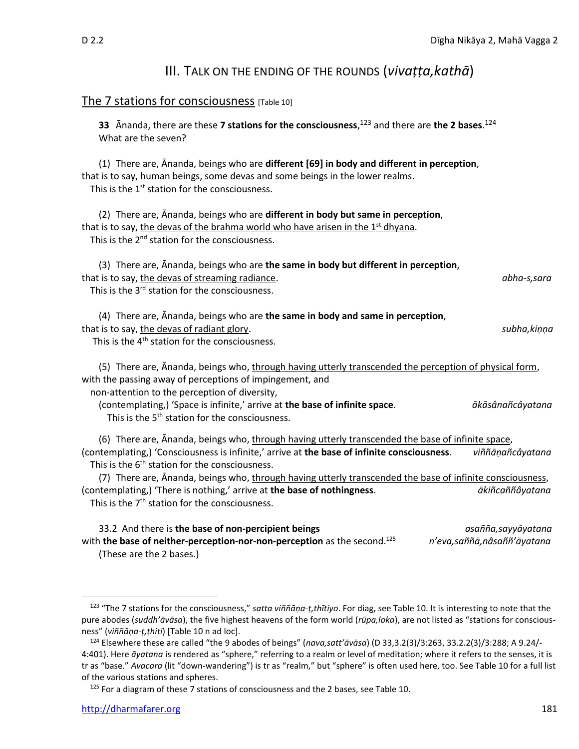# III. TALK ON THE ENDING OF THE ROUNDS (*vivaṭṭa,kathā*)

## The 7 stations for consciousness [Table 10]

**33** Ānanda, there are these **7 stations for the consciousness**,[123] and there are **the 2 bases**.[124]
What are the seven?

(1) There are, Ānanda, beings who are **different [69] in body and different in perception**, that is to say, human beings, some devas and some beings in the lower realms.
This is the 1st station for the consciousness.

(2) There are, Ānanda, beings who are **different in body but same in perception**, that is to say, the devas of the brahma world who have arisen in the 1st dhyana.
This is the 2nd station for the consciousness.

(3) There are, Ānanda, beings who are **the same in body but different in perception**, that is to say, the devas of streaming radiance. *abha-s,sara*
This is the 3rd station for the consciousness.

(4) There are, Ānanda, beings who are **the same in body and same in perception**, that is to say, the devas of radiant glory. *subha,kiṇṇa*
This is the 4th station for the consciousness.

(5) There are, Ānanda, beings who, through having utterly transcended the perception of physical form, with the passing away of perceptions of impingement, and
non-attention to the perception of diversity,
(contemplating,) 'Space is infinite,' arrive at **the base of infinite space**. *ākāsânañcâyatana*
This is the 5th station for the consciousness.

(6) There are, Ānanda, beings who, through having utterly transcended the base of infinite space, (contemplating,) 'Consciousness is infinite,' arrive at **the base of infinite consciousness**. *viññāṇañcâyatana*
This is the 6th station for the consciousness.

(7) There are, Ānanda, beings who, through having utterly transcended the base of infinite consciousness, (contemplating,) 'There is nothing,' arrive at **the base of nothingness**. *ākiñcaññâyatana*
This is the 7th station for the consciousness.

33.2 And there is **the base of non-percipient beings** *asañña,sayyâyatana*
with **the base of neither-perception-nor-non-perception** as the second.[125] *n'eva,saññā,nâsaññ'āyatana*
(These are the 2 bases.)

---

[123] "The 7 stations for the consciousness," *satta viññāṇa-ṭ,thītiyo*. For diag, see Table 10. It is interesting to note that the pure abodes (*suddh'āvāsa*), the five highest heavens of the form world (*rūpa,loka*), are not listed as "stations for consciousness" (*viññāṇa-ṭ,ṭhiti*) [Table 10 n ad loc].

[124] Elsewhere these are called "the 9 abodes of beings" (*nava,satt'āvāsa*) (D 33,3.2(3)/3:263, 33.2.2(3)/3:288; A 9.24/-4:401). Here *āyatana* is rendered as "sphere," referring to a realm or level of meditation; where it refers to the senses, it is tr as "base." *Avacara* (lit "down-wandering") is tr as "realm," but "sphere" is often used here, too. See Table 10 for a full list of the various stations and spheres.

[125] For a diagram of these 7 stations of consciousness and the 2 bases, see Table 10.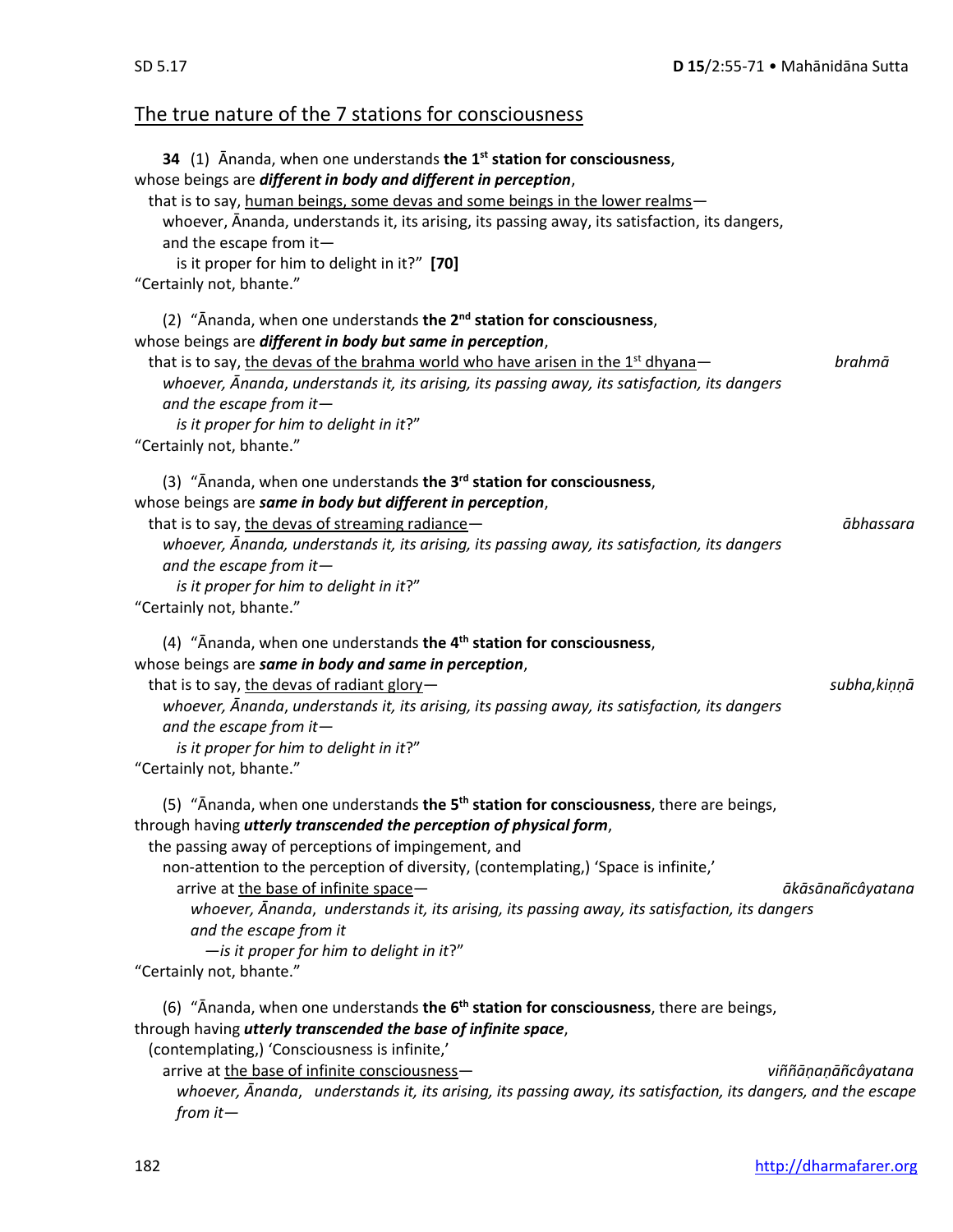## The true nature of the 7 stations for consciousness

**34** (1) Ānanda, when one understands **the 1st station for consciousness**,
whose beings are ***different in body and different in perception***,
that is to say, human beings, some devas and some beings in the lower realms—
whoever, Ānanda, understands it, its arising, its passing away, its satisfaction, its dangers, and the escape from it—
is it proper for him to delight in it?" **[70]**
"Certainly not, bhante."

(2) "Ānanda, when one understands **the 2nd station for consciousness**,
whose beings are ***different in body but same in perception***,
that is to say, the devas of the brahma world who have arisen in the 1st dhyana— *brahmā*
*whoever, Ānanda, understands it, its arising, its passing away, its satisfaction, its dangers and the escape from it—*
*is it proper for him to delight in it*?"
"Certainly not, bhante."

(3) "Ānanda, when one understands **the 3rd station for consciousness**,
whose beings are ***same in body but different in perception***,
that is to say, the devas of streaming radiance— *ābhassara*
*whoever, Ānanda, understands it, its arising, its passing away, its satisfaction, its dangers and the escape from it—*
*is it proper for him to delight in it*?"
"Certainly not, bhante."

(4) "Ānanda, when one understands **the 4th station for consciousness**,
whose beings are ***same in body and same in perception***,
that is to say, the devas of radiant glory— *subha,kiṇṇā*
*whoever, Ānanda, understands it, its arising, its passing away, its satisfaction, its dangers and the escape from it—*
*is it proper for him to delight in it*?"
"Certainly not, bhante."

(5) "Ānanda, when one understands **the 5th station for consciousness**, there are beings,
through having ***utterly transcended the perception of physical form***,
the passing away of perceptions of impingement, and
non-attention to the perception of diversity, (contemplating,) 'Space is infinite,'
arrive at the base of infinite space— *ākāsānañcâyatana*
*whoever, Ānanda, understands it, its arising, its passing away, its satisfaction, its dangers and the escape from it*
*—is it proper for him to delight in it*?"
"Certainly not, bhante."

(6) "Ānanda, when one understands **the 6th station for consciousness**, there are beings,
through having ***utterly transcended the base of infinite space***,
(contemplating,) 'Consciousness is infinite,'
arrive at the base of infinite consciousness— *viññāṇanañcâyatana*
*whoever, Ānanda, understands it, its arising, its passing away, its satisfaction, its dangers, and the escape from it—*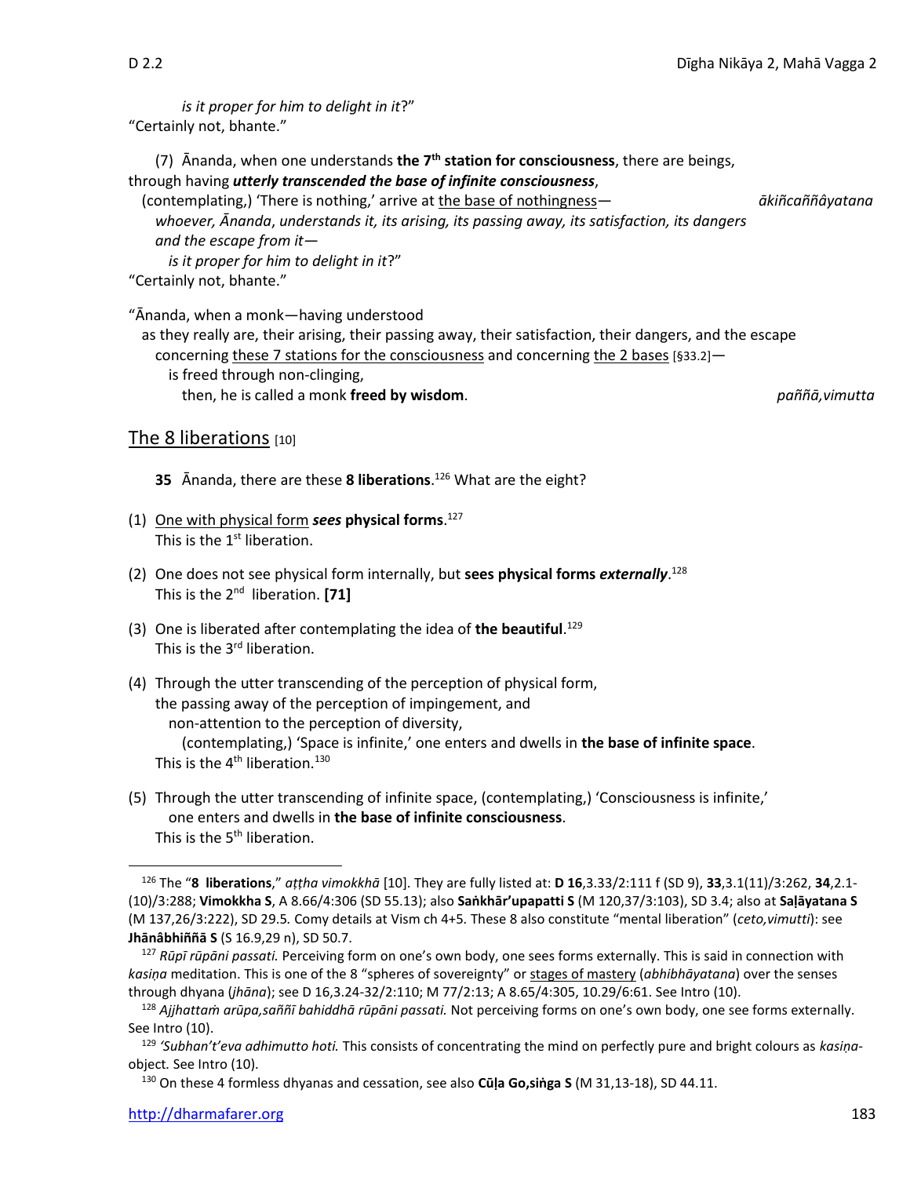*is it proper for him to delight in it*?"
"Certainly not, bhante."

(7) Ānanda, when one understands **the 7th station for consciousness**, there are beings, through having ***utterly transcended the base of infinite consciousness***,
(contemplating,) 'There is nothing,' arrive at the base of nothingness— *ākiñcaññâyatana*
*whoever, Ānanda, understands it, its arising, its passing away, its satisfaction, its dangers and the escape from it—*
*is it proper for him to delight in it*?"
"Certainly not, bhante."

"Ānanda, when a monk—having understood
as they really are, their arising, their passing away, their satisfaction, their dangers, and the escape concerning these 7 stations for the consciousness and concerning the 2 bases [§33.2]—
is freed through non-clinging,
then, he is called a monk **freed by wisdom**. *paññā,vimutta*

## The 8 liberations [10]

**35** Ānanda, there are these **8 liberations**.[126] What are the eight?

(1) One with physical form ***sees*** **physical forms**.[127]
This is the 1st liberation.

(2) One does not see physical form internally, but **sees physical forms *externally***.[128]
This is the 2nd liberation. **[71]**

(3) One is liberated after contemplating the idea of **the beautiful**.[129]
This is the 3rd liberation.

(4) Through the utter transcending of the perception of physical form,
the passing away of the perception of impingement, and
non-attention to the perception of diversity,
(contemplating,) 'Space is infinite,' one enters and dwells in **the base of infinite space**.
This is the 4th liberation.[130]

(5) Through the utter transcending of infinite space, (contemplating,) 'Consciousness is infinite,'
one enters and dwells in **the base of infinite consciousness**.
This is the 5th liberation.

---

[126] The "**8 liberations**," *aṭṭha vimokkhā* [10]. They are fully listed at: **D 16**,3.33/2:111 f (SD 9), **33**,3.1(11)/3:262, **34**,2.1-(10)/3:288; **Vimokkha S**, A 8.66/4:306 (SD 55.13); also **Saṅkhār'upapatti S** (M 120,37/3:103), SD 3.4; also at **Saḷāyatana S** (M 137,26/3:222), SD 29.5. Comy details at Vism ch 4+5. These 8 also constitute "mental liberation" (*ceto,vimutti*): see **Jhānâbhiññā S** (S 16.9,29 n), SD 50.7.

[127] *Rūpī rūpāni passati.* Perceiving form on one's own body, one sees forms externally. This is said in connection with *kasiṇa* meditation. This is one of the 8 "spheres of sovereignty" or stages of mastery (*abhibhāyatana*) over the senses through dhyana (*jhāna*); see D 16,3.24-32/2:110; M 77/2:13; A 8.65/4:305, 10.29/6:61. See Intro (10).

[128] *Ajjhattaṁ arūpa,saññī bahiddhā rūpāni passati.* Not perceiving forms on one's own body, one see forms externally. See Intro (10).

[129] *'Subhan't'eva adhimutto hoti.* This consists of concentrating the mind on perfectly pure and bright colours as *kasiṇa*-object. See Intro (10).

[130] On these 4 formless dhyanas and cessation, see also **Cūḷa Go,siṅga S** (M 31,13-18), SD 44.11.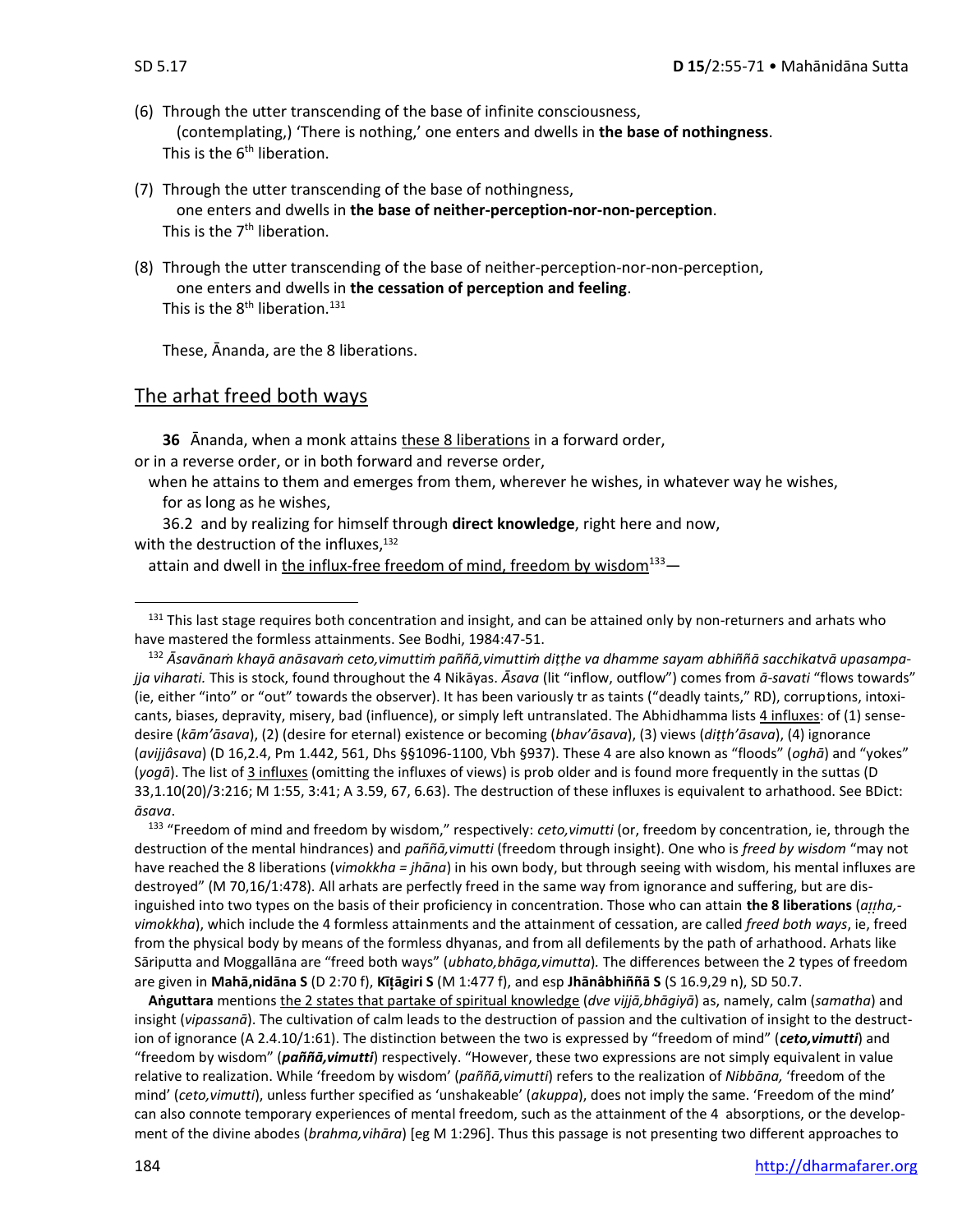(6) Through the utter transcending of the base of infinite consciousness,
    (contemplating,) 'There is nothing,' one enters and dwells in **the base of nothingness**.
  This is the 6th liberation.

(7) Through the utter transcending of the base of nothingness,
    one enters and dwells in **the base of neither-perception-nor-non-perception**.
  This is the 7th liberation.

(8) Through the utter transcending of the base of neither-perception-nor-non-perception,
    one enters and dwells in **the cessation of perception and feeling**.
  This is the 8th liberation.[131]

  These, Ānanda, are the 8 liberations.

## The arhat freed both ways

**36** Ānanda, when a monk attains these 8 liberations in a forward order,
or in a reverse order, or in both forward and reverse order,
  when he attains to them and emerges from them, wherever he wishes, in whatever way he wishes,
    for as long as he wishes,
  36.2 and by realizing for himself through **direct knowledge**, right here and now,
with the destruction of the influxes,[132]
  attain and dwell in the influx-free freedom of mind, freedom by wisdom[133]—

---

[131] This last stage requires both concentration and insight, and can be attained only by non-returners and arhats who have mastered the formless attainments. See Bodhi, 1984:47-51.

[132] *Āsavānaṁ khayā anāsavaṁ ceto,vimuttiṁ paññā,vimuttiṁ diṭṭhe va dhamme sayam abhiññā sacchikatvā upasampajja viharati.* This is stock, found throughout the 4 Nikāyas. *Āsava* (lit "inflow, outflow") comes from *ā-savati* "flows towards" (ie, either "into" or "out" towards the observer). It has been variously tr as taints ("deadly taints," RD), corruptions, intoxicants, biases, depravity, misery, bad (influence), or simply left untranslated. The Abhidhamma lists 4 influxes: of (1) sense-desire (*kām'āsava*), (2) (desire for eternal) existence or becoming (*bhav'āsava*), (3) views (*diṭṭh'āsava*), (4) ignorance (*avijjâsava*) (D 16,2.4, Pm 1.442, 561, Dhs §§1096-1100, Vbh §937). These 4 are also known as "floods" (*oghā*) and "yokes" (*yogā*). The list of 3 influxes (omitting the influxes of views) is prob older and is found more frequently in the suttas (D 33,1.10(20)/3:216; M 1:55, 3:41; A 3.59, 67, 6.63). The destruction of these influxes is equivalent to arhathood. See BDict: *āsava*.

[133] "Freedom of mind and freedom by wisdom," respectively: *ceto,vimutti* (or, freedom by concentration, ie, through the destruction of the mental hindrances) and *paññā,vimutti* (freedom through insight). One who is *freed by wisdom* "may not have reached the 8 liberations (*vimokkha = jhāna*) in his own body, but through seeing with wisdom, his mental influxes are destroyed" (M 70,16/1:478). All arhats are perfectly freed in the same way from ignorance and suffering, but are disinguished into two types on the basis of their proficiency in concentration. Those who can attain **the 8 liberations** (*aṭṭha,-vimokkha*), which include the 4 formless attainments and the attainment of cessation, are called *freed both ways*, ie, freed from the physical body by means of the formless dhyanas, and from all defilements by the path of arhathood. Arhats like Sāriputta and Moggallāna are "freed both ways" (*ubhato,bhāga,vimutta*). The differences between the 2 types of freedom are given in **Mahā,nidāna S** (D 2:70 f), **Kīṭāgiri S** (M 1:477 f), and esp **Jhānâbhiññā S** (S 16.9,29 n), SD 50.7.

**Aṅguttara** mentions the 2 states that partake of spiritual knowledge (*dve vijjā,bhāgiyā*) as, namely, calm (*samatha*) and insight (*vipassanā*). The cultivation of calm leads to the destruction of passion and the cultivation of insight to the destruction of ignorance (A 2.4.10/1:61). The distinction between the two is expressed by "freedom of mind" (***ceto,vimutti***) and "freedom by wisdom" (***paññā,vimutti***) respectively. "However, these two expressions are not simply equivalent in value relative to realization. While 'freedom by wisdom' (*paññā,vimutti*) refers to the realization of *Nibbāna,* 'freedom of the mind' (*ceto,vimutti*), unless further specified as 'unshakeable' (*akuppa*), does not imply the same. 'Freedom of the mind' can also connote temporary experiences of mental freedom, such as the attainment of the 4 absorptions, or the development of the divine abodes (*brahma,vihāra*) [eg M 1:296]. Thus this passage is not presenting two different approaches to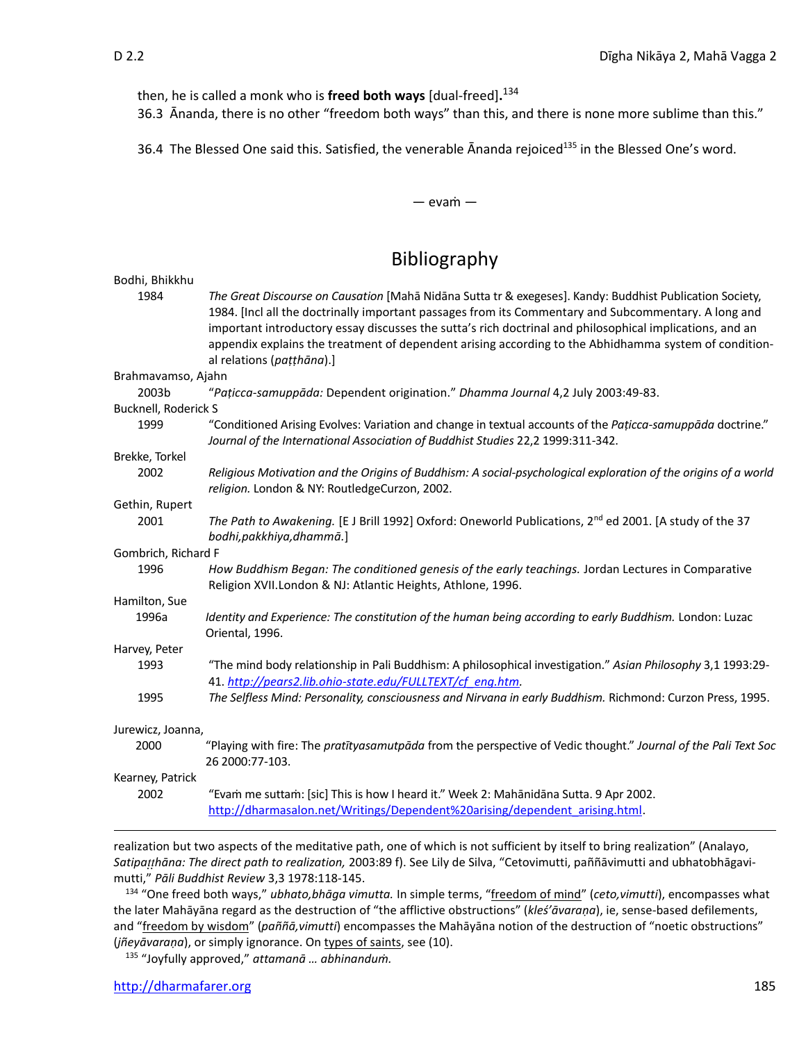then, he is called a monk who is **freed both ways** [dual-freed].[134]

36.3 Ānanda, there is no other "freedom both ways" than this, and there is none more sublime than this."

36.4 The Blessed One said this. Satisfied, the venerable Ānanda rejoiced[135] in the Blessed One's word.

— evaṁ —

## Bibliography

Bodhi, Bhikkhu

1984 — *The Great Discourse on Causation* [Mahā Nidāna Sutta tr & exegeses]. Kandy: Buddhist Publication Society, 1984. [Incl all the doctrinally important passages from its Commentary and Subcommentary. A long and important introductory essay discusses the sutta's rich doctrinal and philosophical implications, and an appendix explains the treatment of dependent arising according to the Abhidhamma system of conditional relations (*paṭṭhāna*).]

Brahmavamso, Ajahn

2003b — "*Paṭicca-samuppāda:* Dependent origination." *Dhamma Journal* 4,2 July 2003:49-83.

Bucknell, Roderick S

1999 — "Conditioned Arising Evolves: Variation and change in textual accounts of the *Paṭicca-samuppāda* doctrine." *Journal of the International Association of Buddhist Studies* 22,2 1999:311-342.

Brekke, Torkel

2002 — *Religious Motivation and the Origins of Buddhism: A social-psychological exploration of the origins of a world religion.* London & NY: RoutledgeCurzon, 2002.

Gethin, Rupert

2001 — *The Path to Awakening.* [E J Brill 1992] Oxford: Oneworld Publications, 2nd ed 2001. [A study of the 37 *bodhi,pakkhiya,dhammā.*]

Gombrich, Richard F

1996 — *How Buddhism Began: The conditioned genesis of the early teachings.* Jordan Lectures in Comparative Religion XVII.London & NJ: Atlantic Heights, Athlone, 1996.

Hamilton, Sue

1996a — *Identity and Experience: The constitution of the human being according to early Buddhism.* London: Luzac Oriental, 1996.

Harvey, Peter

1993 — "The mind body relationship in Pali Buddhism: A philosophical investigation." *Asian Philosophy* 3,1 1993:29-41. *http://pears2.lib.ohio-state.edu/FULLTEXT/cf_eng.htm.*

1995 — *The Selfless Mind: Personality, consciousness and Nirvana in early Buddhism.* Richmond: Curzon Press, 1995.

Jurewicz, Joanna,

2000 — "Playing with fire: The *pratītyasamutpāda* from the perspective of Vedic thought." *Journal of the Pali Text Soc* 26 2000:77-103.

Kearney, Patrick

2002 — "Evaṁ me suttaṁ: [sic] This is how I heard it." Week 2: Mahānidāna Sutta. 9 Apr 2002. http://dharmasalon.net/Writings/Dependent%20arising/dependent_arising.html.

---

realization but two aspects of the meditative path, one of which is not sufficient by itself to bring realization" (Analayo, *Satipaṭṭhāna: The direct path to realization,* 2003:89 f). See Lily de Silva, "Cetovimutti, paññāvimutti and ubhatobhāgavimutti," *Pāli Buddhist Review* 3,3 1978:118-145.

[134] "One freed both ways," *ubhato,bhāga vimutta.* In simple terms, "freedom of mind" (*ceto,vimutti*), encompasses what the later Mahāyāna regard as the destruction of "the afflictive obstructions" (*kleś'āvaraṇa*), ie, sense-based defilements, and "freedom by wisdom" (*paññā,vimutti*) encompasses the Mahāyāna notion of the destruction of "noetic obstructions" (*jñeyāvaraṇa*), or simply ignorance. On types of saints, see (10).

[135] "Joyfully approved," *attamanā … abhinanduṁ.*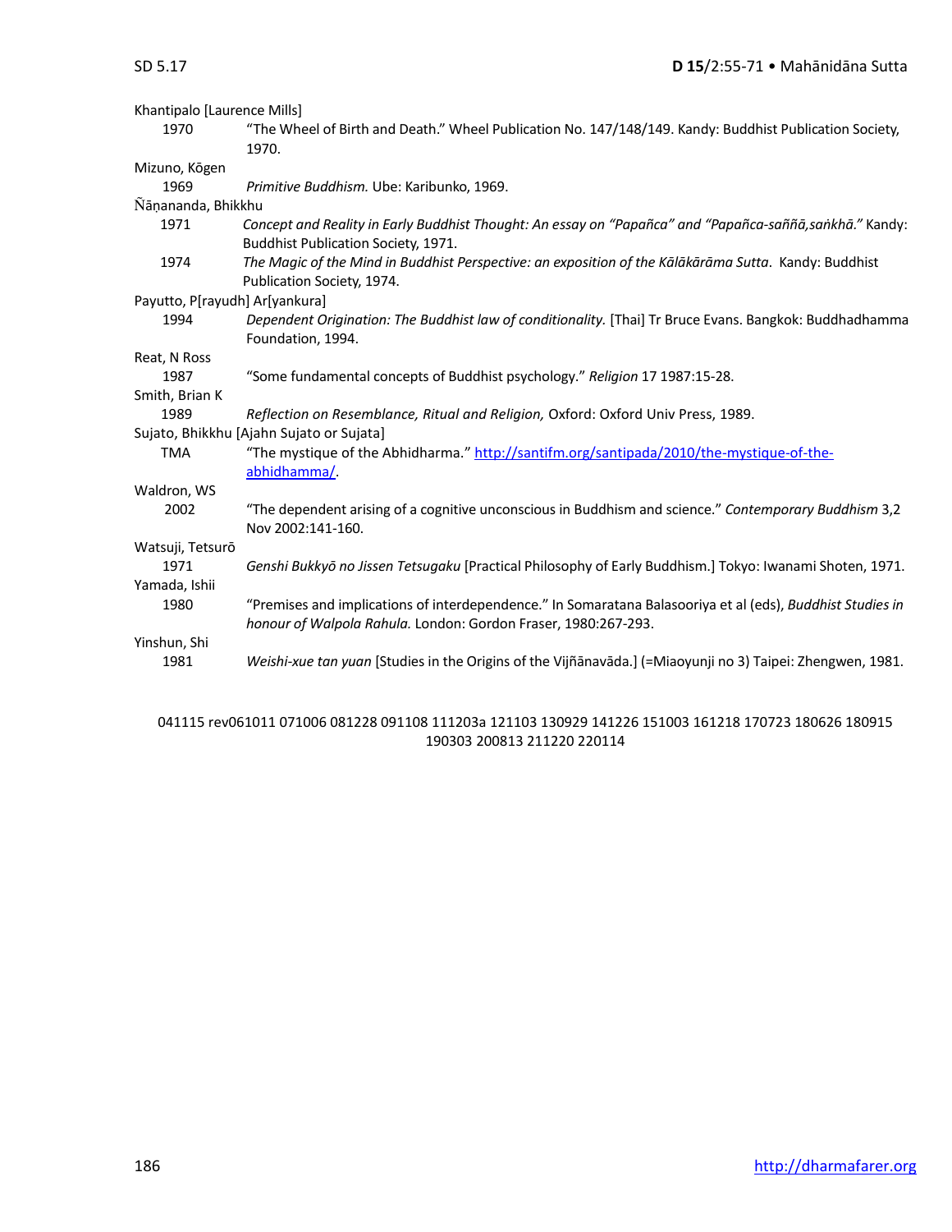Khantipalo [Laurence Mills]

1970 “The Wheel of Birth and Death.” Wheel Publication No. 147/148/149. Kandy: Buddhist Publication Society, 1970.

Mizuno, Kōgen

1969 *Primitive Buddhism.* Ube: Karibunko, 1969.

Ñāṇananda, Bhikkhu

1971 *Concept and Reality in Early Buddhist Thought: An essay on “Papañca” and “Papañca-saññā,saṅkhā.”* Kandy: Buddhist Publication Society, 1971.

1974 *The Magic of the Mind in Buddhist Perspective: an exposition of the Kālākārāma Sutta.* Kandy: Buddhist Publication Society, 1974.

Payutto, P[rayudh] Ar[yankura]

1994 *Dependent Origination: The Buddhist law of conditionality.* [Thai] Tr Bruce Evans. Bangkok: Buddhadhamma Foundation, 1994.

Reat, N Ross

1987 “Some fundamental concepts of Buddhist psychology.” *Religion* 17 1987:15-28.

Smith, Brian K

1989 *Reflection on Resemblance, Ritual and Religion,* Oxford: Oxford Univ Press, 1989.

Sujato, Bhikkhu [Ajahn Sujato or Sujata]

TMA “The mystique of the Abhidharma.” http://santifm.org/santipada/2010/the-mystique-of-the-abhidhamma/.

Waldron, WS

2002 “The dependent arising of a cognitive unconscious in Buddhism and science.” *Contemporary Buddhism* 3,2 Nov 2002:141-160.

Watsuji, Tetsurō

1971 *Genshi Bukkyō no Jissen Tetsugaku* [Practical Philosophy of Early Buddhism.] Tokyo: Iwanami Shoten, 1971.

Yamada, Ishii

1980 “Premises and implications of interdependence.” In Somaratana Balasooriya et al (eds), *Buddhist Studies in honour of Walpola Rahula.* London: Gordon Fraser, 1980:267-293.

Yinshun, Shi

1981 *Weishi-xue tan yuan* [Studies in the Origins of the Vijñānavāda.] (=Miaoyunji no 3) Taipei: Zhengwen, 1981.

041115 rev061011 071006 081228 091108 111203a 121103 130929 141226 151003 161218 170723 180626 180915 190303 200813 211220 220114